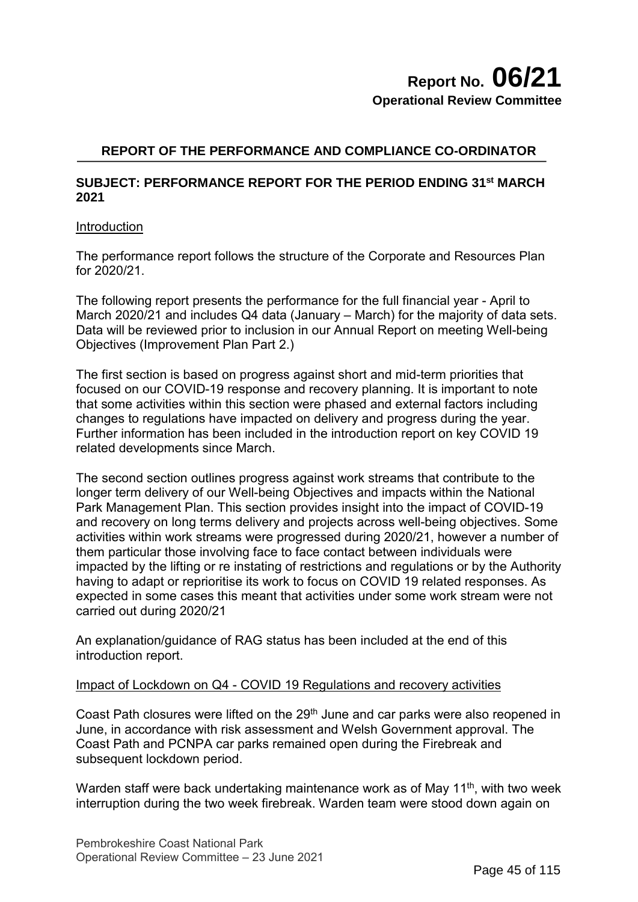# Report No. 06/21

**Operational Review Committee**

## REPORT OF THE PERFORMANCE AND COMPLIANCE CO-ORDINATOR

**SUBJECT: PERFORMANCE REPORT FOR THE PERIOD ENDING 31st MARCH 2021**

Introduction

The performance report follows the structure of the Corporate and Resources Plan for 2020/21.

The following report presents the performance for the full financial year - April to March 2020/21 and includes Q4 data (January – March) for the majority of data sets. Data will be reviewed prior to inclusion in our Annual Report on meeting Well-being Objectives (Improvement Plan Part 2.)

The first section is based on progress against short and mid-term priorities that focused on our COVID-19 response and recovery planning. It is important to note that some activities within this section were phased and external factors including changes to regulations have impacted on delivery and progress during the year. Further information has been included in the introduction report on key COVID 19 related developments since March.

The second section outlines progress against work streams that contribute to the longer term delivery of our Well-being Objectives and impacts within the National Park Management Plan. This section provides insight into the impact of COVID-19 and recovery on long terms delivery and projects across well-being objectives. Some activities within work streams were progressed during 2020/21, however a number of them particular those involving face to face contact between individuals were impacted by the lifting or re instating of restrictions and regulations or by the Authority having to adapt or reprioritise its work to focus on COVID 19 related responses. As expected in some cases this meant that activities under some work stream were not carried out during 2020/21

An explanation/guidance of RAG status has been included at the end of this introduction report.

Impact of Lockdown on Q4 - COVID 19 Regulations and recovery activities

Coast Path closures were lifted on the 29th June and car parks were also reopened in June, in accordance with risk assessment and Welsh Government approval. The Coast Path and PCNPA car parks remained open during the Firebreak and subsequent lockdown period.

Warden staff were back undertaking maintenance work as of May 11th, with two week interruption during the two week firebreak. Warden team were stood down again on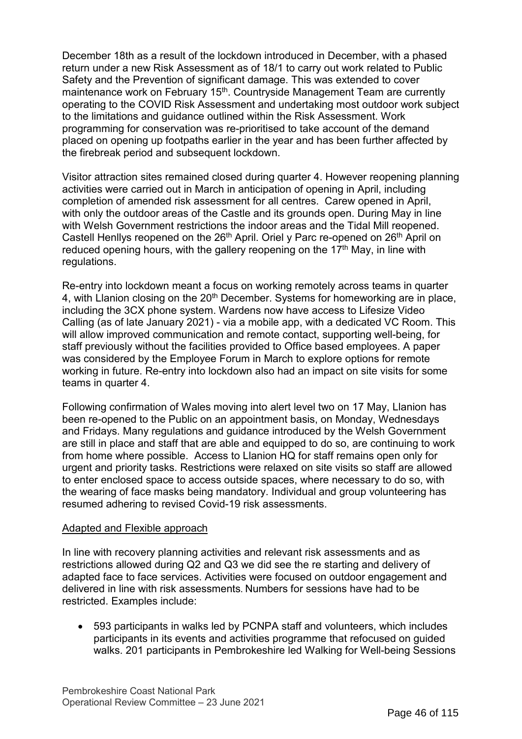December 18th as a result of the lockdown introduced in December, with a phased return under a new Risk Assessment as of 18/1 to carry out work related to Public Safety and the Prevention of significant damage. This was extended to cover maintenance work on February 15th. Countryside Management Team are currently operating to the COVID Risk Assessment and undertaking most outdoor work subject to the limitations and guidance outlined within the Risk Assessment. Work programming for conservation was re-prioritised to take account of the demand placed on opening up footpaths earlier in the year and has been further affected by the firebreak period and subsequent lockdown.

Visitor attraction sites remained closed during quarter 4. However reopening planning activities were carried out in March in anticipation of opening in April, including completion of amended risk assessment for all centres. Carew opened in April, with only the outdoor areas of the Castle and its grounds open. During May in line with Welsh Government restrictions the indoor areas and the Tidal Mill reopened. Castell Henllys reopened on the 26th April. Oriel y Parc re-opened on 26th April on reduced opening hours, with the gallery reopening on the 17th May, in line with regulations.

Re-entry into lockdown meant a focus on working remotely across teams in quarter 4, with Llanion closing on the 20th December. Systems for homeworking are in place, including the 3CX phone system. Wardens now have access to Lifesize Video Calling (as of late January 2021) - via a mobile app, with a dedicated VC Room. This will allow improved communication and remote contact, supporting well-being, for staff previously without the facilities provided to Office based employees. A paper was considered by the Employee Forum in March to explore options for remote working in future. Re-entry into lockdown also had an impact on site visits for some teams in quarter 4.

Following confirmation of Wales moving into alert level two on 17 May, Llanion has been re-opened to the Public on an appointment basis, on Monday, Wednesdays and Fridays. Many regulations and guidance introduced by the Welsh Government are still in place and staff that are able and equipped to do so, are continuing to work from home where possible. Access to Llanion HQ for staff remains open only for urgent and priority tasks. Restrictions were relaxed on site visits so staff are allowed to enter enclosed space to access outside spaces, where necessary to do so, with the wearing of face masks being mandatory. Individual and group volunteering has resumed adhering to revised Covid-19 risk assessments.

<u>Adapted and Flexible approach</u>

In line with recovery planning activities and relevant risk assessments and as restrictions allowed during Q2 and Q3 we did see the re starting and delivery of adapted face to face services. Activities were focused on outdoor engagement and delivered in line with risk assessments. Numbers for sessions have had to be restricted. Examples include:

- 593 participants in walks led by PCNPA staff and volunteers, which includes participants in its events and activities programme that refocused on guided walks. 201 participants in Pembrokeshire led Walking for Well-being Sessions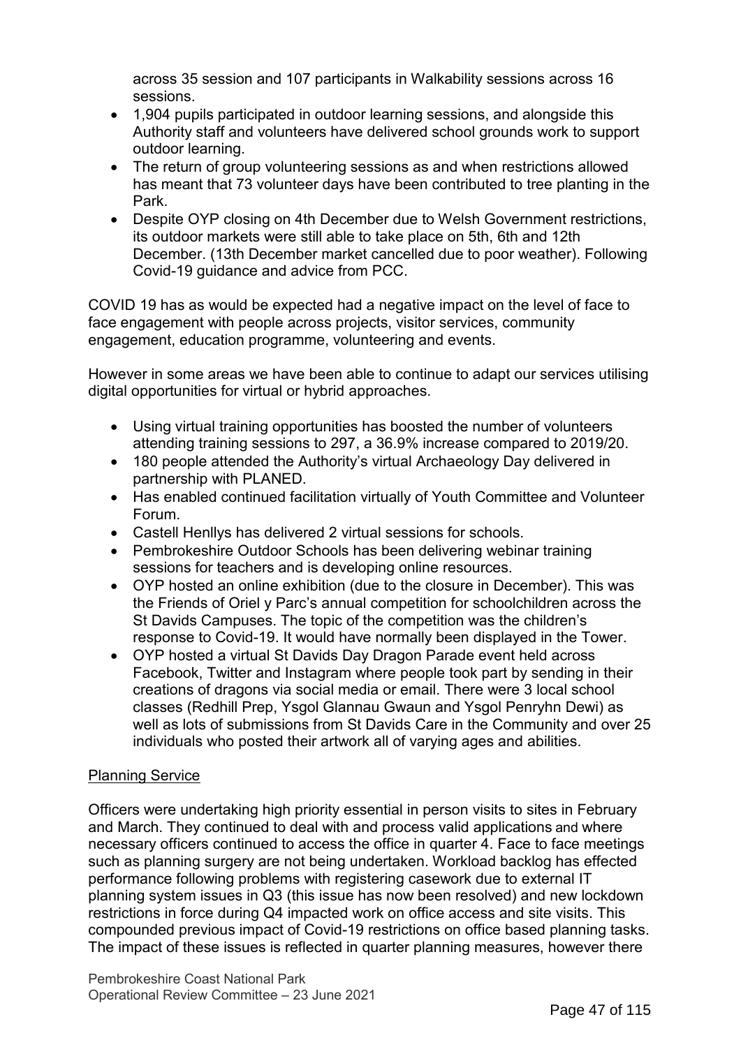across 35 session and 107 participants in Walkability sessions across 16 sessions.

- 1,904 pupils participated in outdoor learning sessions, and alongside this Authority staff and volunteers have delivered school grounds work to support outdoor learning.
- The return of group volunteering sessions as and when restrictions allowed has meant that 73 volunteer days have been contributed to tree planting in the Park.
- Despite OYP closing on 4th December due to Welsh Government restrictions, its outdoor markets were still able to take place on 5th, 6th and 12th December. (13th December market cancelled due to poor weather). Following Covid-19 guidance and advice from PCC.

COVID 19 has as would be expected had a negative impact on the level of face to face engagement with people across projects, visitor services, community engagement, education programme, volunteering and events.

However in some areas we have been able to continue to adapt our services utilising digital opportunities for virtual or hybrid approaches.

- Using virtual training opportunities has boosted the number of volunteers attending training sessions to 297, a 36.9% increase compared to 2019/20.
- 180 people attended the Authority's virtual Archaeology Day delivered in partnership with PLANED.
- Has enabled continued facilitation virtually of Youth Committee and Volunteer Forum.
- Castell Henllys has delivered 2 virtual sessions for schools.
- Pembrokeshire Outdoor Schools has been delivering webinar training sessions for teachers and is developing online resources.
- OYP hosted an online exhibition (due to the closure in December). This was the Friends of Oriel y Parc's annual competition for schoolchildren across the St Davids Campuses. The topic of the competition was the children's response to Covid-19. It would have normally been displayed in the Tower.
- OYP hosted a virtual St Davids Day Dragon Parade event held across Facebook, Twitter and Instagram where people took part by sending in their creations of dragons via social media or email. There were 3 local school classes (Redhill Prep, Ysgol Glannau Gwaun and Ysgol Penryhn Dewi) as well as lots of submissions from St Davids Care in the Community and over 25 individuals who posted their artwork all of varying ages and abilities.

<u>Planning Service</u>

Officers were undertaking high priority essential in person visits to sites in February and March. They continued to deal with and process valid applications and where necessary officers continued to access the office in quarter 4. Face to face meetings such as planning surgery are not being undertaken. Workload backlog has effected performance following problems with registering casework due to external IT planning system issues in Q3 (this issue has now been resolved) and new lockdown restrictions in force during Q4 impacted work on office access and site visits. This compounded previous impact of Covid-19 restrictions on office based planning tasks. The impact of these issues is reflected in quarter planning measures, however there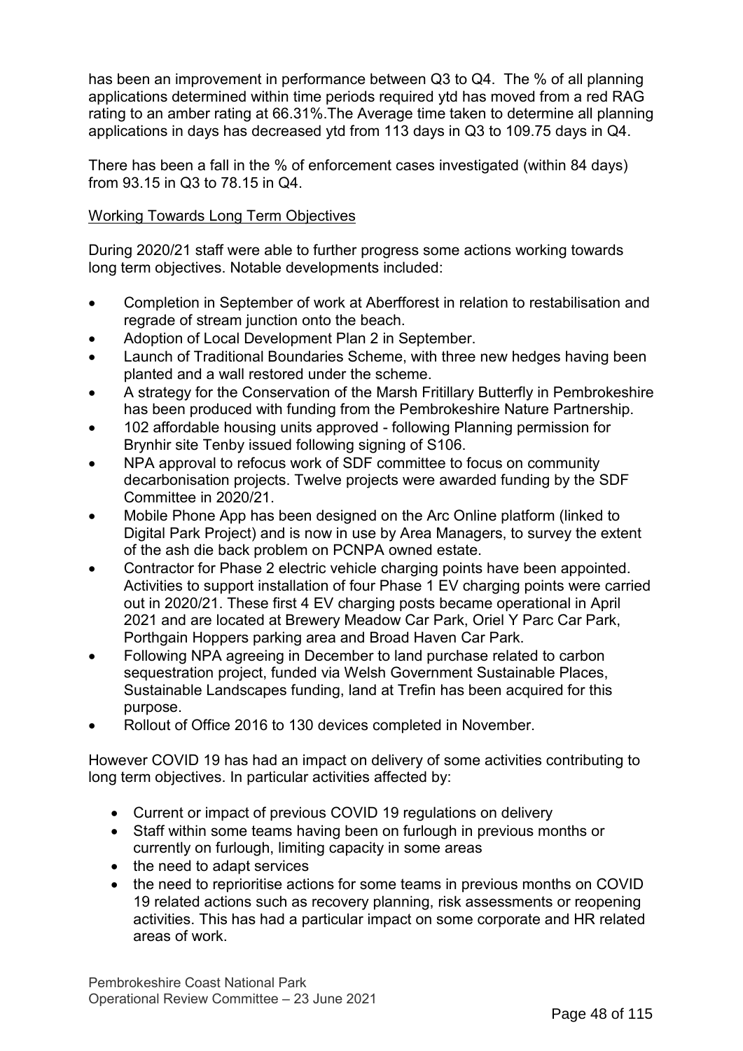has been an improvement in performance between Q3 to Q4. The % of all planning applications determined within time periods required ytd has moved from a red RAG rating to an amber rating at 66.31%.The Average time taken to determine all planning applications in days has decreased ytd from 113 days in Q3 to 109.75 days in Q4.

There has been a fall in the % of enforcement cases investigated (within 84 days) from 93.15 in Q3 to 78.15 in Q4.

Working Towards Long Term Objectives

During 2020/21 staff were able to further progress some actions working towards long term objectives. Notable developments included:

- Completion in September of work at Aberfforest in relation to restabilisation and regrade of stream junction onto the beach.
- Adoption of Local Development Plan 2 in September.
- Launch of Traditional Boundaries Scheme, with three new hedges having been planted and a wall restored under the scheme.
- A strategy for the Conservation of the Marsh Fritillary Butterfly in Pembrokeshire has been produced with funding from the Pembrokeshire Nature Partnership.
- 102 affordable housing units approved - following Planning permission for Brynhir site Tenby issued following signing of S106.
- NPA approval to refocus work of SDF committee to focus on community decarbonisation projects. Twelve projects were awarded funding by the SDF Committee in 2020/21.
- Mobile Phone App has been designed on the Arc Online platform (linked to Digital Park Project) and is now in use by Area Managers, to survey the extent of the ash die back problem on PCNPA owned estate.
- Contractor for Phase 2 electric vehicle charging points have been appointed. Activities to support installation of four Phase 1 EV charging points were carried out in 2020/21. These first 4 EV charging posts became operational in April 2021 and are located at Brewery Meadow Car Park, Oriel Y Parc Car Park, Porthgain Hoppers parking area and Broad Haven Car Park.
- Following NPA agreeing in December to land purchase related to carbon sequestration project, funded via Welsh Government Sustainable Places, Sustainable Landscapes funding, land at Trefin has been acquired for this purpose.
- Rollout of Office 2016 to 130 devices completed in November.

However COVID 19 has had an impact on delivery of some activities contributing to long term objectives. In particular activities affected by:

- Current or impact of previous COVID 19 regulations on delivery
- Staff within some teams having been on furlough in previous months or currently on furlough, limiting capacity in some areas
- the need to adapt services
- the need to reprioritise actions for some teams in previous months on COVID 19 related actions such as recovery planning, risk assessments or reopening activities. This has had a particular impact on some corporate and HR related areas of work.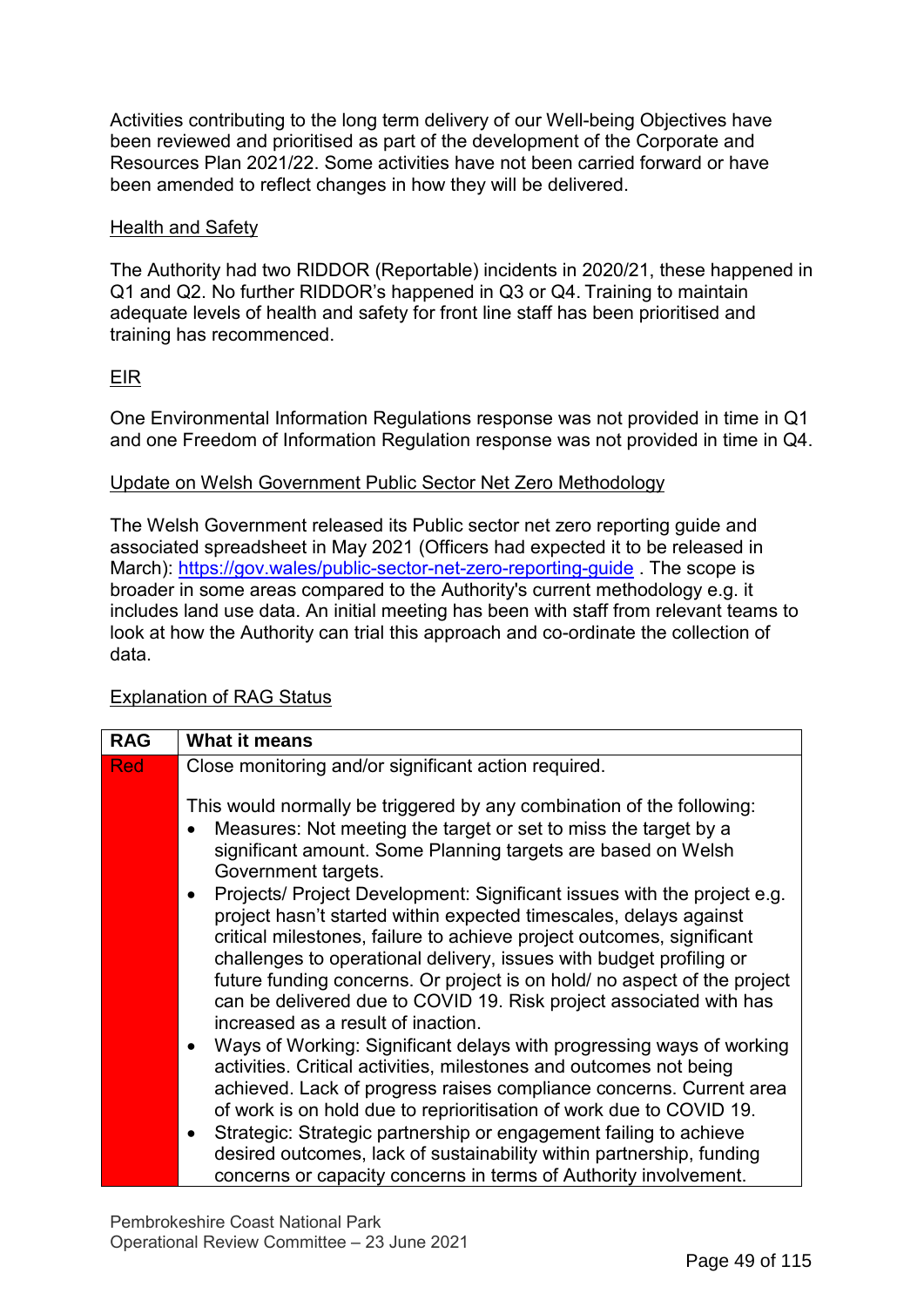Activities contributing to the long term delivery of our Well-being Objectives have been reviewed and prioritised as part of the development of the Corporate and Resources Plan 2021/22. Some activities have not been carried forward or have been amended to reflect changes in how they will be delivered.

Health and Safety

The Authority had two RIDDOR (Reportable) incidents in 2020/21, these happened in Q1 and Q2. No further RIDDOR's happened in Q3 or Q4. Training to maintain adequate levels of health and safety for front line staff has been prioritised and training has recommenced.

EIR

One Environmental Information Regulations response was not provided in time in Q1 and one Freedom of Information Regulation response was not provided in time in Q4.

Update on Welsh Government Public Sector Net Zero Methodology

The Welsh Government released its Public sector net zero reporting guide and associated spreadsheet in May 2021 (Officers had expected it to be released in March): [https://gov.wales/public-sector-net-zero-reporting-guide](https://gov.wales/public-sector-net-zero-reporting-guide) . The scope is broader in some areas compared to the Authority's current methodology e.g. it includes land use data. An initial meeting has been with staff from relevant teams to look at how the Authority can trial this approach and co-ordinate the collection of data.

Explanation of RAG Status

| RAG | What it means |
| --- | --- |
| Red | Close monitoring and/or significant action required.<br><br>This would normally be triggered by any combination of the following:<br>• Measures: Not meeting the target or set to miss the target by a significant amount. Some Planning targets are based on Welsh Government targets.<br>• Projects/ Project Development: Significant issues with the project e.g. project hasn't started within expected timescales, delays against critical milestones, failure to achieve project outcomes, significant challenges to operational delivery, issues with budget profiling or future funding concerns. Or project is on hold/ no aspect of the project can be delivered due to COVID 19. Risk project associated with has increased as a result of inaction.<br>• Ways of Working: Significant delays with progressing ways of working activities. Critical activities, milestones and outcomes not being achieved. Lack of progress raises compliance concerns. Current area of work is on hold due to reprioritisation of work due to COVID 19.<br>• Strategic: Strategic partnership or engagement failing to achieve desired outcomes, lack of sustainability within partnership, funding concerns or capacity concerns in terms of Authority involvement. |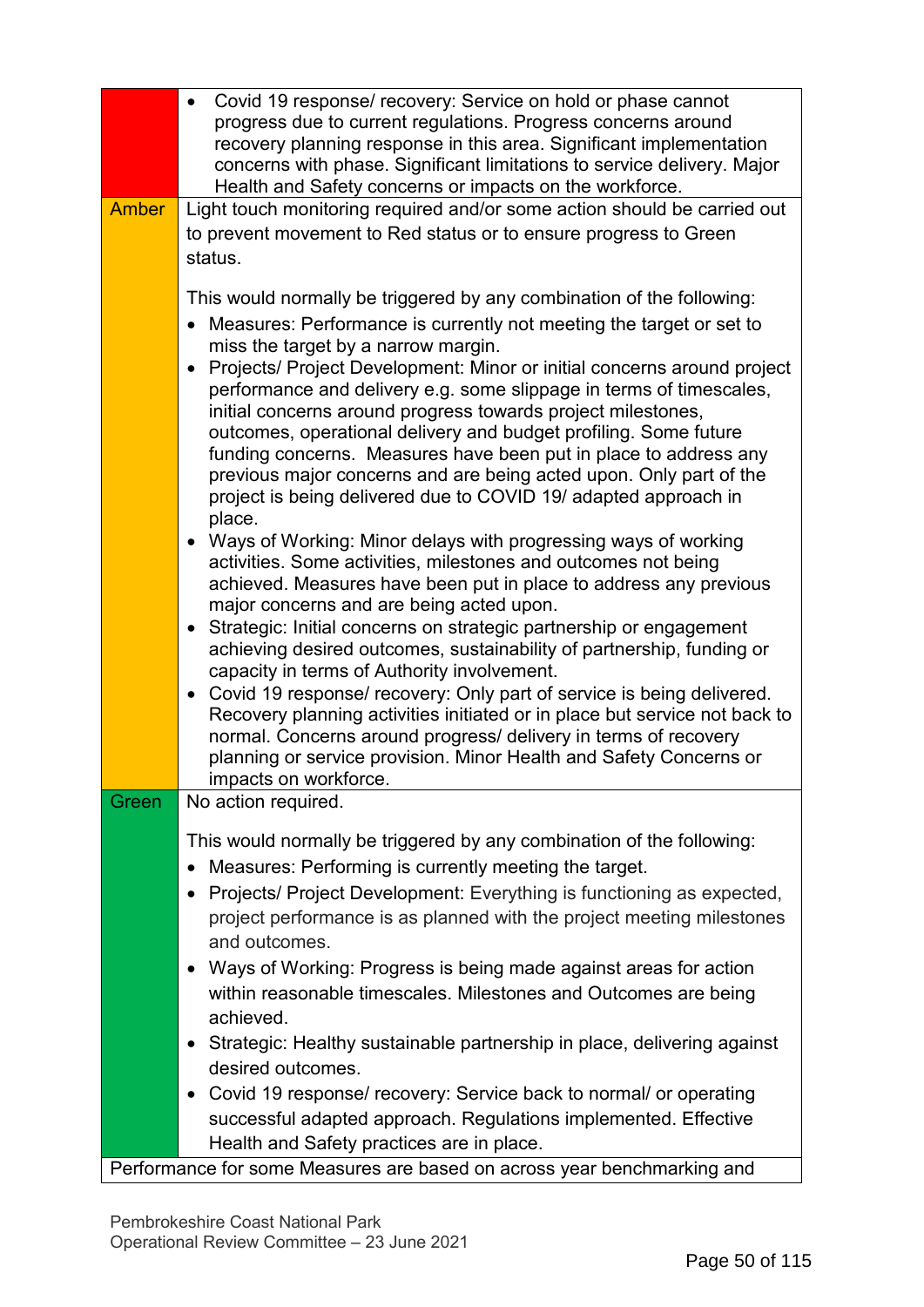| | |
|---|---|
| | • Covid 19 response/ recovery: Service on hold or phase cannot progress due to current regulations. Progress concerns around recovery planning response in this area. Significant implementation concerns with phase. Significant limitations to service delivery. Major Health and Safety concerns or impacts on the workforce. |
| Amber | Light touch monitoring required and/or some action should be carried out to prevent movement to Red status or to ensure progress to Green status.<br><br>This would normally be triggered by any combination of the following:<br>• Measures: Performance is currently not meeting the target or set to miss the target by a narrow margin.<br>• Projects/ Project Development: Minor or initial concerns around project performance and delivery e.g. some slippage in terms of timescales, initial concerns around progress towards project milestones, outcomes, operational delivery and budget profiling. Some future funding concerns. Measures have been put in place to address any previous major concerns and are being acted upon. Only part of the project is being delivered due to COVID 19/ adapted approach in place.<br>• Ways of Working: Minor delays with progressing ways of working activities. Some activities, milestones and outcomes not being achieved. Measures have been put in place to address any previous major concerns and are being acted upon.<br>• Strategic: Initial concerns on strategic partnership or engagement achieving desired outcomes, sustainability of partnership, funding or capacity in terms of Authority involvement.<br>• Covid 19 response/ recovery: Only part of service is being delivered. Recovery planning activities initiated or in place but service not back to normal. Concerns around progress/ delivery in terms of recovery planning or service provision. Minor Health and Safety Concerns or impacts on workforce. |
| Green | No action required.<br><br>This would normally be triggered by any combination of the following:<br>• Measures: Performing is currently meeting the target.<br>• Projects/ Project Development: Everything is functioning as expected, project performance is as planned with the project meeting milestones and outcomes.<br>• Ways of Working: Progress is being made against areas for action within reasonable timescales. Milestones and Outcomes are being achieved.<br>• Strategic: Healthy sustainable partnership in place, delivering against desired outcomes.<br>• Covid 19 response/ recovery: Service back to normal/ or operating successful adapted approach. Regulations implemented. Effective Health and Safety practices are in place. |
| Performance for some Measures are based on across year benchmarking and | |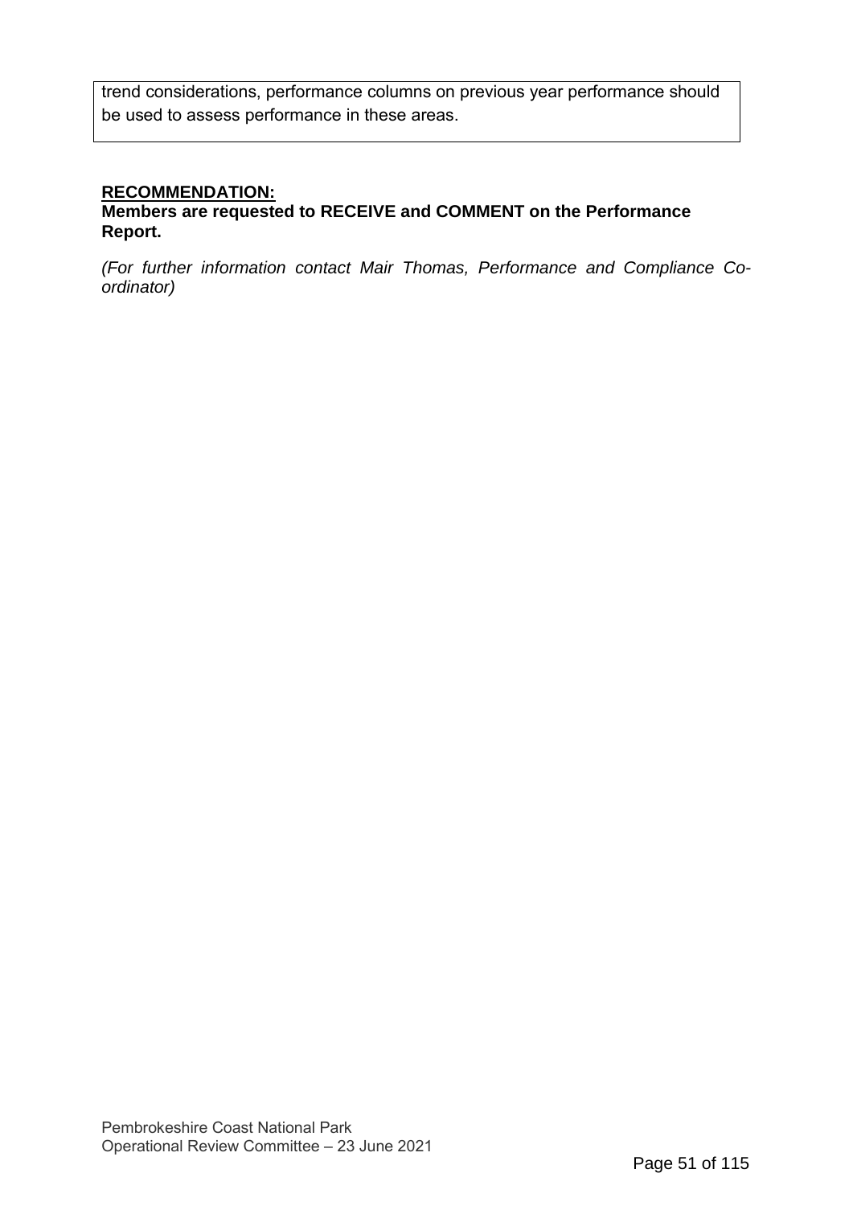trend considerations, performance columns on previous year performance should be used to assess performance in these areas.

**RECOMMENDATION:**

**Members are requested to RECEIVE and COMMENT on the Performance Report.**

*(For further information contact Mair Thomas, Performance and Compliance Co-ordinator)*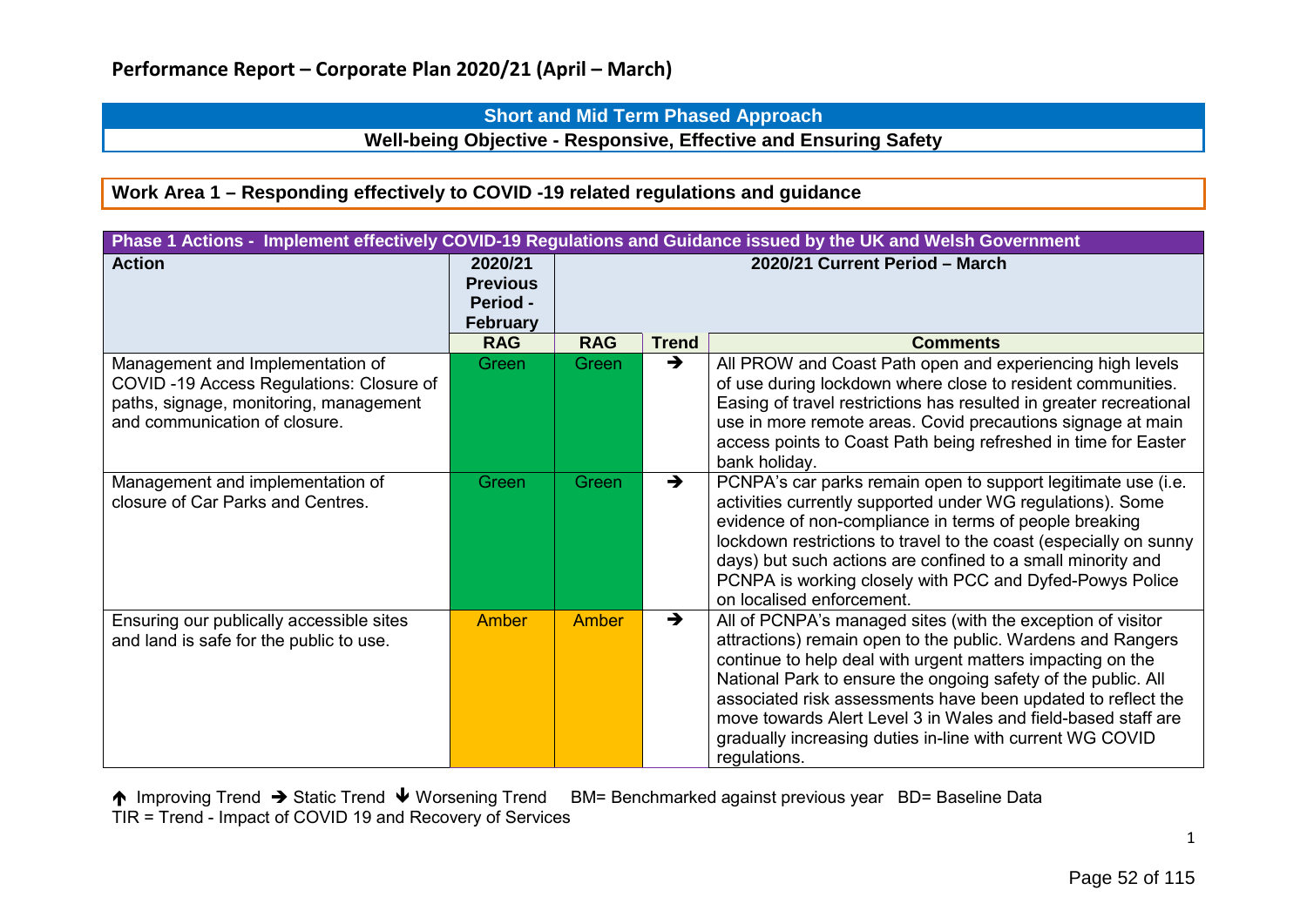## Performance Report – Corporate Plan 2020/21 (April – March)

**Short and Mid Term Phased Approach**

**Well-being Objective - Responsive, Effective and Ensuring Safety**

### Work Area 1 – Responding effectively to COVID -19 related regulations and guidance

| Phase 1 Actions - Implement effectively COVID-19 Regulations and Guidance issued by the UK and Welsh Government | | | | |
|---|---|---|---|---|
| **Action** | **2020/21 Previous Period - February** | **2020/21 Current Period – March** | | |
| | **RAG** | **RAG** | **Trend** | **Comments** |
| Management and Implementation of COVID -19 Access Regulations: Closure of paths, signage, monitoring, management and communication of closure. | Green | Green | → | All PROW and Coast Path open and experiencing high levels of use during lockdown where close to resident communities. Easing of travel restrictions has resulted in greater recreational use in more remote areas. Covid precautions signage at main access points to Coast Path being refreshed in time for Easter bank holiday. |
| Management and implementation of closure of Car Parks and Centres. | Green | Green | → | PCNPA's car parks remain open to support legitimate use (i.e. activities currently supported under WG regulations). Some evidence of non-compliance in terms of people breaking lockdown restrictions to travel to the coast (especially on sunny days) but such actions are confined to a small minority and PCNPA is working closely with PCC and Dyfed-Powys Police on localised enforcement. |
| Ensuring our publically accessible sites and land is safe for the public to use. | Amber | Amber | → | All of PCNPA's managed sites (with the exception of visitor attractions) remain open to the public. Wardens and Rangers continue to help deal with urgent matters impacting on the National Park to ensure the ongoing safety of the public. All associated risk assessments have been updated to reflect the move towards Alert Level 3 in Wales and field-based staff are gradually increasing duties in-line with current WG COVID regulations. |

↑ Improving Trend → Static Trend ↓ Worsening Trend BM= Benchmarked against previous year BD= Baseline Data
TIR = Trend - Impact of COVID 19 and Recovery of Services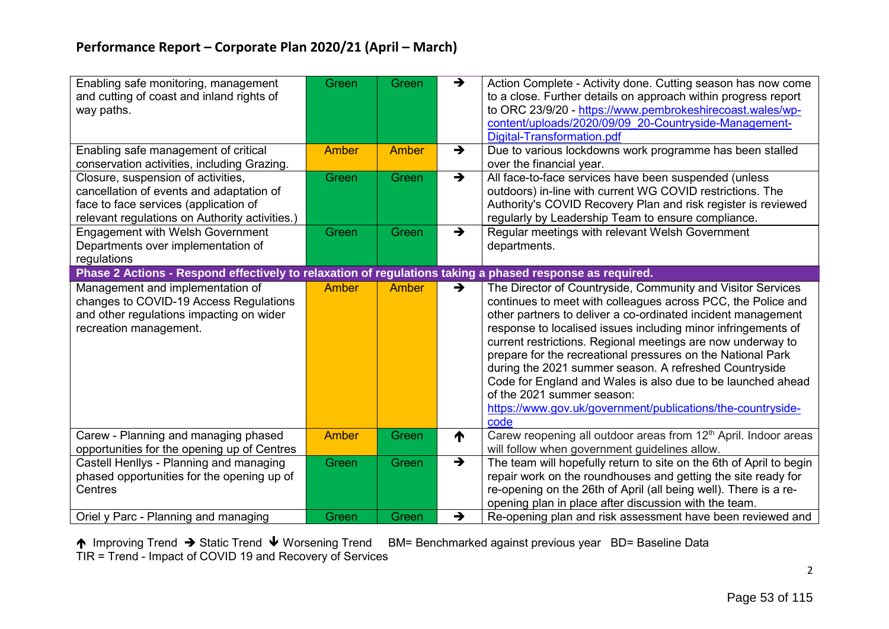## Performance Report – Corporate Plan 2020/21 (April – March)

| | | | | |
|---|---|---|---|---|
| Enabling safe monitoring, management and cutting of coast and inland rights of way paths. | Green | Green | → | Action Complete - Activity done. Cutting season has now come to a close. Further details on approach within progress report to ORC 23/9/20 - https://www.pembrokeshirecoast.wales/wp-content/uploads/2020/09/09_20-Countryside-Management-Digital-Transformation.pdf |
| Enabling safe management of critical conservation activities, including Grazing. | Amber | Amber | → | Due to various lockdowns work programme has been stalled over the financial year. |
| Closure, suspension of activities, cancellation of events and adaptation of face to face services (application of relevant regulations on Authority activities.) | Green | Green | → | All face-to-face services have been suspended (unless outdoors) in-line with current WG COVID restrictions. The Authority's COVID Recovery Plan and risk register is reviewed regularly by Leadership Team to ensure compliance. |
| Engagement with Welsh Government Departments over implementation of regulations | Green | Green | → | Regular meetings with relevant Welsh Government departments. |
| **Phase 2 Actions - Respond effectively to relaxation of regulations taking a phased response as required.** | | | | |
| Management and implementation of changes to COVID-19 Access Regulations and other regulations impacting on wider recreation management. | Amber | Amber | → | The Director of Countryside, Community and Visitor Services continues to meet with colleagues across PCC, the Police and other partners to deliver a co-ordinated incident management response to localised issues including minor infringements of current restrictions. Regional meetings are now underway to prepare for the recreational pressures on the National Park during the 2021 summer season. A refreshed Countryside Code for England and Wales is also due to be launched ahead of the 2021 summer season: https://www.gov.uk/government/publications/the-countryside-code |
| Carew - Planning and managing phased opportunities for the opening up of Centres | Amber | Green | ↑ | Carew reopening all outdoor areas from 12th April. Indoor areas will follow when government guidelines allow. |
| Castell Henllys - Planning and managing phased opportunities for the opening up of Centres | Green | Green | → | The team will hopefully return to site on the 6th of April to begin repair work on the roundhouses and getting the site ready for re-opening on the 26th of April (all being well). There is a re-opening plan in place after discussion with the team. |
| Oriel y Parc - Planning and managing | Green | Green | → | Re-opening plan and risk assessment have been reviewed and |

↑ Improving Trend → Static Trend ↓ Worsening Trend BM= Benchmarked against previous year BD= Baseline Data
TIR = Trend - Impact of COVID 19 and Recovery of Services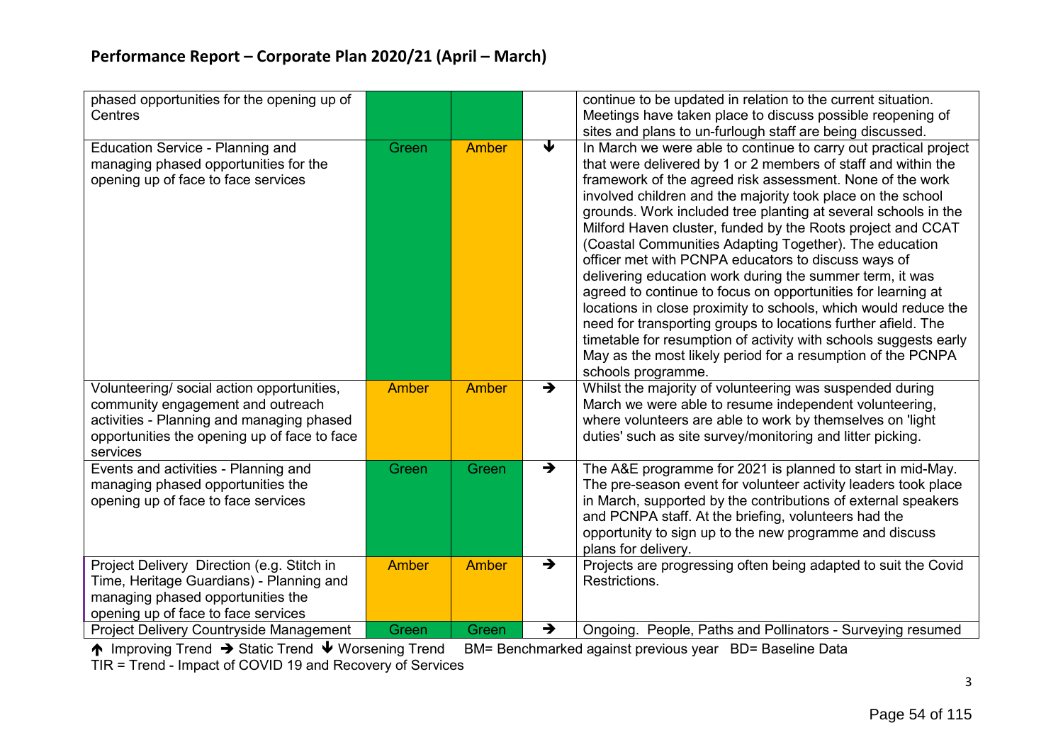## Performance Report – Corporate Plan 2020/21 (April – March)

| | | | | |
|---|---|---|---|---|
| phased opportunities for the opening up of Centres | | | | continue to be updated in relation to the current situation. Meetings have taken place to discuss possible reopening of sites and plans to un-furlough staff are being discussed. |
| Education Service - Planning and managing phased opportunities for the opening up of face to face services | Green | Amber | ↓ | In March we were able to continue to carry out practical project that were delivered by 1 or 2 members of staff and within the framework of the agreed risk assessment. None of the work involved children and the majority took place on the school grounds. Work included tree planting at several schools in the Milford Haven cluster, funded by the Roots project and CCAT (Coastal Communities Adapting Together). The education officer met with PCNPA educators to discuss ways of delivering education work during the summer term, it was agreed to continue to focus on opportunities for learning at locations in close proximity to schools, which would reduce the need for transporting groups to locations further afield. The timetable for resumption of activity with schools suggests early May as the most likely period for a resumption of the PCNPA schools programme. |
| Volunteering/ social action opportunities, community engagement and outreach activities - Planning and managing phased opportunities the opening up of face to face services | Amber | Amber | → | Whilst the majority of volunteering was suspended during March we were able to resume independent volunteering, where volunteers are able to work by themselves on 'light duties' such as site survey/monitoring and litter picking. |
| Events and activities - Planning and managing phased opportunities the opening up of face to face services | Green | Green | → | The A&E programme for 2021 is planned to start in mid-May. The pre-season event for volunteer activity leaders took place in March, supported by the contributions of external speakers and PCNPA staff. At the briefing, volunteers had the opportunity to sign up to the new programme and discuss plans for delivery. |
| Project Delivery Direction (e.g. Stitch in Time, Heritage Guardians) - Planning and managing phased opportunities the opening up of face to face services | Amber | Amber | → | Projects are progressing often being adapted to suit the Covid Restrictions. |
| Project Delivery Countryside Management | Green | Green | → | Ongoing. People, Paths and Pollinators - Surveying resumed |

↑ Improving Trend → Static Trend ↓ Worsening Trend BM= Benchmarked against previous year BD= Baseline Data
TIR = Trend - Impact of COVID 19 and Recovery of Services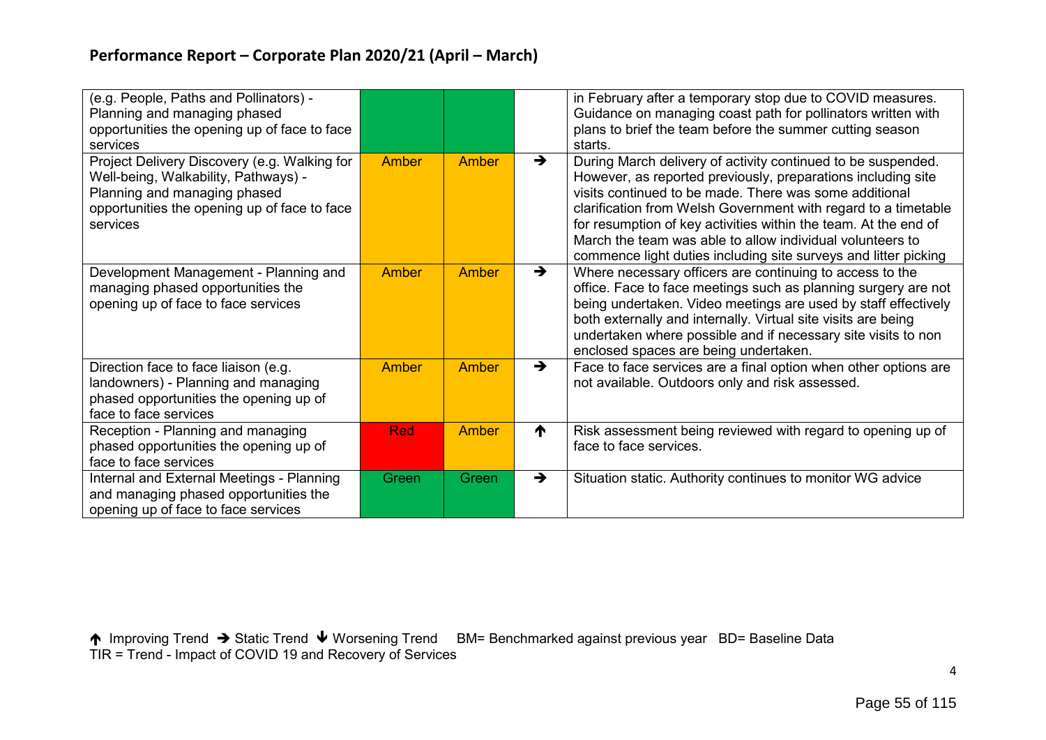## Performance Report – Corporate Plan 2020/21 (April – March)

| | | | | |
|---|---|---|---|---|
| (e.g. People, Paths and Pollinators) - Planning and managing phased opportunities the opening up of face to face services | | | | in February after a temporary stop due to COVID measures. Guidance on managing coast path for pollinators written with plans to brief the team before the summer cutting season starts. |
| Project Delivery Discovery (e.g. Walking for Well-being, Walkability, Pathways) - Planning and managing phased opportunities the opening up of face to face services | Amber | Amber | → | During March delivery of activity continued to be suspended. However, as reported previously, preparations including site visits continued to be made. There was some additional clarification from Welsh Government with regard to a timetable for resumption of key activities within the team. At the end of March the team was able to allow individual volunteers to commence light duties including site surveys and litter picking |
| Development Management - Planning and managing phased opportunities the opening up of face to face services | Amber | Amber | → | Where necessary officers are continuing to access to the office. Face to face meetings such as planning surgery are not being undertaken. Video meetings are used by staff effectively both externally and internally. Virtual site visits are being undertaken where possible and if necessary site visits to non enclosed spaces are being undertaken. |
| Direction face to face liaison (e.g. landowners) - Planning and managing phased opportunities the opening up of face to face services | Amber | Amber | → | Face to face services are a final option when other options are not available. Outdoors only and risk assessed. |
| Reception - Planning and managing phased opportunities the opening up of face to face services | Red | Amber | ↑ | Risk assessment being reviewed with regard to opening up of face to face services. |
| Internal and External Meetings - Planning and managing phased opportunities the opening up of face to face services | Green | Green | → | Situation static. Authority continues to monitor WG advice |

↑ Improving Trend → Static Trend ↓ Worsening Trend BM= Benchmarked against previous year BD= Baseline Data
TIR = Trend - Impact of COVID 19 and Recovery of Services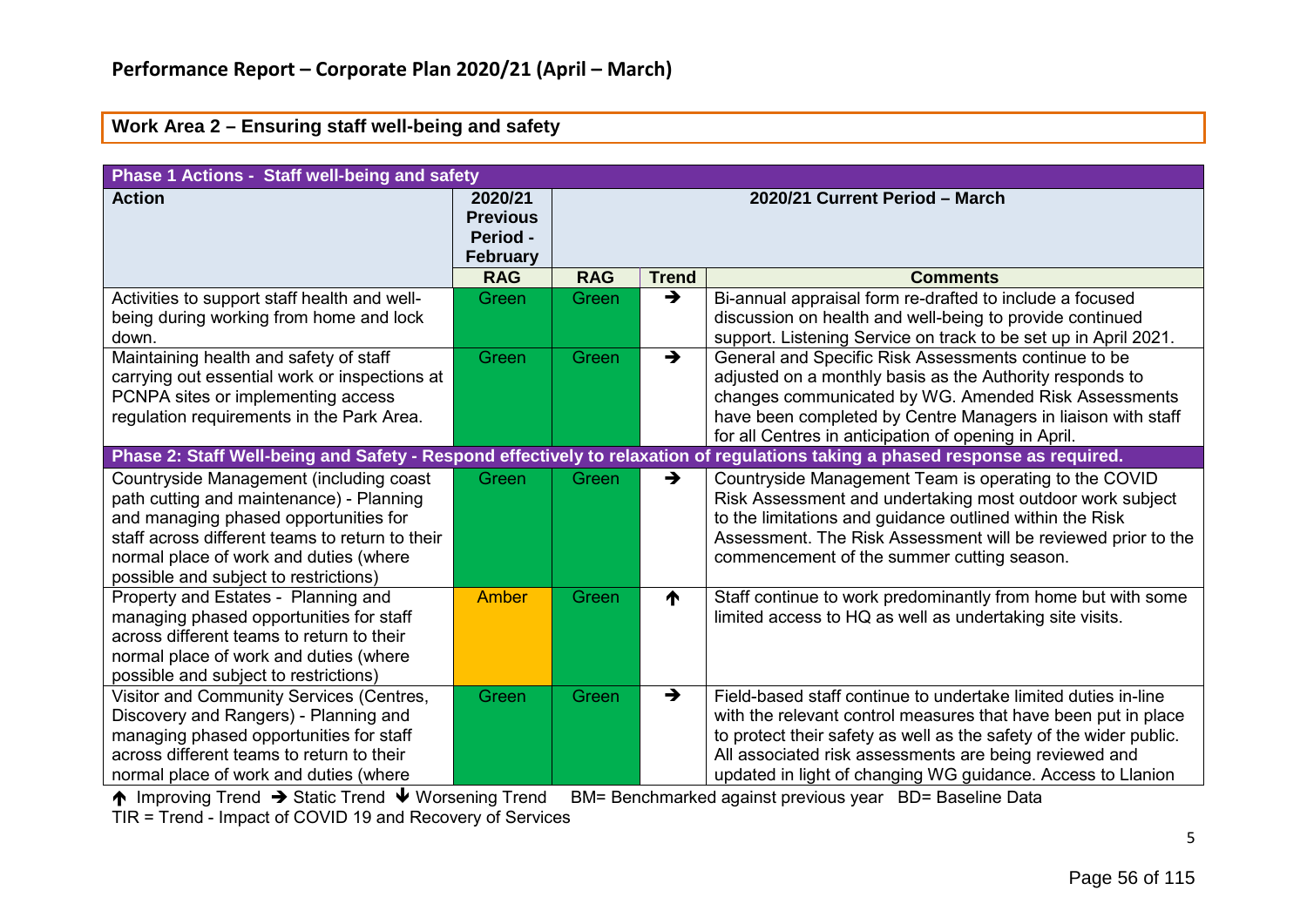## Performance Report – Corporate Plan 2020/21 (April – March)

### Work Area 2 – Ensuring staff well-being and safety

| Phase 1 Actions - Staff well-being and safety | | | | |
|---|---|---|---|---|
| **Action** | **2020/21 Previous Period - February** | **2020/21 Current Period – March** | | |
| | **RAG** | **RAG** | **Trend** | **Comments** |
| Activities to support staff health and well-being during working from home and lock down. | Green | Green | ➔ | Bi-annual appraisal form re-drafted to include a focused discussion on health and well-being to provide continued support. Listening Service on track to be set up in April 2021. |
| Maintaining health and safety of staff carrying out essential work or inspections at PCNPA sites or implementing access regulation requirements in the Park Area. | Green | Green | ➔ | General and Specific Risk Assessments continue to be adjusted on a monthly basis as the Authority responds to changes communicated by WG. Amended Risk Assessments have been completed by Centre Managers in liaison with staff for all Centres in anticipation of opening in April. |
| **Phase 2: Staff Well-being and Safety - Respond effectively to relaxation of regulations taking a phased response as required.** | | | | |
| Countryside Management (including coast path cutting and maintenance) - Planning and managing phased opportunities for staff across different teams to return to their normal place of work and duties (where possible and subject to restrictions) | Green | Green | ➔ | Countryside Management Team is operating to the COVID Risk Assessment and undertaking most outdoor work subject to the limitations and guidance outlined within the Risk Assessment. The Risk Assessment will be reviewed prior to the commencement of the summer cutting season. |
| Property and Estates - Planning and managing phased opportunities for staff across different teams to return to their normal place of work and duties (where possible and subject to restrictions) | Amber | Green | ↑ | Staff continue to work predominantly from home but with some limited access to HQ as well as undertaking site visits. |
| Visitor and Community Services (Centres, Discovery and Rangers) - Planning and managing phased opportunities for staff across different teams to return to their normal place of work and duties (where | Green | Green | ➔ | Field-based staff continue to undertake limited duties in-line with the relevant control measures that have been put in place to protect their safety as well as the safety of the wider public. All associated risk assessments are being reviewed and updated in light of changing WG guidance. Access to Llanion |

↑ Improving Trend ➔ Static Trend ↓ Worsening Trend BM= Benchmarked against previous year BD= Baseline Data
TIR = Trend - Impact of COVID 19 and Recovery of Services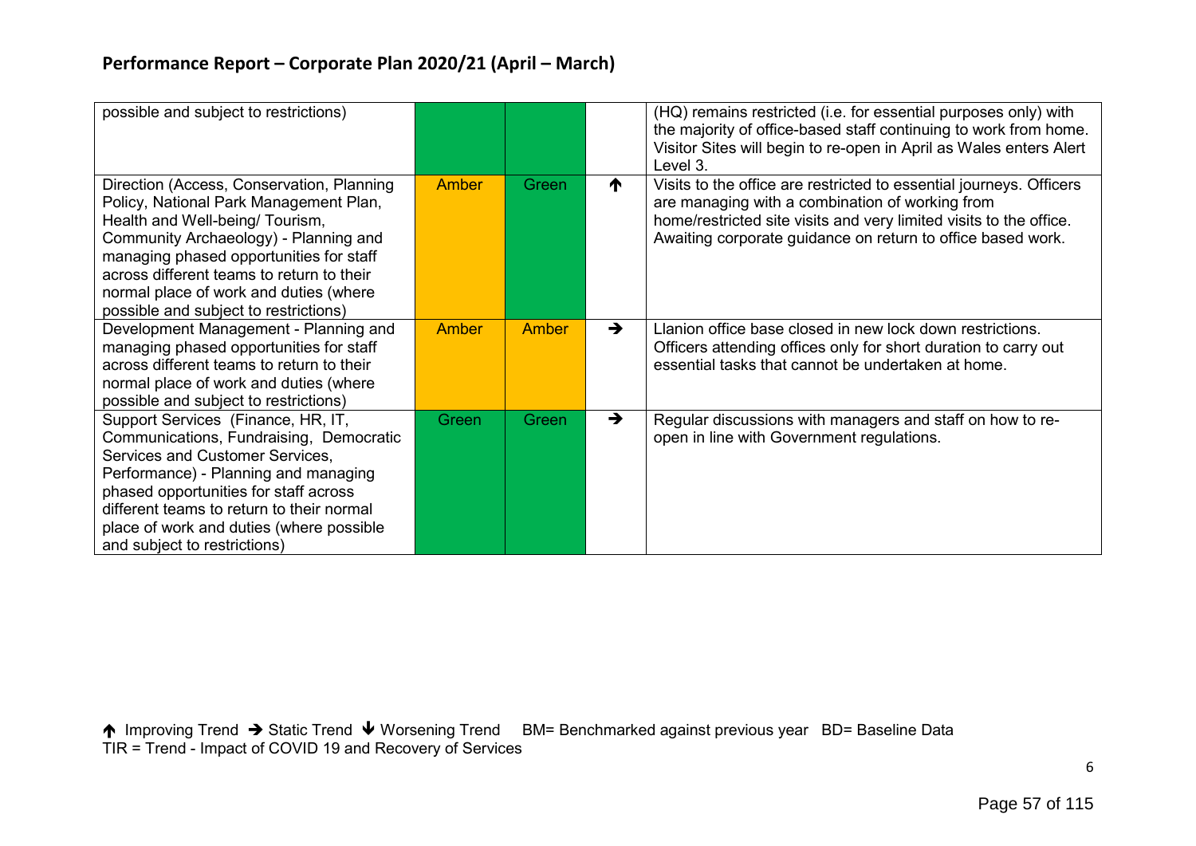## Performance Report – Corporate Plan 2020/21 (April – March)

| | | | | |
|---|---|---|---|---|
| possible and subject to restrictions) | | | | (HQ) remains restricted (i.e. for essential purposes only) with the majority of office-based staff continuing to work from home. Visitor Sites will begin to re-open in April as Wales enters Alert Level 3. |
| Direction (Access, Conservation, Planning Policy, National Park Management Plan, Health and Well-being/ Tourism, Community Archaeology) - Planning and managing phased opportunities for staff across different teams to return to their normal place of work and duties (where possible and subject to restrictions) | Amber | Green | ↑ | Visits to the office are restricted to essential journeys. Officers are managing with a combination of working from home/restricted site visits and very limited visits to the office. Awaiting corporate guidance on return to office based work. |
| Development Management - Planning and managing phased opportunities for staff across different teams to return to their normal place of work and duties (where possible and subject to restrictions) | Amber | Amber | → | Llanion office base closed in new lock down restrictions. Officers attending offices only for short duration to carry out essential tasks that cannot be undertaken at home. |
| Support Services (Finance, HR, IT, Communications, Fundraising, Democratic Services and Customer Services, Performance) - Planning and managing phased opportunities for staff across different teams to return to their normal place of work and duties (where possible and subject to restrictions) | Green | Green | → | Regular discussions with managers and staff on how to re-open in line with Government regulations. |

↑ Improving Trend → Static Trend ↓ Worsening Trend BM= Benchmarked against previous year BD= Baseline Data
TIR = Trend - Impact of COVID 19 and Recovery of Services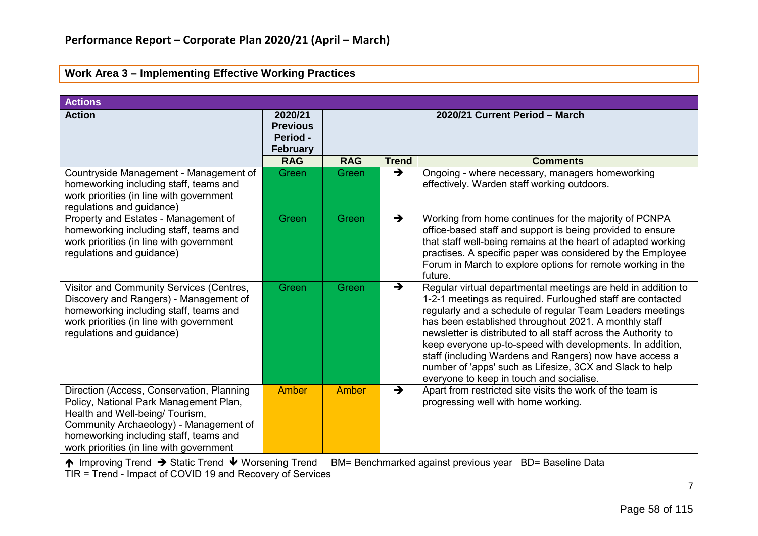## Performance Report – Corporate Plan 2020/21 (April – March)

### Work Area 3 – Implementing Effective Working Practices

| Actions | | | | |
|---|---|---|---|---|
| **Action** | **2020/21 Previous Period - February** | **2020/21 Current Period – March** | | |
| | **RAG** | **RAG** | **Trend** | **Comments** |
| Countryside Management - Management of homeworking including staff, teams and work priorities (in line with government regulations and guidance) | Green | Green | ➔ | Ongoing - where necessary, managers homeworking effectively. Warden staff working outdoors. |
| Property and Estates - Management of homeworking including staff, teams and work priorities (in line with government regulations and guidance) | Green | Green | ➔ | Working from home continues for the majority of PCNPA office-based staff and support is being provided to ensure that staff well-being remains at the heart of adapted working practises. A specific paper was considered by the Employee Forum in March to explore options for remote working in the future. |
| Visitor and Community Services (Centres, Discovery and Rangers) - Management of homeworking including staff, teams and work priorities (in line with government regulations and guidance) | Green | Green | ➔ | Regular virtual departmental meetings are held in addition to 1-2-1 meetings as required. Furloughed staff are contacted regularly and a schedule of regular Team Leaders meetings has been established throughout 2021. A monthly staff newsletter is distributed to all staff across the Authority to keep everyone up-to-speed with developments. In addition, staff (including Wardens and Rangers) now have access a number of 'apps' such as Lifesize, 3CX and Slack to help everyone to keep in touch and socialise. |
| Direction (Access, Conservation, Planning Policy, National Park Management Plan, Health and Well-being/ Tourism, Community Archaeology) - Management of homeworking including staff, teams and work priorities (in line with government | Amber | Amber | ➔ | Apart from restricted site visits the work of the team is progressing well with home working. |

🡑 Improving Trend ➔ Static Trend 🡓 Worsening Trend BM= Benchmarked against previous year BD= Baseline Data
TIR = Trend - Impact of COVID 19 and Recovery of Services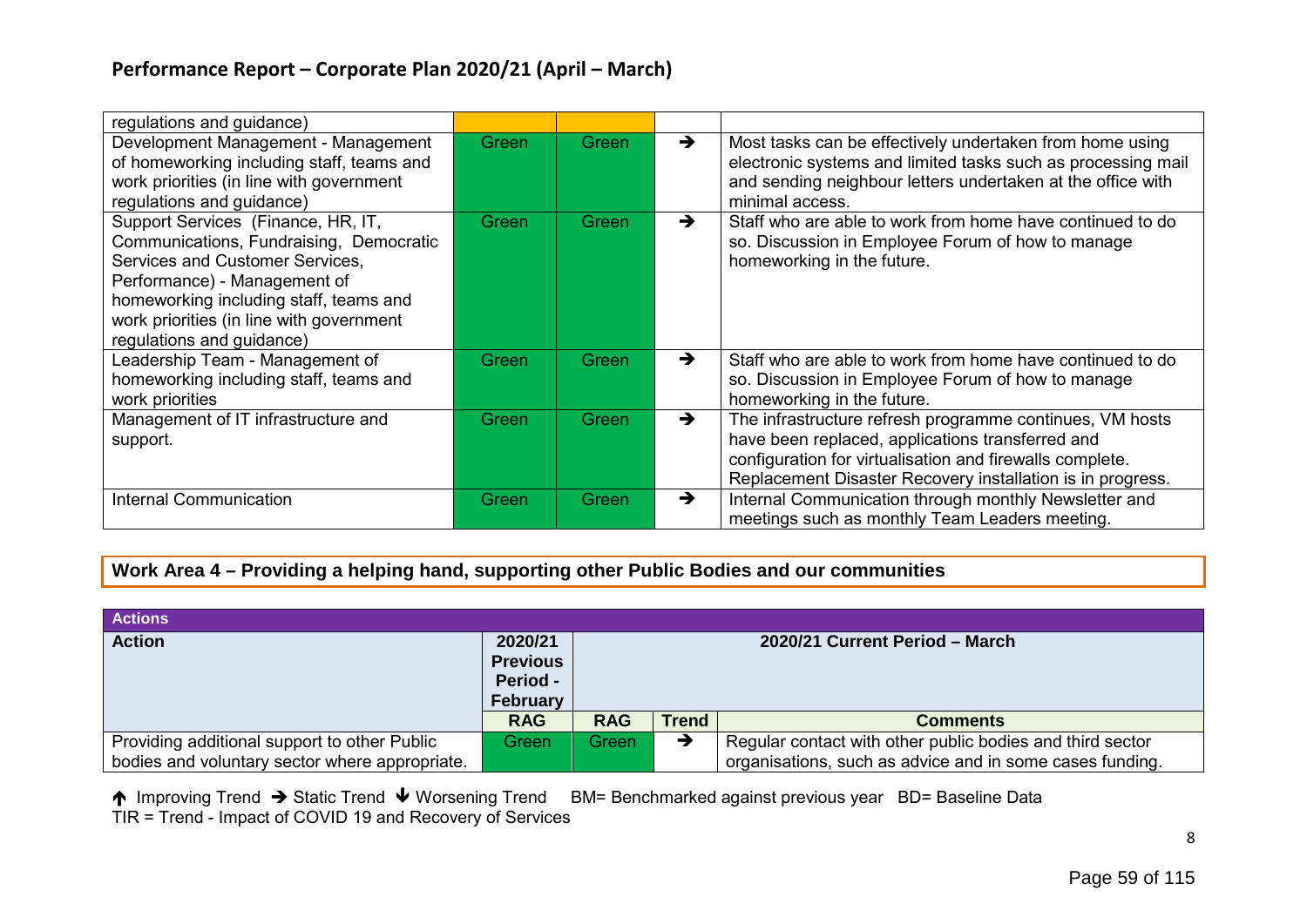## Performance Report – Corporate Plan 2020/21 (April – March)

| | | | | |
|---|---|---|---|---|
| regulations and guidance) | | | | |
| Development Management - Management of homeworking including staff, teams and work priorities (in line with government regulations and guidance) | Green | Green | → | Most tasks can be effectively undertaken from home using electronic systems and limited tasks such as processing mail and sending neighbour letters undertaken at the office with minimal access. |
| Support Services (Finance, HR, IT, Communications, Fundraising, Democratic Services and Customer Services, Performance) - Management of homeworking including staff, teams and work priorities (in line with government regulations and guidance) | Green | Green | → | Staff who are able to work from home have continued to do so. Discussion in Employee Forum of how to manage homeworking in the future. |
| Leadership Team - Management of homeworking including staff, teams and work priorities | Green | Green | → | Staff who are able to work from home have continued to do so. Discussion in Employee Forum of how to manage homeworking in the future. |
| Management of IT infrastructure and support. | Green | Green | → | The infrastructure refresh programme continues, VM hosts have been replaced, applications transferred and configuration for virtualisation and firewalls complete. Replacement Disaster Recovery installation is in progress. |
| Internal Communication | Green | Green | → | Internal Communication through monthly Newsletter and meetings such as monthly Team Leaders meeting. |

### Work Area 4 – Providing a helping hand, supporting other Public Bodies and our communities

**Actions**

| Action | 2020/21 Previous Period - February | 2020/21 Current Period – March | | |
|---|---|---|---|---|
| | RAG | RAG | Trend | Comments |
| Providing additional support to other Public bodies and voluntary sector where appropriate. | Green | Green | → | Regular contact with other public bodies and third sector organisations, such as advice and in some cases funding. |

↑ Improving Trend → Static Trend ↓ Worsening Trend BM= Benchmarked against previous year BD= Baseline Data
TIR = Trend - Impact of COVID 19 and Recovery of Services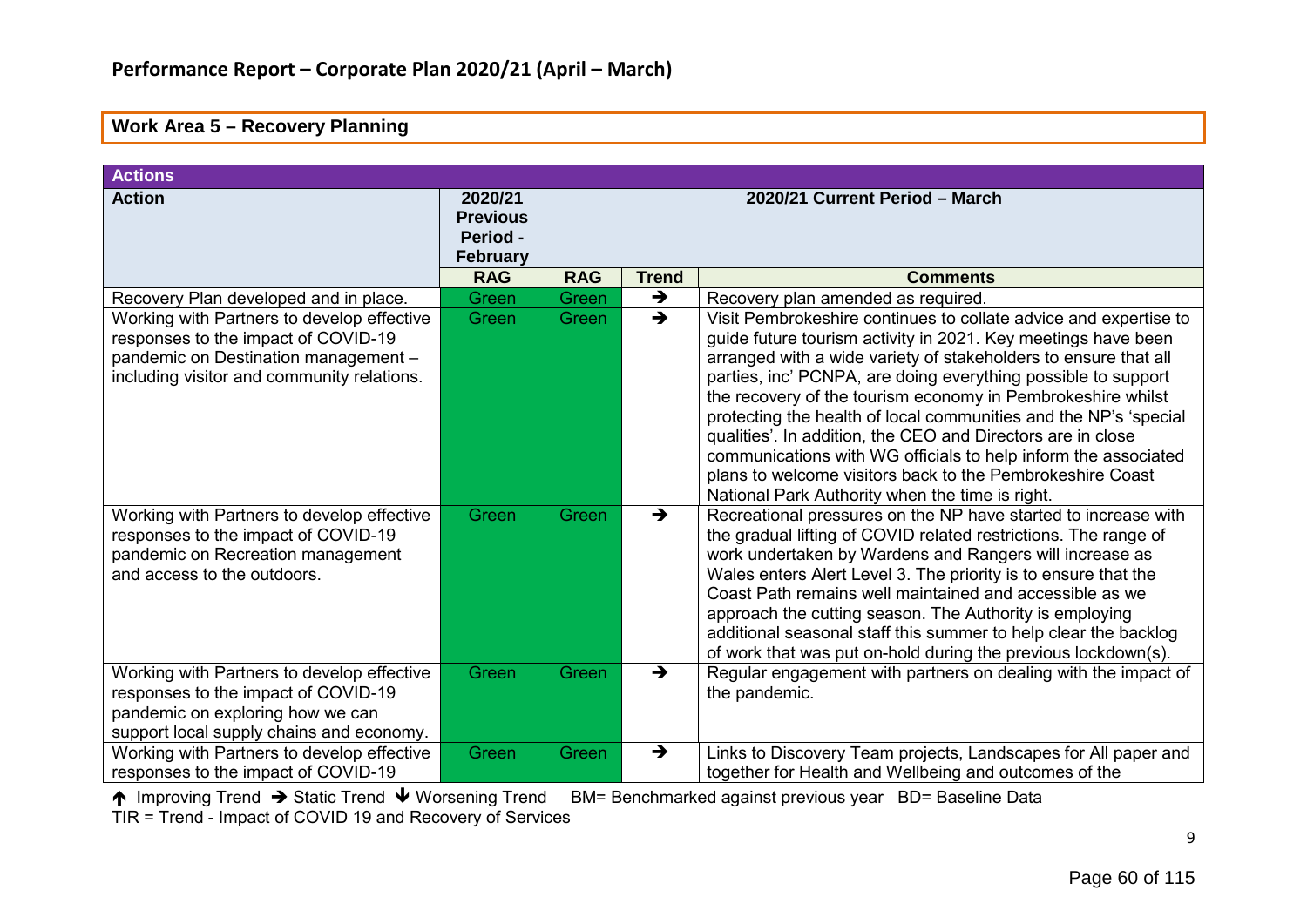## Performance Report – Corporate Plan 2020/21 (April – March)

### Work Area 5 – Recovery Planning

| Actions | | | | |
|---|---|---|---|---|
| **Action** | **2020/21 Previous Period - February** | **2020/21 Current Period – March** | | |
| | **RAG** | **RAG** | **Trend** | **Comments** |
| Recovery Plan developed and in place. | Green | Green | ➔ | Recovery plan amended as required. |
| Working with Partners to develop effective responses to the impact of COVID-19 pandemic on Destination management – including visitor and community relations. | Green | Green | ➔ | Visit Pembrokeshire continues to collate advice and expertise to guide future tourism activity in 2021. Key meetings have been arranged with a wide variety of stakeholders to ensure that all parties, inc' PCNPA, are doing everything possible to support the recovery of the tourism economy in Pembrokeshire whilst protecting the health of local communities and the NP's 'special qualities'. In addition, the CEO and Directors are in close communications with WG officials to help inform the associated plans to welcome visitors back to the Pembrokeshire Coast National Park Authority when the time is right. |
| Working with Partners to develop effective responses to the impact of COVID-19 pandemic on Recreation management and access to the outdoors. | Green | Green | ➔ | Recreational pressures on the NP have started to increase with the gradual lifting of COVID related restrictions. The range of work undertaken by Wardens and Rangers will increase as Wales enters Alert Level 3. The priority is to ensure that the Coast Path remains well maintained and accessible as we approach the cutting season. The Authority is employing additional seasonal staff this summer to help clear the backlog of work that was put on-hold during the previous lockdown(s). |
| Working with Partners to develop effective responses to the impact of COVID-19 pandemic on exploring how we can support local supply chains and economy. | Green | Green | ➔ | Regular engagement with partners on dealing with the impact of the pandemic. |
| Working with Partners to develop effective responses to the impact of COVID-19 | Green | Green | ➔ | Links to Discovery Team projects, Landscapes for All paper and together for Health and Wellbeing and outcomes of the |

🡩 Improving Trend ➔ Static Trend 🡫 Worsening Trend BM= Benchmarked against previous year BD= Baseline Data
TIR = Trend - Impact of COVID 19 and Recovery of Services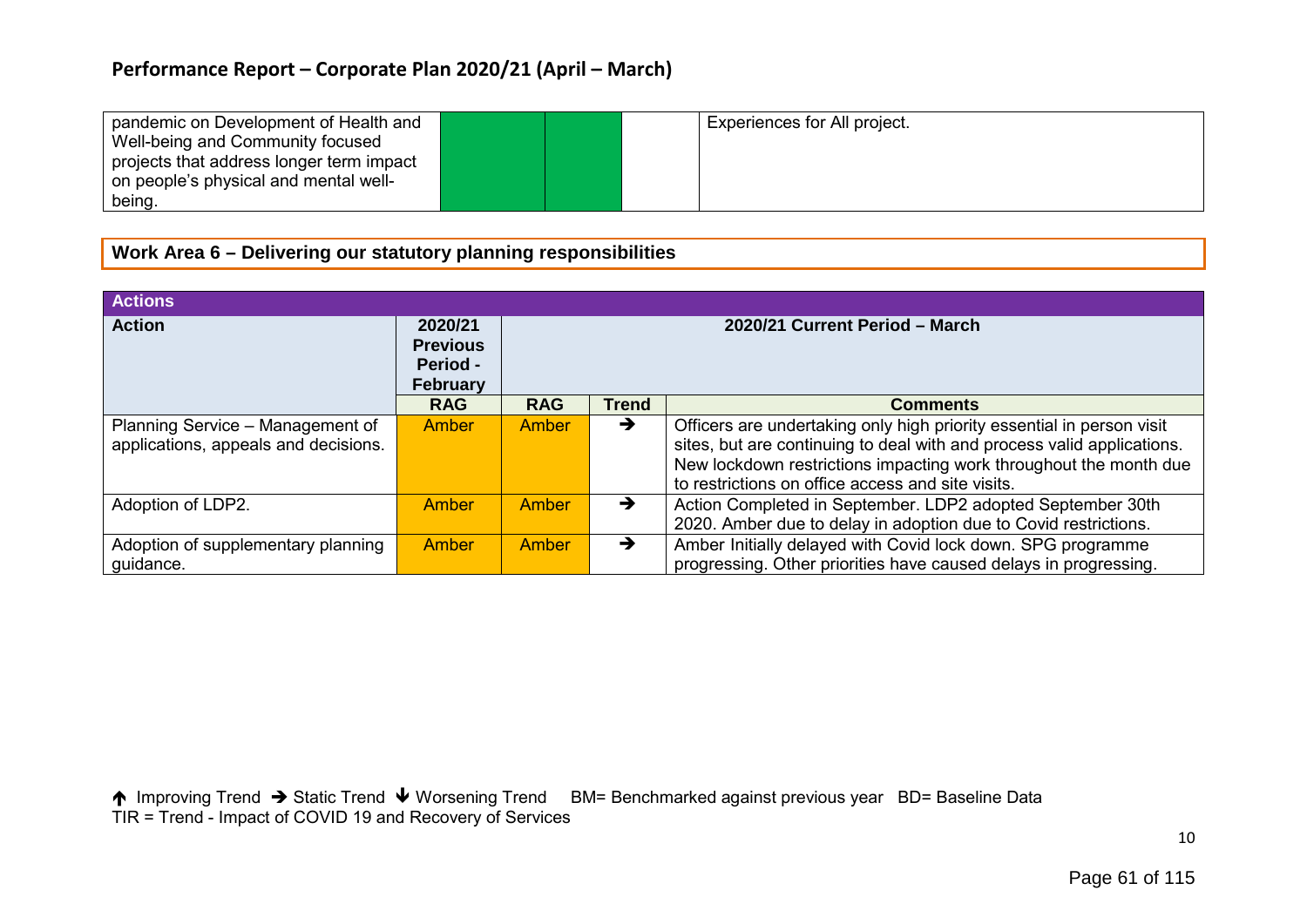| pandemic on Development of Health and Well-being and Community focused projects that address longer term impact on people's physical and mental well-being. | | | | Experiences for All project. |
|---|---|---|---|---|

**Work Area 6 – Delivering our statutory planning responsibilities**

| Actions | | | | |
|---|---|---|---|---|
| **Action** | **2020/21 Previous Period - February** | **2020/21 Current Period – March** | | |
| | **RAG** | **RAG** | **Trend** | **Comments** |
| Planning Service – Management of applications, appeals and decisions. | Amber | Amber | ➔ | Officers are undertaking only high priority essential in person visit sites, but are continuing to deal with and process valid applications. New lockdown restrictions impacting work throughout the month due to restrictions on office access and site visits. |
| Adoption of LDP2. | Amber | Amber | ➔ | Action Completed in September. LDP2 adopted September 30th 2020. Amber due to delay in adoption due to Covid restrictions. |
| Adoption of supplementary planning guidance. | Amber | Amber | ➔ | Amber Initially delayed with Covid lock down. SPG programme progressing. Other priorities have caused delays in progressing. |

🡹 Improving Trend ➔ Static Trend 🡻 Worsening Trend BM= Benchmarked against previous year BD= Baseline Data
TIR = Trend - Impact of COVID 19 and Recovery of Services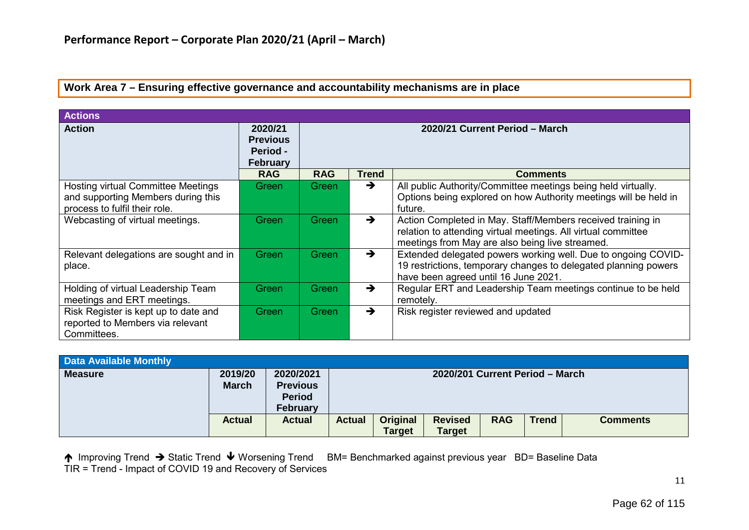## Performance Report – Corporate Plan 2020/21 (April – March)

**Work Area 7 – Ensuring effective governance and accountability mechanisms are in place**

| Actions | | | | |
|---|---|---|---|---|
| **Action** | **2020/21 Previous Period - February** | **2020/21 Current Period – March** | | |
| | **RAG** | **RAG** | **Trend** | **Comments** |
| Hosting virtual Committee Meetings and supporting Members during this process to fulfil their role. | Green | Green | ➔ | All public Authority/Committee meetings being held virtually. Options being explored on how Authority meetings will be held in future. |
| Webcasting of virtual meetings. | Green | Green | ➔ | Action Completed in May. Staff/Members received training in relation to attending virtual meetings. All virtual committee meetings from May are also being live streamed. |
| Relevant delegations are sought and in place. | Green | Green | ➔ | Extended delegated powers working well. Due to ongoing COVID-19 restrictions, temporary changes to delegated planning powers have been agreed until 16 June 2021. |
| Holding of virtual Leadership Team meetings and ERT meetings. | Green | Green | ➔ | Regular ERT and Leadership Team meetings continue to be held remotely. |
| Risk Register is kept up to date and reported to Members via relevant Committees. | Green | Green | ➔ | Risk register reviewed and updated |

| Data Available Monthly | | | | | | | | |
|---|---|---|---|---|---|---|---|---|
| **Measure** | **2019/20 March** | **2020/2021 Previous Period February** | **2020/201 Current Period – March** | | | | | |
| | **Actual** | **Actual** | **Actual** | **Original Target** | **Revised Target** | **RAG** | **Trend** | **Comments** |

🡅 Improving Trend ➔ Static Trend 🡇 Worsening Trend BM= Benchmarked against previous year BD= Baseline Data
TIR = Trend - Impact of COVID 19 and Recovery of Services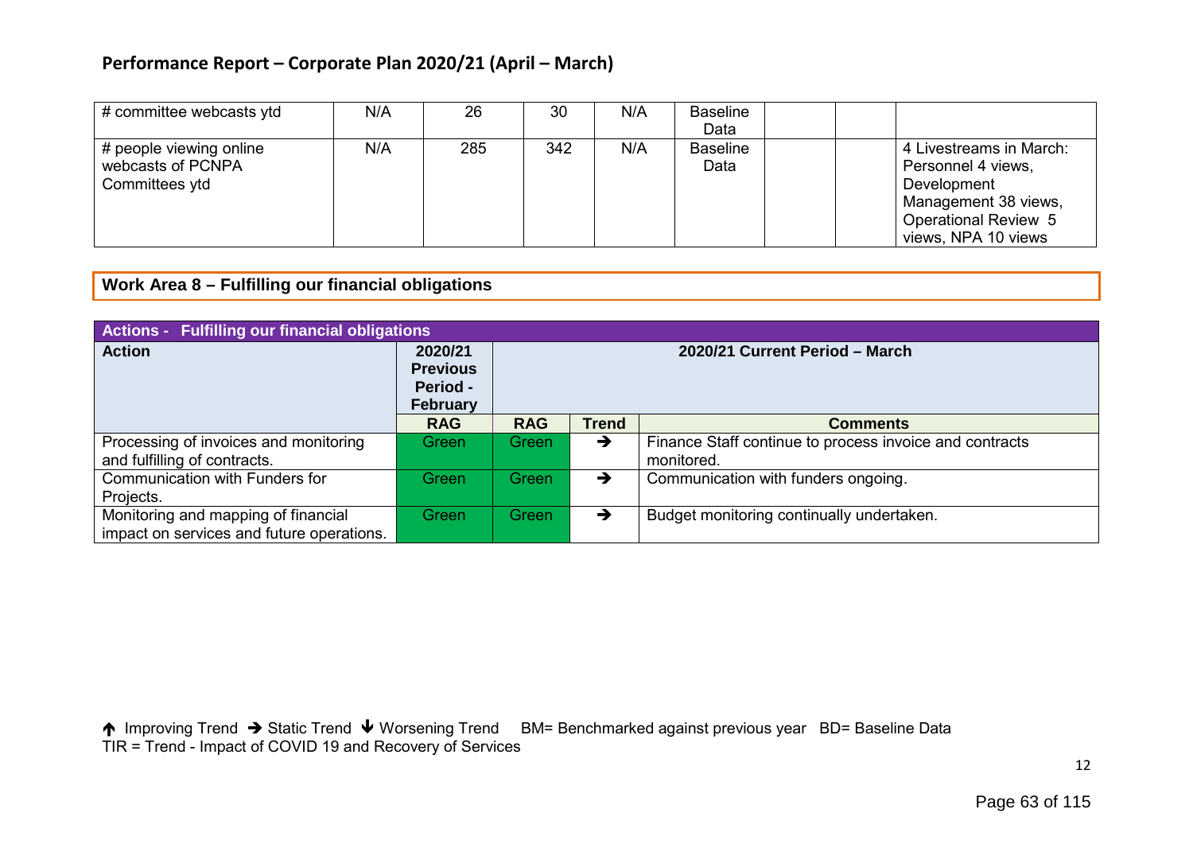## Performance Report – Corporate Plan 2020/21 (April – March)

| | | | | | | | | |
|---|---|---|---|---|---|---|---|---|
| # committee webcasts ytd | N/A | 26 | 30 | N/A | Baseline Data | | | |
| # people viewing online webcasts of PCNPA Committees ytd | N/A | 285 | 342 | N/A | Baseline Data | | | 4 Livestreams in March: Personnel 4 views, Development Management 38 views, Operational Review 5 views, NPA 10 views |

### Work Area 8 – Fulfilling our financial obligations

| Actions - Fulfilling our financial obligations | | | | |
|---|---|---|---|---|
| **Action** | **2020/21 Previous Period - February** | **2020/21 Current Period – March** | | |
| | **RAG** | **RAG** | **Trend** | **Comments** |
| Processing of invoices and monitoring and fulfilling of contracts. | Green | Green | → | Finance Staff continue to process invoice and contracts monitored. |
| Communication with Funders for Projects. | Green | Green | → | Communication with funders ongoing. |
| Monitoring and mapping of financial impact on services and future operations. | Green | Green | → | Budget monitoring continually undertaken. |

↑ Improving Trend → Static Trend ↓ Worsening Trend BM= Benchmarked against previous year BD= Baseline Data
TIR = Trend - Impact of COVID 19 and Recovery of Services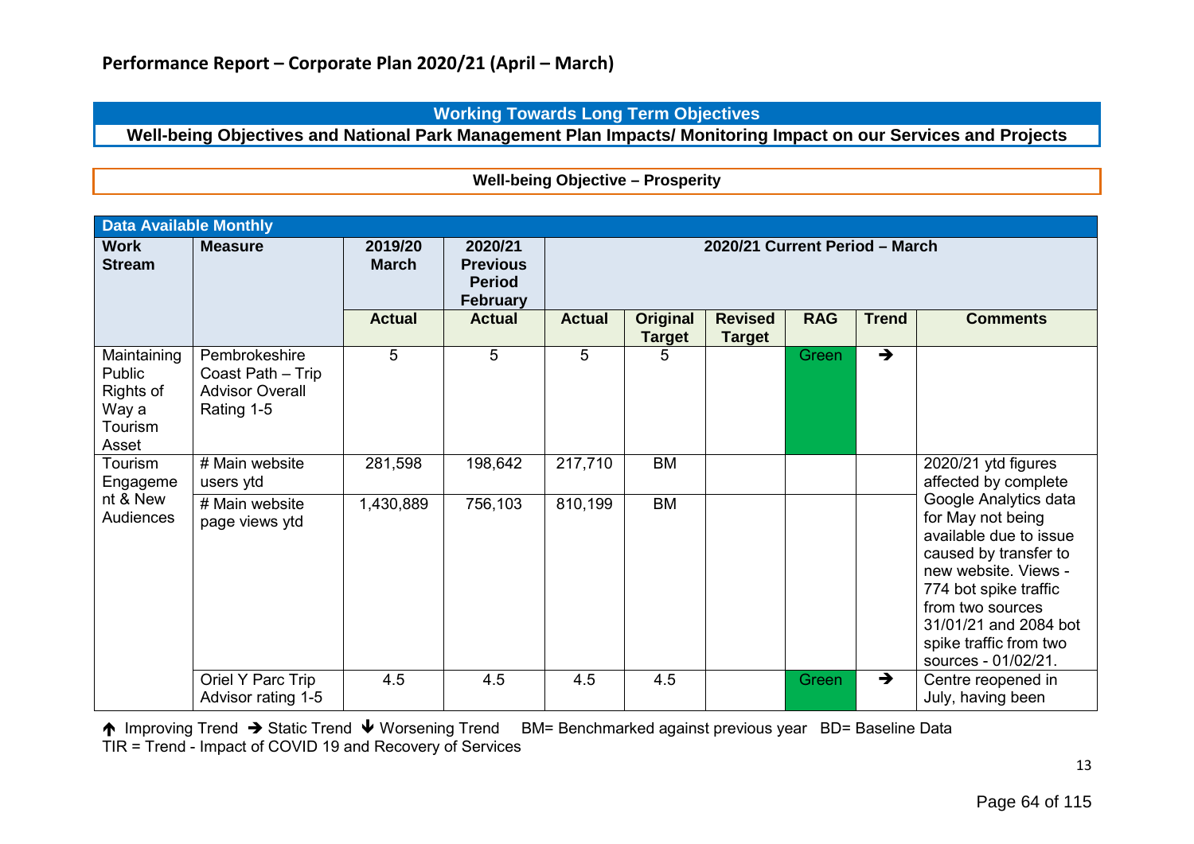## Performance Report – Corporate Plan 2020/21 (April – March)

**Working Towards Long Term Objectives**

**Well-being Objectives and National Park Management Plan Impacts/ Monitoring Impact on our Services and Projects**

**Well-being Objective – Prosperity**

| Data Available Monthly | | | | | | | | | |
|---|---|---|---|---|---|---|---|---|---|
| **Work Stream** | **Measure** | **2019/20 March** | **2020/21 Previous Period February** | **2020/21 Current Period – March** | | | | | |
| | | **Actual** | **Actual** | **Actual** | **Original Target** | **Revised Target** | **RAG** | **Trend** | **Comments** |
| Maintaining Public Rights of Way a Tourism Asset | Pembrokeshire Coast Path – Trip Advisor Overall Rating 1-5 | 5 | 5 | 5 | 5 | | Green | → | |
| Tourism Engagement & New Audiences | # Main website users ytd | 281,598 | 198,642 | 217,710 | BM | | | | 2020/21 ytd figures affected by complete Google Analytics data for May not being available due to issue caused by transfer to new website. Views - 774 bot spike traffic from two sources 31/01/21 and 2084 bot spike traffic from two sources - 01/02/21. |
| | # Main website page views ytd | 1,430,889 | 756,103 | 810,199 | BM | | | | |
| | Oriel Y Parc Trip Advisor rating 1-5 | 4.5 | 4.5 | 4.5 | 4.5 | | Green | → | Centre reopened in July, having been |

↑ Improving Trend → Static Trend ↓ Worsening Trend BM= Benchmarked against previous year BD= Baseline Data
TIR = Trend - Impact of COVID 19 and Recovery of Services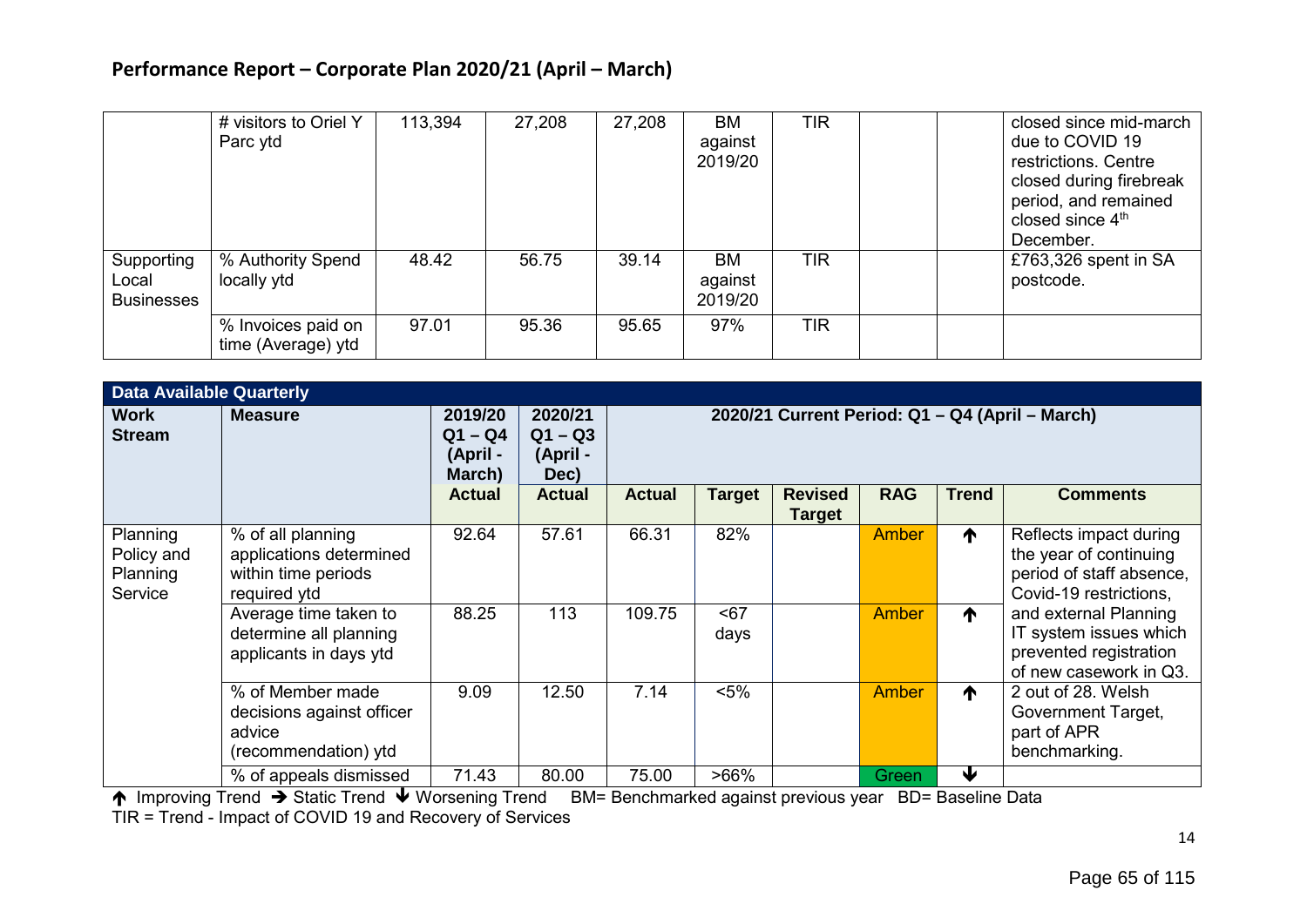## Performance Report – Corporate Plan 2020/21 (April – March)

| | | | | | | | | | |
|---|---|---|---|---|---|---|---|---|---|
| | # visitors to Oriel Y Parc ytd | 113,394 | 27,208 | 27,208 | BM against 2019/20 | TIR | | | closed since mid-march due to COVID 19 restrictions. Centre closed during firebreak period, and remained closed since 4th December. |
| Supporting Local Businesses | % Authority Spend locally ytd | 48.42 | 56.75 | 39.14 | BM against 2019/20 | TIR | | | £763,326 spent in SA postcode. |
| | % Invoices paid on time (Average) ytd | 97.01 | 95.36 | 95.65 | 97% | TIR | | | |

| Data Available Quarterly | | | | | | | | | |
|---|---|---|---|---|---|---|---|---|---|
| **Work Stream** | **Measure** | **2019/20 Q1 – Q4 (April - March)** | **2020/21 Q1 – Q3 (April - Dec)** | **2020/21 Current Period: Q1 – Q4 (April – March)** | | | | | |
| | | **Actual** | **Actual** | **Actual** | **Target** | **Revised Target** | **RAG** | **Trend** | **Comments** |
| Planning Policy and Planning Service | % of all planning applications determined within time periods required ytd | 92.64 | 57.61 | 66.31 | 82% | | Amber | ↑ | Reflects impact during the year of continuing period of staff absence, Covid-19 restrictions, and external Planning IT system issues which prevented registration of new casework in Q3. |
| | Average time taken to determine all planning applicants in days ytd | 88.25 | 113 | 109.75 | <67 days | | Amber | ↑ | |
| | % of Member made decisions against officer advice (recommendation) ytd | 9.09 | 12.50 | 7.14 | <5% | | Amber | ↑ | 2 out of 28. Welsh Government Target, part of APR benchmarking. |
| | % of appeals dismissed | 71.43 | 80.00 | 75.00 | >66% | | Green | ↓ | |

↑ Improving Trend → Static Trend ↓ Worsening Trend BM= Benchmarked against previous year BD= Baseline Data
TIR = Trend - Impact of COVID 19 and Recovery of Services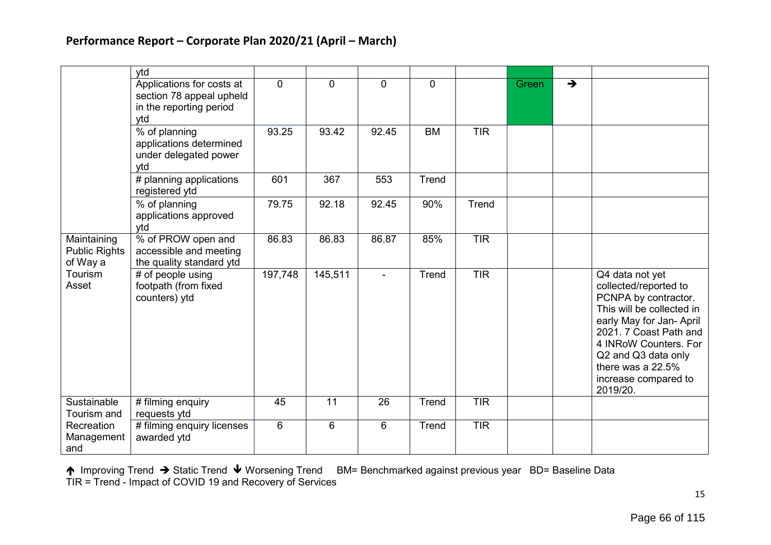## Performance Report – Corporate Plan 2020/21 (April – March)

| | | | | | | | | | |
|---|---|---|---|---|---|---|---|---|---|
| | ytd | | | | | | | | |
| | Applications for costs at section 78 appeal upheld in the reporting period ytd | 0 | 0 | 0 | 0 | | Green | ➔ | |
| | % of planning applications determined under delegated power ytd | 93.25 | 93.42 | 92.45 | BM | TIR | | | |
| | # planning applications registered ytd | 601 | 367 | 553 | Trend | | | | |
| | % of planning applications approved ytd | 79.75 | 92.18 | 92.45 | 90% | Trend | | | |
| Maintaining Public Rights of Way a Tourism Asset | % of PROW open and accessible and meeting the quality standard ytd | 86.83 | 86.83 | 86.87 | 85% | TIR | | | |
| | # of people using footpath (from fixed counters) ytd | 197,748 | 145,511 | - | Trend | TIR | | | Q4 data not yet collected/reported to PCNPA by contractor. This will be collected in early May for Jan- April 2021. 7 Coast Path and 4 INRoW Counters. For Q2 and Q3 data only there was a 22.5% increase compared to 2019/20. |
| Sustainable Tourism and Recreation Management and | # filming enquiry requests ytd | 45 | 11 | 26 | Trend | TIR | | | |
| | # filming enquiry licenses awarded ytd | 6 | 6 | 6 | Trend | TIR | | | |

↑ Improving Trend ➔ Static Trend ↓ Worsening Trend BM= Benchmarked against previous year BD= Baseline Data
TIR = Trend - Impact of COVID 19 and Recovery of Services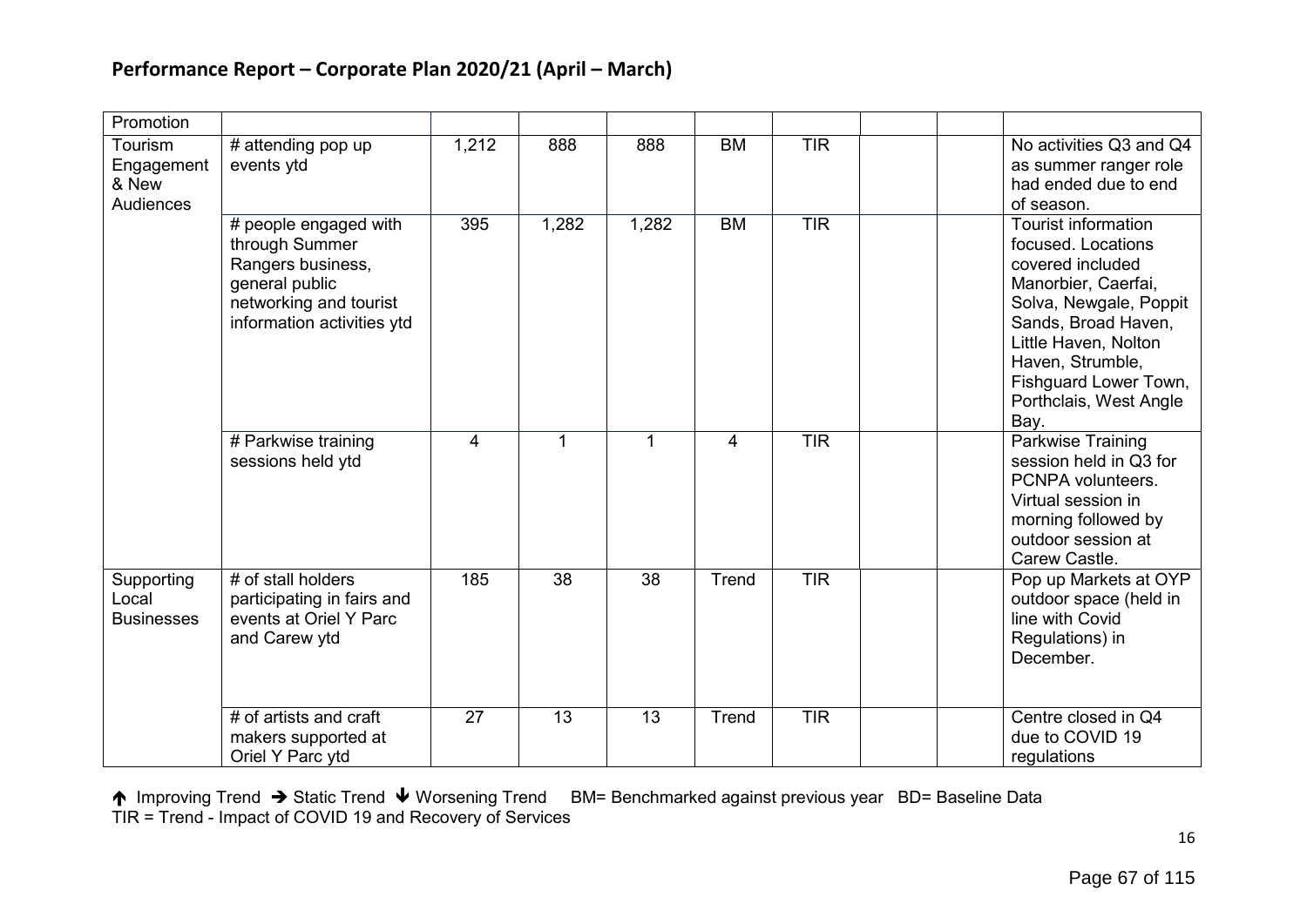## Performance Report – Corporate Plan 2020/21 (April – March)

| | | | | | | | | | |
|---|---|---|---|---|---|---|---|---|---|
| Promotion | | | | | | | | | |
| Tourism Engagement & New Audiences | # attending pop up events ytd | 1,212 | 888 | 888 | BM | TIR | | | No activities Q3 and Q4 as summer ranger role had ended due to end of season. |
| | # people engaged with through Summer Rangers business, general public networking and tourist information activities ytd | 395 | 1,282 | 1,282 | BM | TIR | | | Tourist information focused. Locations covered included Manorbier, Caerfai, Solva, Newgale, Poppit Sands, Broad Haven, Little Haven, Nolton Haven, Strumble, Fishguard Lower Town, Porthclais, West Angle Bay. |
| | # Parkwise training sessions held ytd | 4 | 1 | 1 | 4 | TIR | | | Parkwise Training session held in Q3 for PCNPA volunteers. Virtual session in morning followed by outdoor session at Carew Castle. |
| Supporting Local Businesses | # of stall holders participating in fairs and events at Oriel Y Parc and Carew ytd | 185 | 38 | 38 | Trend | TIR | | | Pop up Markets at OYP outdoor space (held in line with Covid Regulations) in December. |
| | # of artists and craft makers supported at Oriel Y Parc ytd | 27 | 13 | 13 | Trend | TIR | | | Centre closed in Q4 due to COVID 19 regulations |

↑ Improving Trend → Static Trend ↓ Worsening Trend BM= Benchmarked against previous year BD= Baseline Data
TIR = Trend - Impact of COVID 19 and Recovery of Services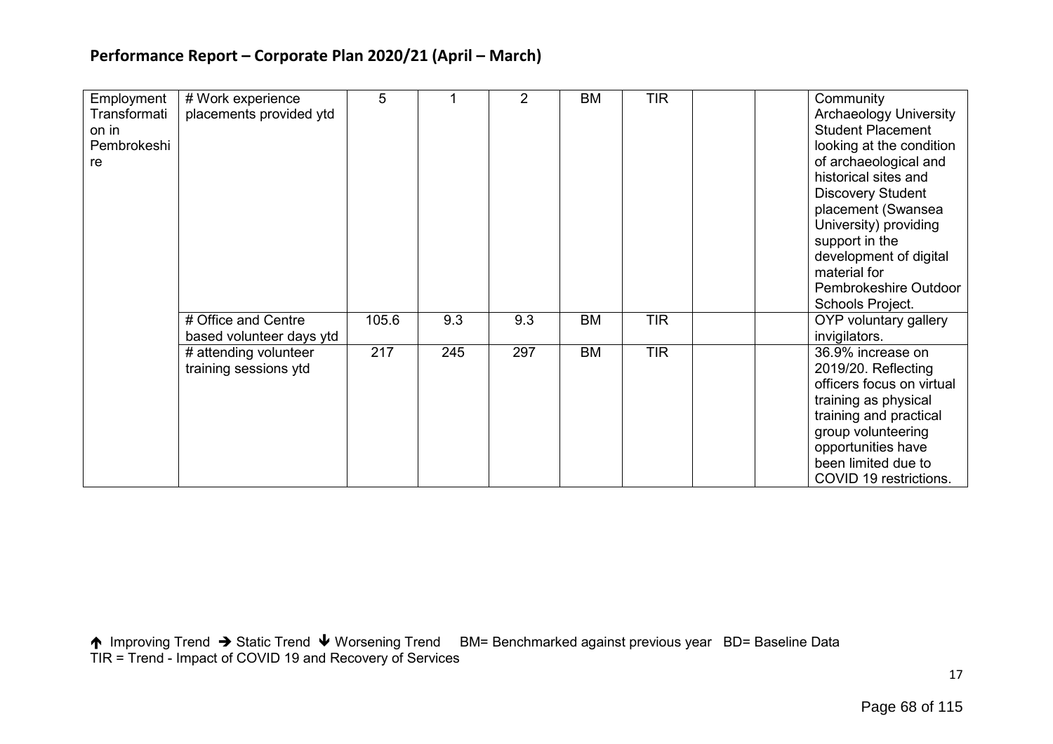## Performance Report – Corporate Plan 2020/21 (April – March)

| | | | | | | | | | |
|---|---|---|---|---|---|---|---|---|---|
| Employment Transformation in Pembrokeshire | # Work experience placements provided ytd | 5 | 1 | 2 | BM | TIR | | | Community Archaeology University Student Placement looking at the condition of archaeological and historical sites and Discovery Student placement (Swansea University) providing support in the development of digital material for Pembrokeshire Outdoor Schools Project. |
| | # Office and Centre based volunteer days ytd | 105.6 | 9.3 | 9.3 | BM | TIR | | | OYP voluntary gallery invigilators. |
| | # attending volunteer training sessions ytd | 217 | 245 | 297 | BM | TIR | | | 36.9% increase on 2019/20. Reflecting officers focus on virtual training as physical training and practical group volunteering opportunities have been limited due to COVID 19 restrictions. |

↑ Improving Trend → Static Trend ↓ Worsening Trend BM= Benchmarked against previous year BD= Baseline Data
TIR = Trend - Impact of COVID 19 and Recovery of Services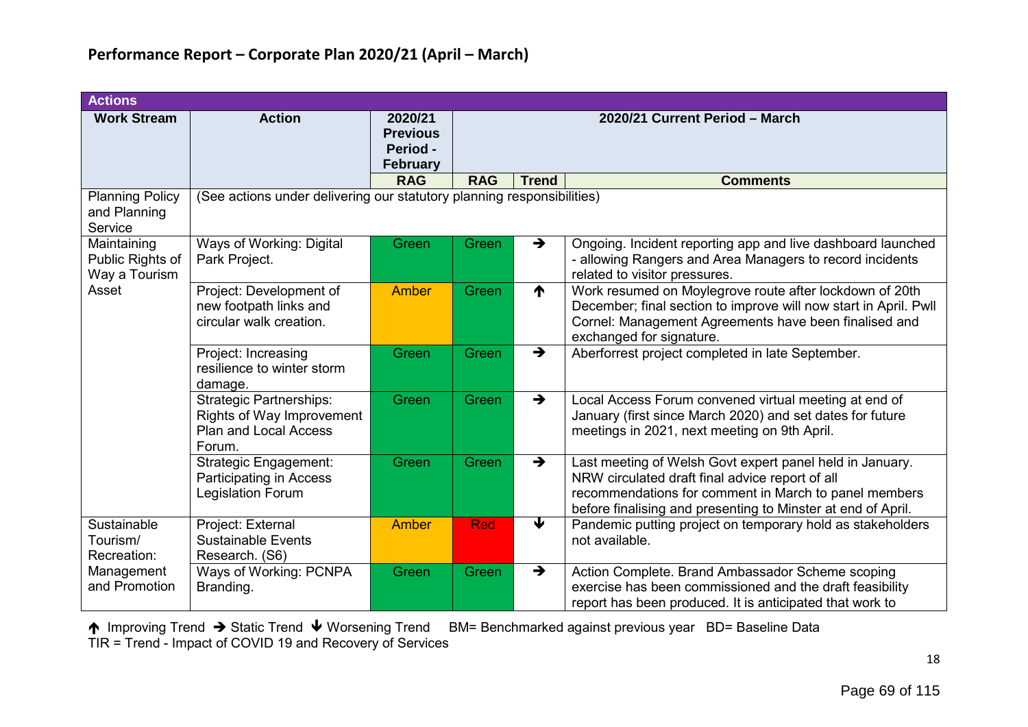## Performance Report – Corporate Plan 2020/21 (April – March)

| Actions | | | | | |
|---|---|---|---|---|---|
| **Work Stream** | **Action** | **2020/21 Previous Period - February** | **2020/21 Current Period – March** | | |
| | | **RAG** | **RAG** | **Trend** | **Comments** |
| Planning Policy and Planning Service | (See actions under delivering our statutory planning responsibilities) | | | | |
| Maintaining Public Rights of Way a Tourism Asset | Ways of Working: Digital Park Project. | Green | Green | ➔ | Ongoing. Incident reporting app and live dashboard launched - allowing Rangers and Area Managers to record incidents related to visitor pressures. |
| | Project: Development of new footpath links and circular walk creation. | Amber | Green | ↑ | Work resumed on Moylegrove route after lockdown of 20th December; final section to improve will now start in April. Pwll Cornel: Management Agreements have been finalised and exchanged for signature. |
| | Project: Increasing resilience to winter storm damage. | Green | Green | ➔ | Aberforrest project completed in late September. |
| | Strategic Partnerships: Rights of Way Improvement Plan and Local Access Forum. | Green | Green | ➔ | Local Access Forum convened virtual meeting at end of January (first since March 2020) and set dates for future meetings in 2021, next meeting on 9th April. |
| | Strategic Engagement: Participating in Access Legislation Forum | Green | Green | ➔ | Last meeting of Welsh Govt expert panel held in January. NRW circulated draft final advice report of all recommendations for comment in March to panel members before finalising and presenting to Minster at end of April. |
| Sustainable Tourism/ Recreation: Management and Promotion | Project: External Sustainable Events Research. (S6) | Amber | Red | ↓ | Pandemic putting project on temporary hold as stakeholders not available. |
| | Ways of Working: PCNPA Branding. | Green | Green | ➔ | Action Complete. Brand Ambassador Scheme scoping exercise has been commissioned and the draft feasibility report has been produced. It is anticipated that work to |

↑ Improving Trend ➔ Static Trend ↓ Worsening Trend BM= Benchmarked against previous year BD= Baseline Data
TIR = Trend - Impact of COVID 19 and Recovery of Services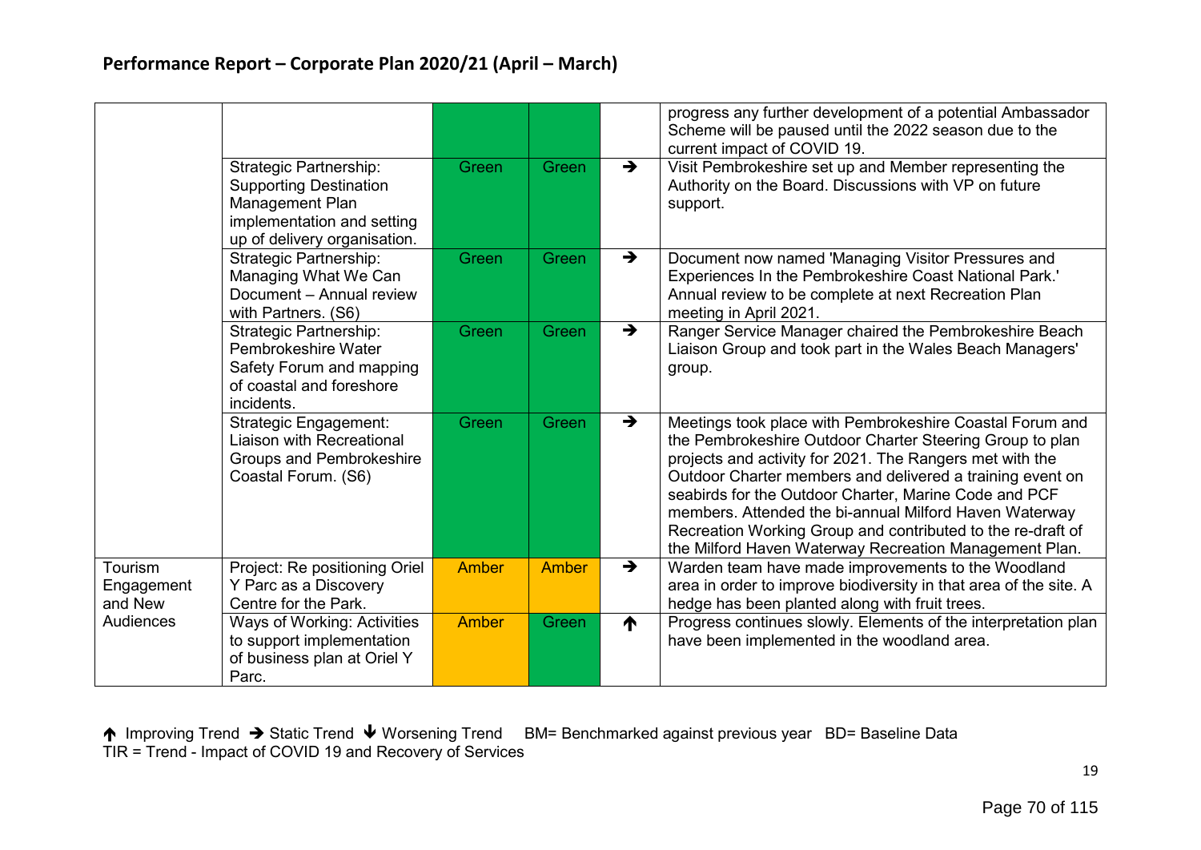## Performance Report – Corporate Plan 2020/21 (April – March)

| | | | | | |
|---|---|---|---|---|---|
| | | | | | progress any further development of a potential Ambassador Scheme will be paused until the 2022 season due to the current impact of COVID 19. |
| | Strategic Partnership: Supporting Destination Management Plan implementation and setting up of delivery organisation. | Green | Green | → | Visit Pembrokeshire set up and Member representing the Authority on the Board. Discussions with VP on future support. |
| | Strategic Partnership: Managing What We Can Document – Annual review with Partners. (S6) | Green | Green | → | Document now named 'Managing Visitor Pressures and Experiences In the Pembrokeshire Coast National Park.' Annual review to be complete at next Recreation Plan meeting in April 2021. |
| | Strategic Partnership: Pembrokeshire Water Safety Forum and mapping of coastal and foreshore incidents. | Green | Green | → | Ranger Service Manager chaired the Pembrokeshire Beach Liaison Group and took part in the Wales Beach Managers' group. |
| | Strategic Engagement: Liaison with Recreational Groups and Pembrokeshire Coastal Forum. (S6) | Green | Green | → | Meetings took place with Pembrokeshire Coastal Forum and the Pembrokeshire Outdoor Charter Steering Group to plan projects and activity for 2021. The Rangers met with the Outdoor Charter members and delivered a training event on seabirds for the Outdoor Charter, Marine Code and PCF members. Attended the bi-annual Milford Haven Waterway Recreation Working Group and contributed to the re-draft of the Milford Haven Waterway Recreation Management Plan. |
| Tourism Engagement and New Audiences | Project: Re positioning Oriel Y Parc as a Discovery Centre for the Park. | Amber | Amber | → | Warden team have made improvements to the Woodland area in order to improve biodiversity in that area of the site. A hedge has been planted along with fruit trees. |
| | Ways of Working: Activities to support implementation of business plan at Oriel Y Parc. | Amber | Green | ↑ | Progress continues slowly. Elements of the interpretation plan have been implemented in the woodland area. |

↑ Improving Trend → Static Trend ↓ Worsening Trend BM= Benchmarked against previous year BD= Baseline Data
TIR = Trend - Impact of COVID 19 and Recovery of Services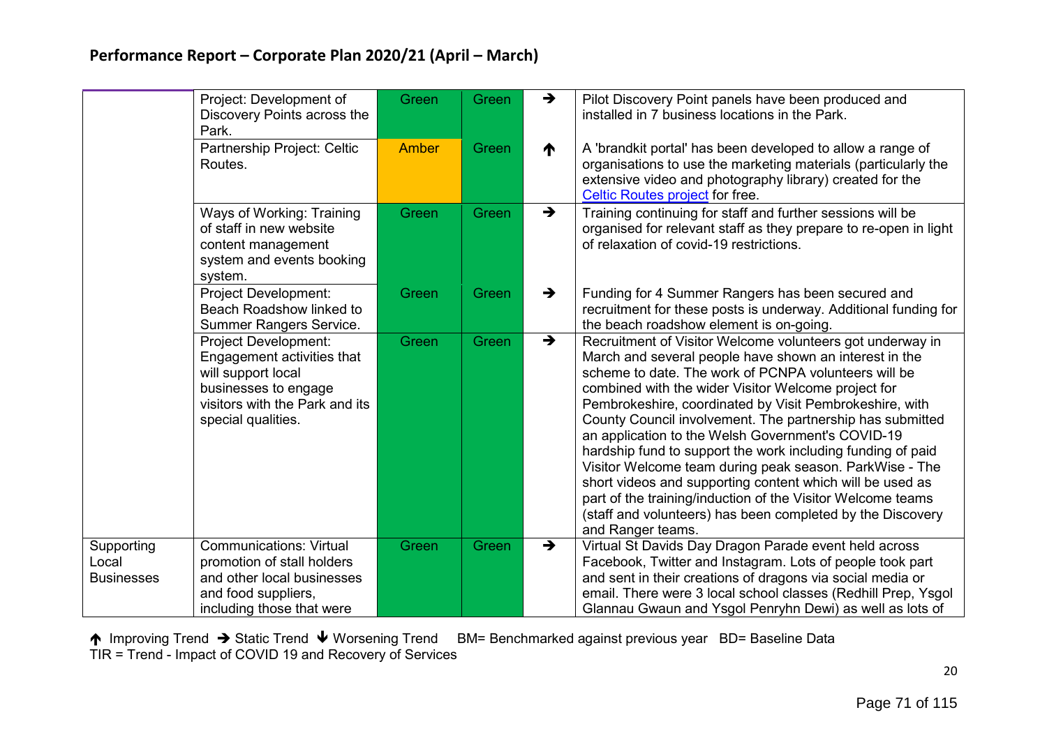## Performance Report – Corporate Plan 2020/21 (April – March)

| | | | | | |
|---|---|---|---|---|---|
| | Project: Development of Discovery Points across the Park. | Green | Green | ➔ | Pilot Discovery Point panels have been produced and installed in 7 business locations in the Park. |
| | Partnership Project: Celtic Routes. | Amber | Green | 🡅 | A 'brandkit portal' has been developed to allow a range of organisations to use the marketing materials (particularly the extensive video and photography library) created for the Celtic Routes project for free. |
| | Ways of Working: Training of staff in new website content management system and events booking system. | Green | Green | ➔ | Training continuing for staff and further sessions will be organised for relevant staff as they prepare to re-open in light of relaxation of covid-19 restrictions. |
| | Project Development: Beach Roadshow linked to Summer Rangers Service. | Green | Green | ➔ | Funding for 4 Summer Rangers has been secured and recruitment for these posts is underway. Additional funding for the beach roadshow element is on-going. |
| | Project Development: Engagement activities that will support local businesses to engage visitors with the Park and its special qualities. | Green | Green | ➔ | Recruitment of Visitor Welcome volunteers got underway in March and several people have shown an interest in the scheme to date. The work of PCNPA volunteers will be combined with the wider Visitor Welcome project for Pembrokeshire, coordinated by Visit Pembrokeshire, with County Council involvement. The partnership has submitted an application to the Welsh Government's COVID-19 hardship fund to support the work including funding of paid Visitor Welcome team during peak season. ParkWise - The short videos and supporting content which will be used as part of the training/induction of the Visitor Welcome teams (staff and volunteers) has been completed by the Discovery and Ranger teams. |
| Supporting Local Businesses | Communications: Virtual promotion of stall holders and other local businesses and food suppliers, including those that were | Green | Green | ➔ | Virtual St Davids Day Dragon Parade event held across Facebook, Twitter and Instagram. Lots of people took part and sent in their creations of dragons via social media or email. There were 3 local school classes (Redhill Prep, Ysgol Glannau Gwaun and Ysgol Penryhn Dewi) as well as lots of |

🡅 Improving Trend ➔ Static Trend 🡇 Worsening Trend BM= Benchmarked against previous year BD= Baseline Data
TIR = Trend - Impact of COVID 19 and Recovery of Services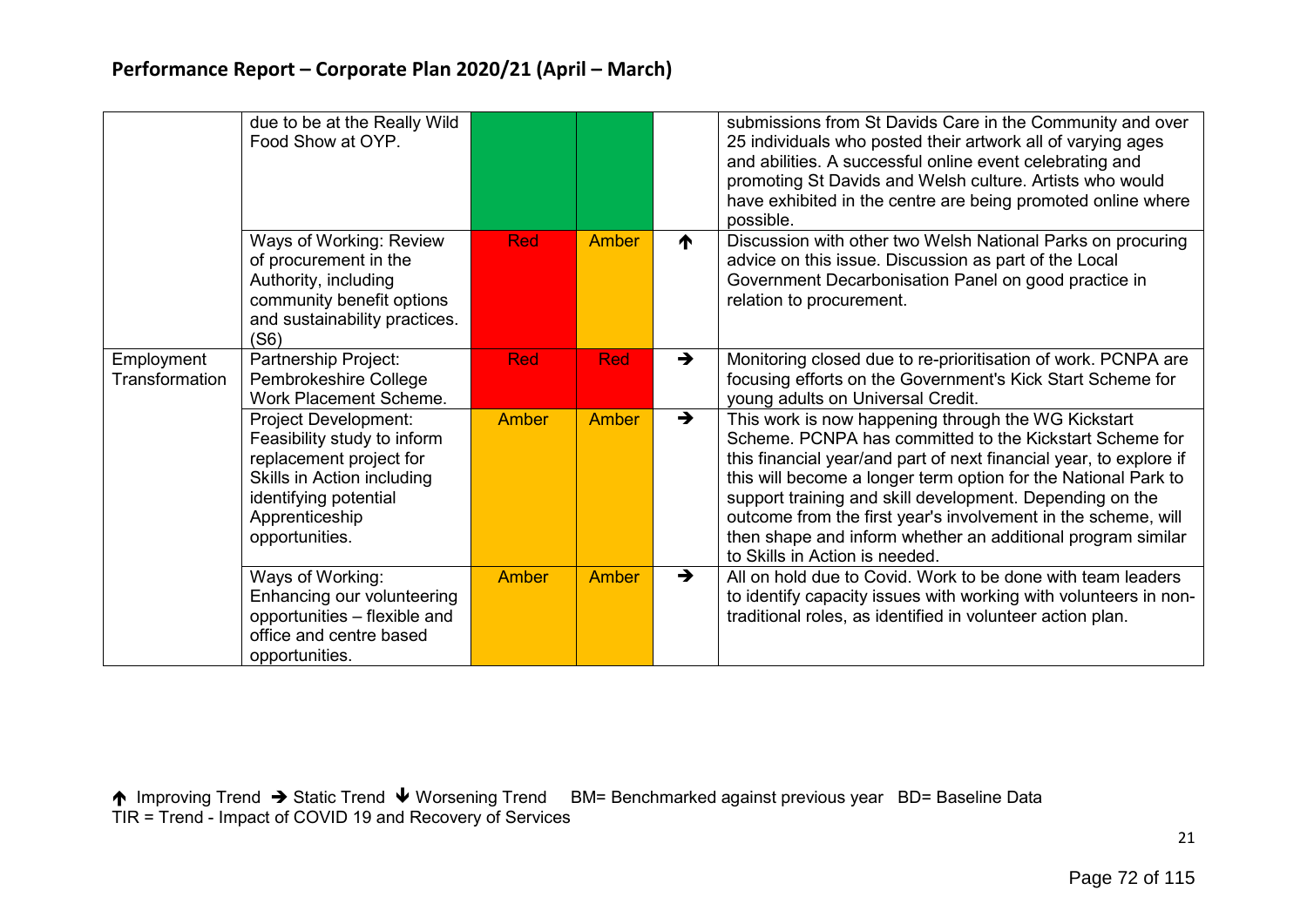## Performance Report – Corporate Plan 2020/21 (April – March)

| | | | | | |
|---|---|---|---|---|---|
| | due to be at the Really Wild Food Show at OYP. | | | | submissions from St Davids Care in the Community and over 25 individuals who posted their artwork all of varying ages and abilities. A successful online event celebrating and promoting St Davids and Welsh culture. Artists who would have exhibited in the centre are being promoted online where possible. |
| | Ways of Working: Review of procurement in the Authority, including community benefit options and sustainability practices. (S6) | Red | Amber | ↑ | Discussion with other two Welsh National Parks on procuring advice on this issue. Discussion as part of the Local Government Decarbonisation Panel on good practice in relation to procurement. |
| Employment Transformation | Partnership Project: Pembrokeshire College Work Placement Scheme. | Red | Red | → | Monitoring closed due to re-prioritisation of work. PCNPA are focusing efforts on the Government's Kick Start Scheme for young adults on Universal Credit. |
| | Project Development: Feasibility study to inform replacement project for Skills in Action including identifying potential Apprenticeship opportunities. | Amber | Amber | → | This work is now happening through the WG Kickstart Scheme. PCNPA has committed to the Kickstart Scheme for this financial year/and part of next financial year, to explore if this will become a longer term option for the National Park to support training and skill development. Depending on the outcome from the first year's involvement in the scheme, will then shape and inform whether an additional program similar to Skills in Action is needed. |
| | Ways of Working: Enhancing our volunteering opportunities – flexible and office and centre based opportunities. | Amber | Amber | → | All on hold due to Covid. Work to be done with team leaders to identify capacity issues with working with volunteers in non-traditional roles, as identified in volunteer action plan. |

↑ Improving Trend → Static Trend ↓ Worsening Trend BM= Benchmarked against previous year BD= Baseline Data
TIR = Trend - Impact of COVID 19 and Recovery of Services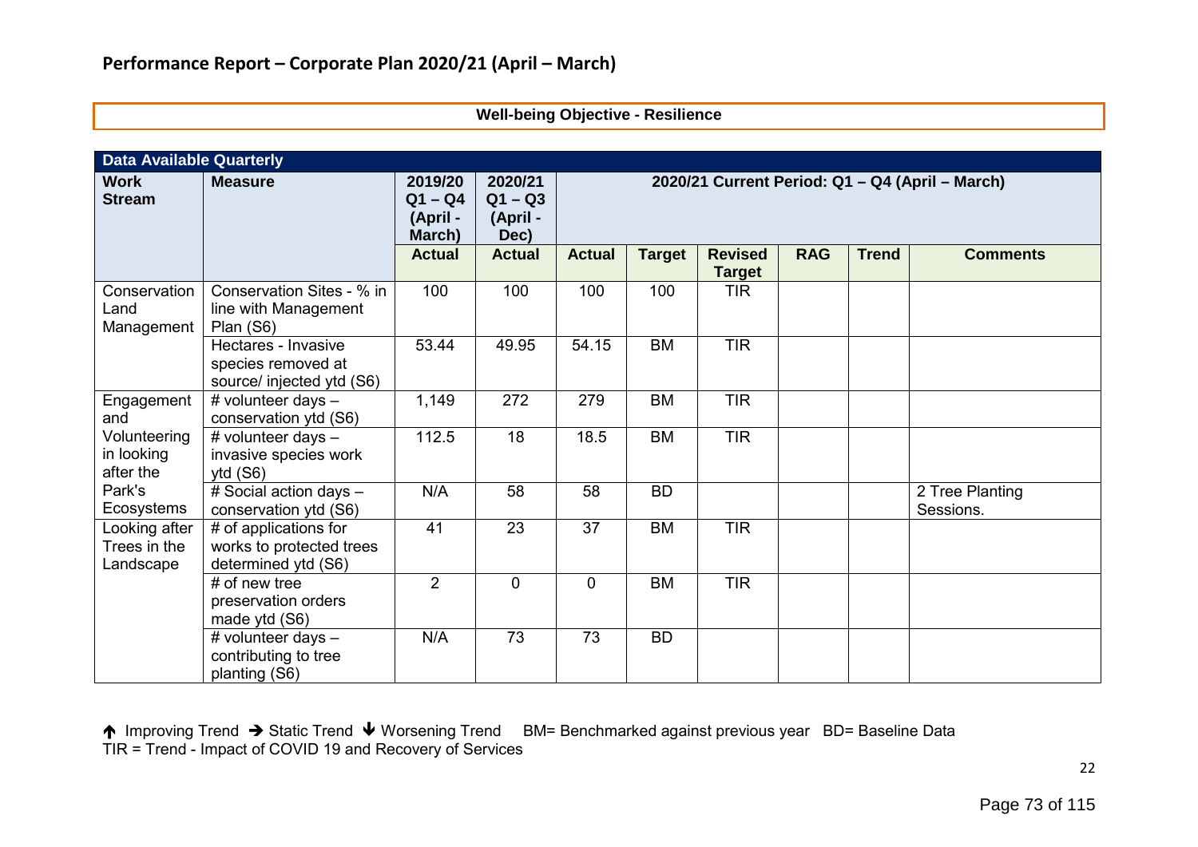## Performance Report – Corporate Plan 2020/21 (April – March)

**Well-being Objective - Resilience**

| Data Available Quarterly | | | | | | | | | |
|---|---|---|---|---|---|---|---|---|---|
| **Work Stream** | **Measure** | **2019/20 Q1 – Q4 (April - March)** | **2020/21 Q1 – Q3 (April - Dec)** | **2020/21 Current Period: Q1 – Q4 (April – March)** | | | | | |
| | | **Actual** | **Actual** | **Actual** | **Target** | **Revised Target** | **RAG** | **Trend** | **Comments** |
| Conservation Land Management | Conservation Sites - % in line with Management Plan (S6) | 100 | 100 | 100 | 100 | TIR | | | |
| | Hectares - Invasive species removed at source/ injected ytd (S6) | 53.44 | 49.95 | 54.15 | BM | TIR | | | |
| Engagement and Volunteering in looking after the Park's Ecosystems | # volunteer days – conservation ytd (S6) | 1,149 | 272 | 279 | BM | TIR | | | |
| | # volunteer days – invasive species work ytd (S6) | 112.5 | 18 | 18.5 | BM | TIR | | | |
| | # Social action days – conservation ytd (S6) | N/A | 58 | 58 | BD | | | | 2 Tree Planting Sessions. |
| Looking after Trees in the Landscape | # of applications for works to protected trees determined ytd (S6) | 41 | 23 | 37 | BM | TIR | | | |
| | # of new tree preservation orders made ytd (S6) | 2 | 0 | 0 | BM | TIR | | | |
| | # volunteer days – contributing to tree planting (S6) | N/A | 73 | 73 | BD | | | | |

↑ Improving Trend → Static Trend ↓ Worsening Trend BM= Benchmarked against previous year BD= Baseline Data
TIR = Trend - Impact of COVID 19 and Recovery of Services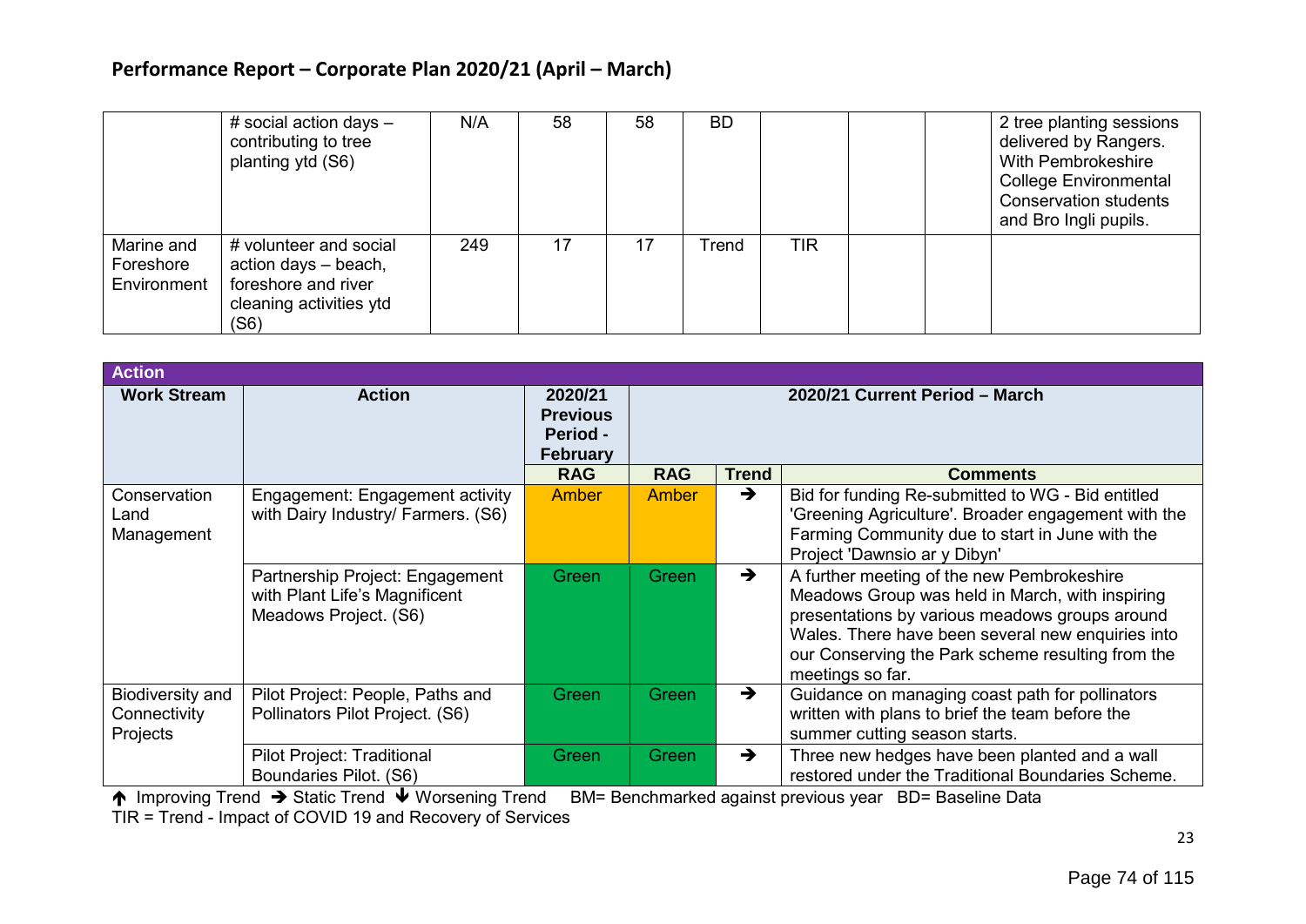## Performance Report – Corporate Plan 2020/21 (April – March)

| | | | | | | | | | |
|---|---|---|---|---|---|---|---|---|---|
| | # social action days – contributing to tree planting ytd (S6) | N/A | 58 | 58 | BD | | | | 2 tree planting sessions delivered by Rangers. With Pembrokeshire College Environmental Conservation students and Bro Ingli pupils. |
| Marine and Foreshore Environment | # volunteer and social action days – beach, foreshore and river cleaning activities ytd (S6) | 249 | 17 | 17 | Trend | TIR | | | |

| Action | | | | | |
|---|---|---|---|---|---|
| **Work Stream** | **Action** | **2020/21 Previous Period - February** | **2020/21 Current Period – March** | | |
| | | **RAG** | **RAG** | **Trend** | **Comments** |
| Conservation Land Management | Engagement: Engagement activity with Dairy Industry/ Farmers. (S6) | Amber | Amber | ➔ | Bid for funding Re-submitted to WG - Bid entitled 'Greening Agriculture'. Broader engagement with the Farming Community due to start in June with the Project 'Dawnsio ar y Dibyn' |
| | Partnership Project: Engagement with Plant Life's Magnificent Meadows Project. (S6) | Green | Green | ➔ | A further meeting of the new Pembrokeshire Meadows Group was held in March, with inspiring presentations by various meadows groups around Wales. There have been several new enquiries into our Conserving the Park scheme resulting from the meetings so far. |
| Biodiversity and Connectivity Projects | Pilot Project: People, Paths and Pollinators Pilot Project. (S6) | Green | Green | ➔ | Guidance on managing coast path for pollinators written with plans to brief the team before the summer cutting season starts. |
| | Pilot Project: Traditional Boundaries Pilot. (S6) | Green | Green | ➔ | Three new hedges have been planted and a wall restored under the Traditional Boundaries Scheme. |

🡡 Improving Trend ➔ Static Trend 🡣 Worsening Trend BM= Benchmarked against previous year BD= Baseline Data
TIR = Trend - Impact of COVID 19 and Recovery of Services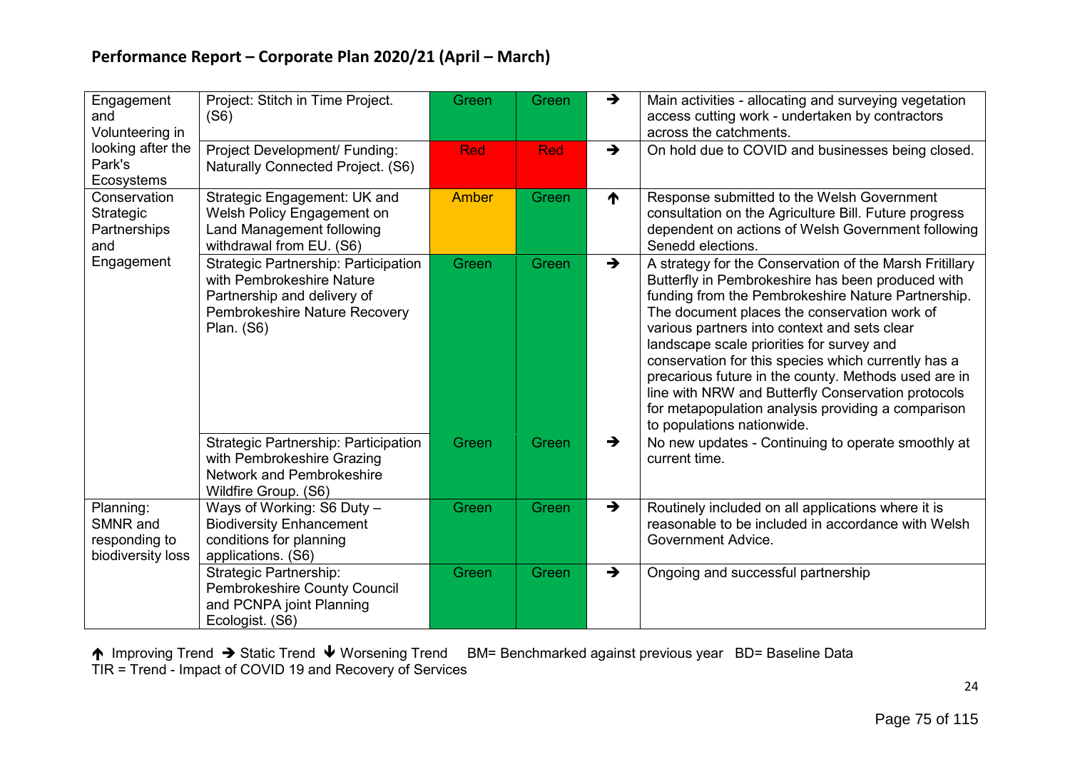## Performance Report – Corporate Plan 2020/21 (April – March)

| | | | | | |
|---|---|---|---|---|---|
| Engagement and Volunteering in looking after the Park's Ecosystems | Project: Stitch in Time Project. (S6) | Green | Green | ➔ | Main activities - allocating and surveying vegetation access cutting work - undertaken by contractors across the catchments. |
| | Project Development/ Funding: Naturally Connected Project. (S6) | Red | Red | ➔ | On hold due to COVID and businesses being closed. |
| Conservation Strategic Partnerships and Engagement | Strategic Engagement: UK and Welsh Policy Engagement on Land Management following withdrawal from EU. (S6) | Amber | Green | ↑ | Response submitted to the Welsh Government consultation on the Agriculture Bill. Future progress dependent on actions of Welsh Government following Senedd elections. |
| | Strategic Partnership: Participation with Pembrokeshire Nature Partnership and delivery of Pembrokeshire Nature Recovery Plan. (S6) | Green | Green | ➔ | A strategy for the Conservation of the Marsh Fritillary Butterfly in Pembrokeshire has been produced with funding from the Pembrokeshire Nature Partnership. The document places the conservation work of various partners into context and sets clear landscape scale priorities for survey and conservation for this species which currently has a precarious future in the county. Methods used are in line with NRW and Butterfly Conservation protocols for metapopulation analysis providing a comparison to populations nationwide. |
| | Strategic Partnership: Participation with Pembrokeshire Grazing Network and Pembrokeshire Wildfire Group. (S6) | Green | Green | ➔ | No new updates - Continuing to operate smoothly at current time. |
| Planning: SMNR and responding to biodiversity loss | Ways of Working: S6 Duty – Biodiversity Enhancement conditions for planning applications. (S6) | Green | Green | ➔ | Routinely included on all applications where it is reasonable to be included in accordance with Welsh Government Advice. |
| | Strategic Partnership: Pembrokeshire County Council and PCNPA joint Planning Ecologist. (S6) | Green | Green | ➔ | Ongoing and successful partnership |

↑ Improving Trend ➔ Static Trend ↓ Worsening Trend BM= Benchmarked against previous year BD= Baseline Data
TIR = Trend - Impact of COVID 19 and Recovery of Services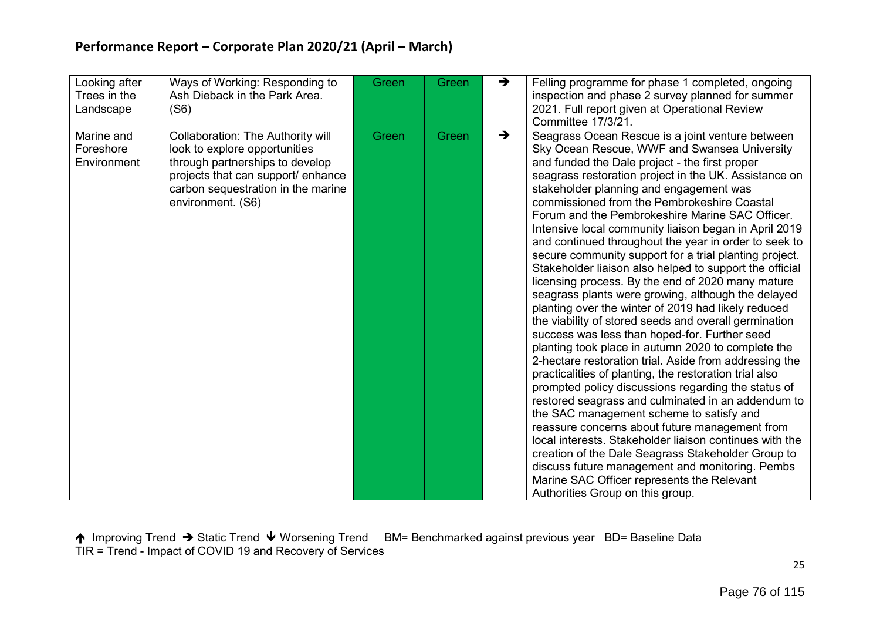## Performance Report – Corporate Plan 2020/21 (April – March)

| | | | | | |
|---|---|---|---|---|---|
| Looking after Trees in the Landscape | Ways of Working: Responding to Ash Dieback in the Park Area. (S6) | Green | Green | → | Felling programme for phase 1 completed, ongoing inspection and phase 2 survey planned for summer 2021. Full report given at Operational Review Committee 17/3/21. |
| Marine and Foreshore Environment | Collaboration: The Authority will look to explore opportunities through partnerships to develop projects that can support/ enhance carbon sequestration in the marine environment. (S6) | Green | Green | → | Seagrass Ocean Rescue is a joint venture between Sky Ocean Rescue, WWF and Swansea University and funded the Dale project - the first proper seagrass restoration project in the UK. Assistance on stakeholder planning and engagement was commissioned from the Pembrokeshire Coastal Forum and the Pembrokeshire Marine SAC Officer. Intensive local community liaison began in April 2019 and continued throughout the year in order to seek to secure community support for a trial planting project. Stakeholder liaison also helped to support the official licensing process. By the end of 2020 many mature seagrass plants were growing, although the delayed planting over the winter of 2019 had likely reduced the viability of stored seeds and overall germination success was less than hoped-for. Further seed planting took place in autumn 2020 to complete the 2-hectare restoration trial. Aside from addressing the practicalities of planting, the restoration trial also prompted policy discussions regarding the status of restored seagrass and culminated in an addendum to the SAC management scheme to satisfy and reassure concerns about future management from local interests. Stakeholder liaison continues with the creation of the Dale Seagrass Stakeholder Group to discuss future management and monitoring. Pembs Marine SAC Officer represents the Relevant Authorities Group on this group. |

↑ Improving Trend → Static Trend ↓ Worsening Trend BM= Benchmarked against previous year BD= Baseline Data
TIR = Trend - Impact of COVID 19 and Recovery of Services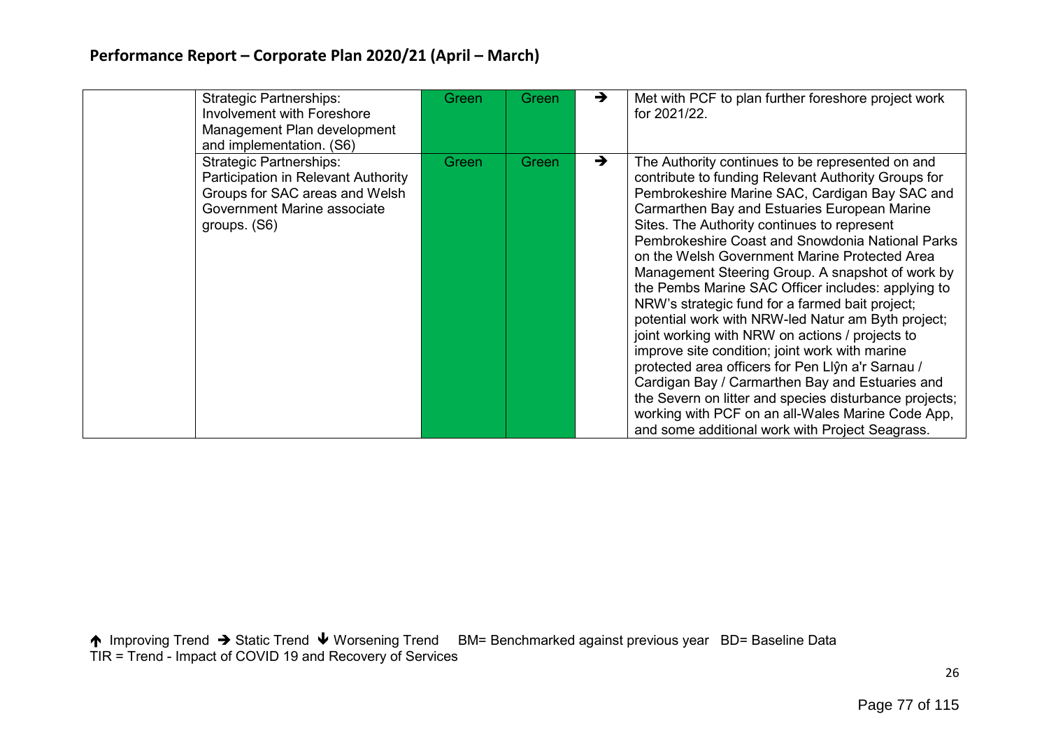## Performance Report – Corporate Plan 2020/21 (April – March)

| | | | | | |
|---|---|---|---|---|---|
| | Strategic Partnerships: Involvement with Foreshore Management Plan development and implementation. (S6) | Green | Green | ➔ | Met with PCF to plan further foreshore project work for 2021/22. |
| | Strategic Partnerships: Participation in Relevant Authority Groups for SAC areas and Welsh Government Marine associate groups. (S6) | Green | Green | ➔ | The Authority continues to be represented on and contribute to funding Relevant Authority Groups for Pembrokeshire Marine SAC, Cardigan Bay SAC and Carmarthen Bay and Estuaries European Marine Sites. The Authority continues to represent Pembrokeshire Coast and Snowdonia National Parks on the Welsh Government Marine Protected Area Management Steering Group. A snapshot of work by the Pembs Marine SAC Officer includes: applying to NRW's strategic fund for a farmed bait project; potential work with NRW-led Natur am Byth project; joint working with NRW on actions / projects to improve site condition; joint work with marine protected area officers for Pen Llŷn a'r Sarnau / Cardigan Bay / Carmarthen Bay and Estuaries and the Severn on litter and species disturbance projects; working with PCF on an all-Wales Marine Code App, and some additional work with Project Seagrass. |

🡅 Improving Trend ➔ Static Trend 🡇 Worsening Trend BM= Benchmarked against previous year BD= Baseline Data
TIR = Trend - Impact of COVID 19 and Recovery of Services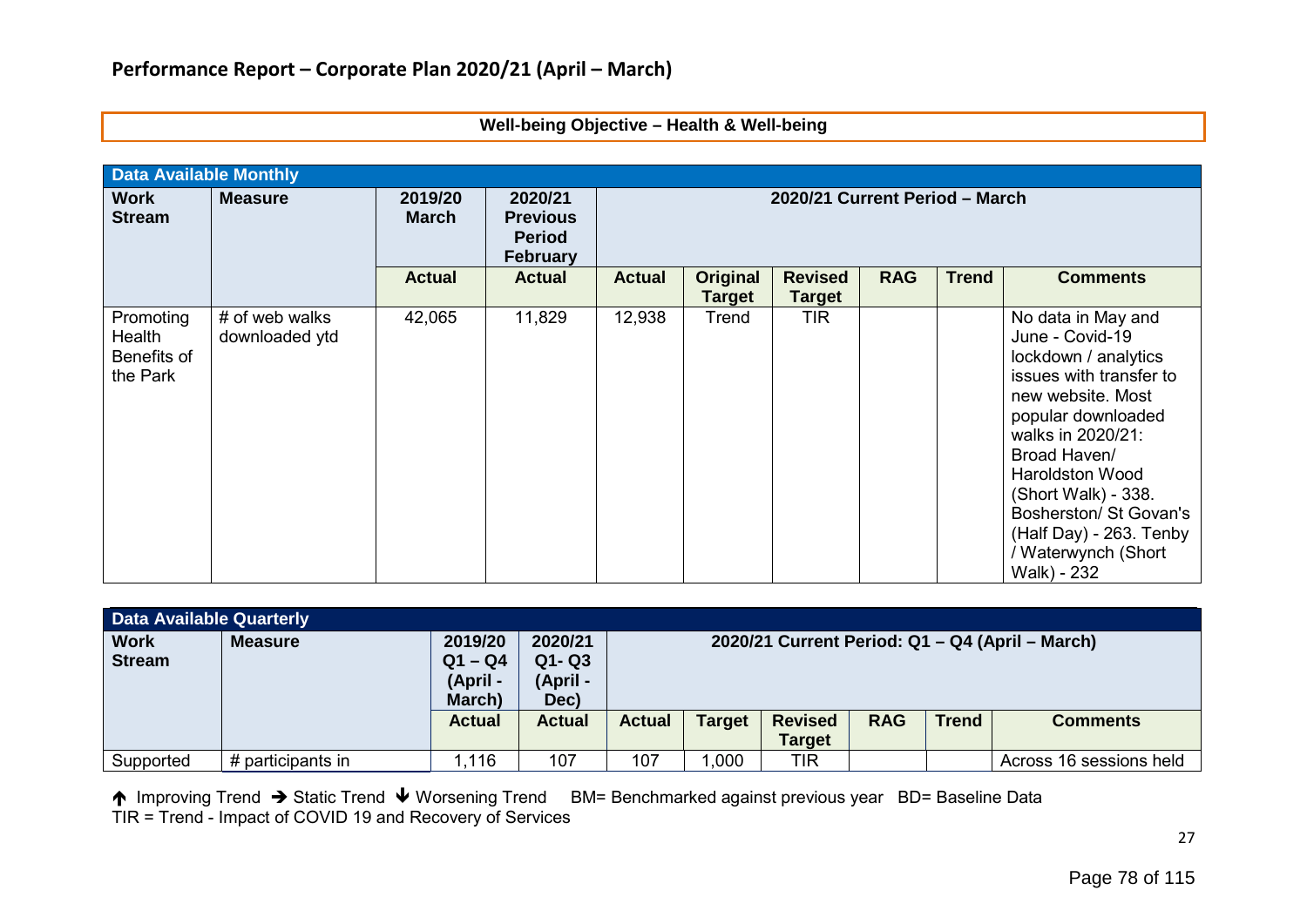## Performance Report – Corporate Plan 2020/21 (April – March)

**Well-being Objective – Health & Well-being**

| Data Available Monthly | | | | | | | | | |
|---|---|---|---|---|---|---|---|---|---|
| **Work Stream** | **Measure** | **2019/20 March** | **2020/21 Previous Period February** | **2020/21 Current Period – March** | | | | | |
| | | **Actual** | **Actual** | **Actual** | **Original Target** | **Revised Target** | **RAG** | **Trend** | **Comments** |
| Promoting Health Benefits of the Park | # of web walks downloaded ytd | 42,065 | 11,829 | 12,938 | Trend | TIR | | | No data in May and June - Covid-19 lockdown / analytics issues with transfer to new website. Most popular downloaded walks in 2020/21: Broad Haven/ Haroldston Wood (Short Walk) - 338. Bosherston/ St Govan's (Half Day) - 263. Tenby / Waterwynch (Short Walk) - 232 |

| Data Available Quarterly | | | | | | | | | |
|---|---|---|---|---|---|---|---|---|---|
| **Work Stream** | **Measure** | **2019/20 Q1 – Q4 (April - March)** | **2020/21 Q1- Q3 (April - Dec)** | **2020/21 Current Period: Q1 – Q4 (April – March)** | | | | | |
| | | **Actual** | **Actual** | **Actual** | **Target** | **Revised Target** | **RAG** | **Trend** | **Comments** |
| Supported | # participants in | 1,116 | 107 | 107 | 1,000 | TIR | | | Across 16 sessions held |

↑ Improving Trend → Static Trend ↓ Worsening Trend BM= Benchmarked against previous year BD= Baseline Data
TIR = Trend - Impact of COVID 19 and Recovery of Services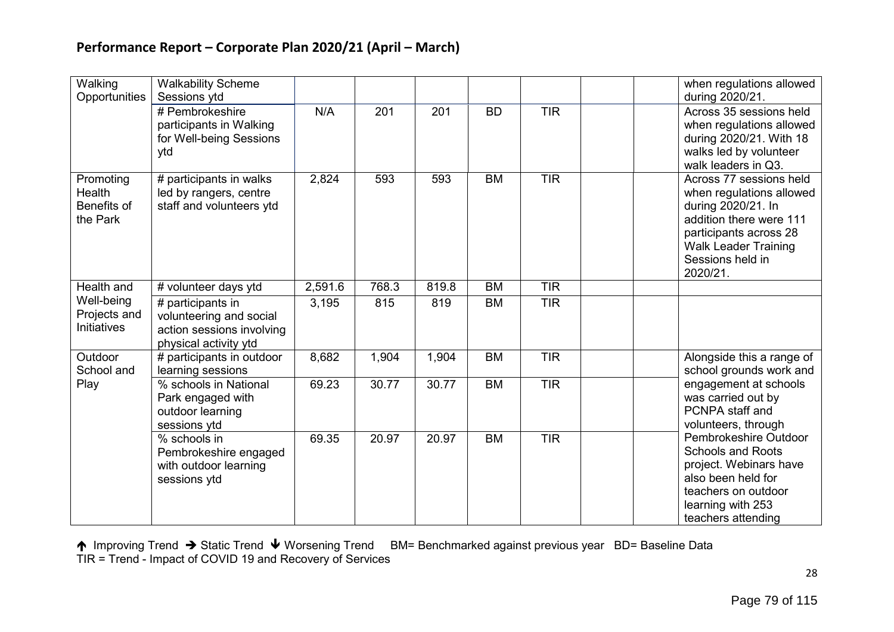## Performance Report – Corporate Plan 2020/21 (April – March)

| | | | | | | | | | |
|---|---|---|---|---|---|---|---|---|---|
| Walking Opportunities | Walkability Scheme Sessions ytd | | | | | | | | when regulations allowed during 2020/21. |
| | # Pembrokeshire participants in Walking for Well-being Sessions ytd | N/A | 201 | 201 | BD | TIR | | | Across 35 sessions held when regulations allowed during 2020/21. With 18 walks led by volunteer walk leaders in Q3. |
| Promoting Health Benefits of the Park | # participants in walks led by rangers, centre staff and volunteers ytd | 2,824 | 593 | 593 | BM | TIR | | | Across 77 sessions held when regulations allowed during 2020/21. In addition there were 111 participants across 28 Walk Leader Training Sessions held in 2020/21. |
| Health and Well-being Projects and Initiatives | # volunteer days ytd | 2,591.6 | 768.3 | 819.8 | BM | TIR | | | |
| | # participants in volunteering and social action sessions involving physical activity ytd | 3,195 | 815 | 819 | BM | TIR | | | |
| Outdoor School and Play | # participants in outdoor learning sessions | 8,682 | 1,904 | 1,904 | BM | TIR | | | Alongside this a range of school grounds work and engagement at schools was carried out by PCNPA staff and volunteers, through Pembrokeshire Outdoor Schools and Roots project. Webinars have also been held for teachers on outdoor learning with 253 teachers attending |
| | % schools in National Park engaged with outdoor learning sessions ytd | 69.23 | 30.77 | 30.77 | BM | TIR | | | |
| | % schools in Pembrokeshire engaged with outdoor learning sessions ytd | 69.35 | 20.97 | 20.97 | BM | TIR | | | |

↑ Improving Trend → Static Trend ↓ Worsening Trend BM= Benchmarked against previous year BD= Baseline Data
TIR = Trend - Impact of COVID 19 and Recovery of Services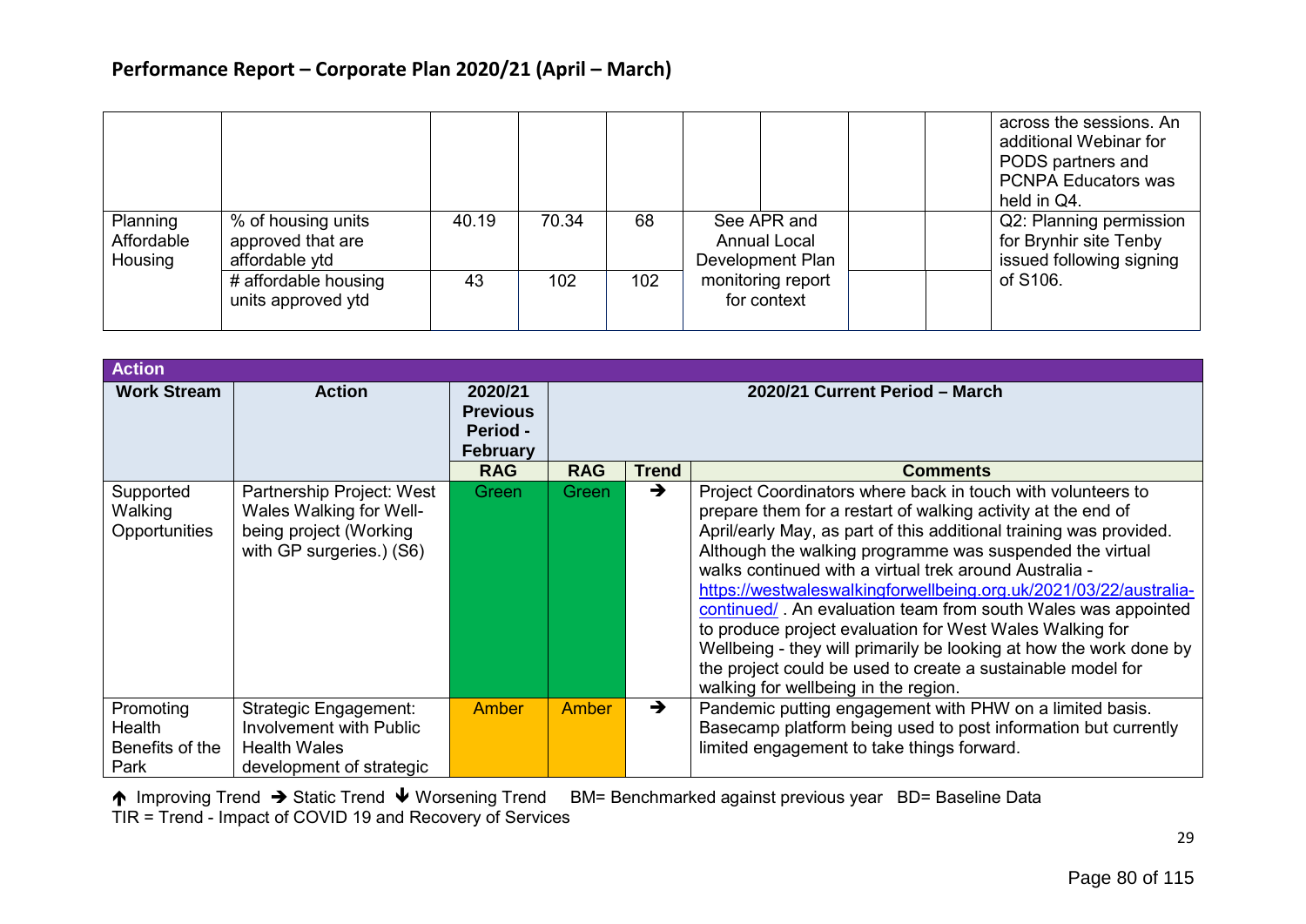## Performance Report – Corporate Plan 2020/21 (April – March)

| | | | | | | | | | |
|---|---|---|---|---|---|---|---|---|---|
| | | | | | | | | | across the sessions. An additional Webinar for PODS partners and PCNPA Educators was held in Q4. |
| Planning Affordable Housing | % of housing units approved that are affordable ytd | 40.19 | 70.34 | 68 | See APR and Annual Local Development Plan monitoring report for context | | | | Q2: Planning permission for Brynhir site Tenby issued following signing of S106. |
| | # affordable housing units approved ytd | 43 | 102 | 102 | | | | | |

| Action | | | | | |
|---|---|---|---|---|---|
| Work Stream | Action | 2020/21 Previous Period - February | 2020/21 Current Period – March | | |
| | | RAG | RAG | Trend | Comments |
| Supported Walking Opportunities | Partnership Project: West Wales Walking for Well-being project (Working with GP surgeries.) (S6) | Green | Green | ➔ | Project Coordinators where back in touch with volunteers to prepare them for a restart of walking activity at the end of April/early May, as part of this additional training was provided. Although the walking programme was suspended the virtual walks continued with a virtual trek around Australia - https://westwaleswalkingforwellbeing.org.uk/2021/03/22/australia-continued/ . An evaluation team from south Wales was appointed to produce project evaluation for West Wales Walking for Wellbeing - they will primarily be looking at how the work done by the project could be used to create a sustainable model for walking for wellbeing in the region. |
| Promoting Health Benefits of the Park | Strategic Engagement: Involvement with Public Health Wales development of strategic | Amber | Amber | ➔ | Pandemic putting engagement with PHW on a limited basis. Basecamp platform being used to post information but currently limited engagement to take things forward. |

🡑 Improving Trend ➔ Static Trend 🡓 Worsening Trend BM= Benchmarked against previous year BD= Baseline Data
TIR = Trend - Impact of COVID 19 and Recovery of Services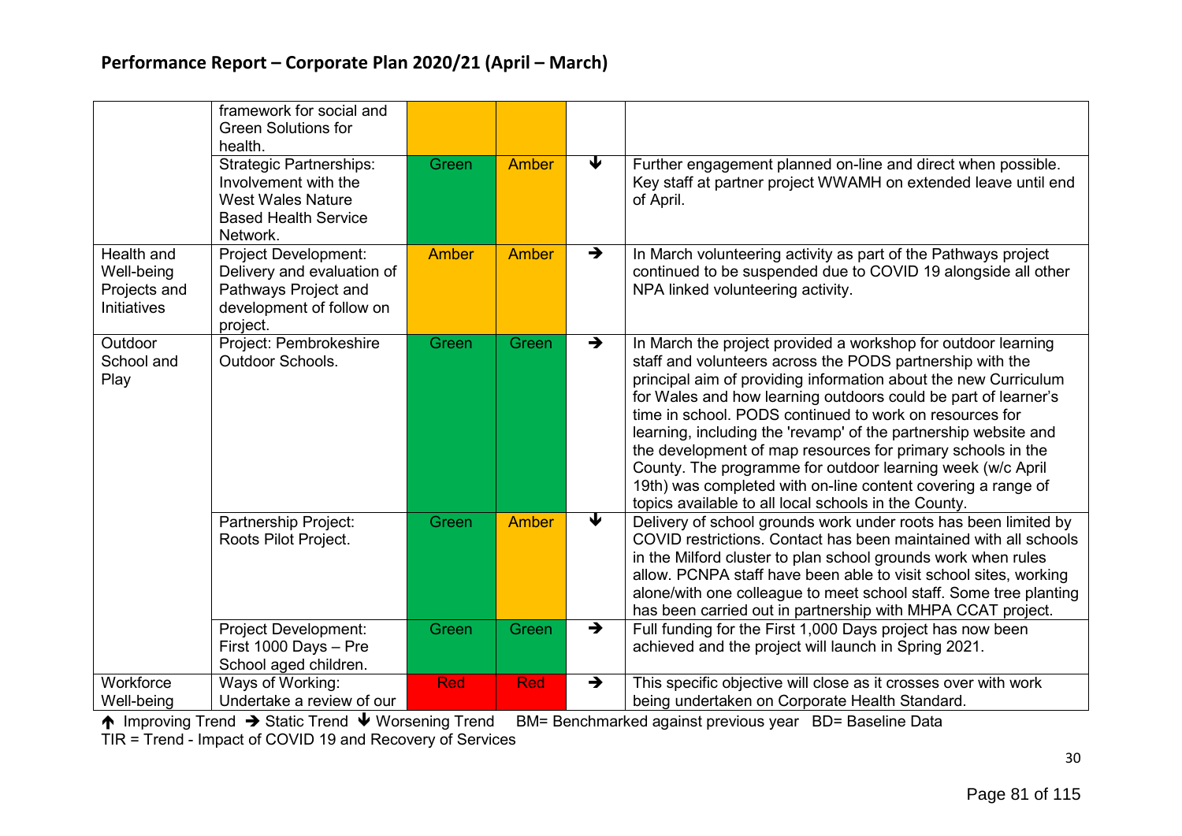## Performance Report – Corporate Plan 2020/21 (April – March)

| | | | | | |
|---|---|---|---|---|---|
| | framework for social and Green Solutions for health. | | | | |
| | Strategic Partnerships: Involvement with the West Wales Nature Based Health Service Network. | Green | Amber | ↓ | Further engagement planned on-line and direct when possible. Key staff at partner project WWAMH on extended leave until end of April. |
| Health and Well-being Projects and Initiatives | Project Development: Delivery and evaluation of Pathways Project and development of follow on project. | Amber | Amber | → | In March volunteering activity as part of the Pathways project continued to be suspended due to COVID 19 alongside all other NPA linked volunteering activity. |
| Outdoor School and Play | Project: Pembrokeshire Outdoor Schools. | Green | Green | → | In March the project provided a workshop for outdoor learning staff and volunteers across the PODS partnership with the principal aim of providing information about the new Curriculum for Wales and how learning outdoors could be part of learner's time in school. PODS continued to work on resources for learning, including the 'revamp' of the partnership website and the development of map resources for primary schools in the County. The programme for outdoor learning week (w/c April 19th) was completed with on-line content covering a range of topics available to all local schools in the County. |
| | Partnership Project: Roots Pilot Project. | Green | Amber | ↓ | Delivery of school grounds work under roots has been limited by COVID restrictions. Contact has been maintained with all schools in the Milford cluster to plan school grounds work when rules allow. PCNPA staff have been able to visit school sites, working alone/with one colleague to meet school staff. Some tree planting has been carried out in partnership with MHPA CCAT project. |
| | Project Development: First 1000 Days – Pre School aged children. | Green | Green | → | Full funding for the First 1,000 Days project has now been achieved and the project will launch in Spring 2021. |
| Workforce Well-being | Ways of Working: Undertake a review of our | Red | Red | → | This specific objective will close as it crosses over with work being undertaken on Corporate Health Standard. |

↑ Improving Trend → Static Trend ↓ Worsening Trend BM= Benchmarked against previous year BD= Baseline Data
TIR = Trend - Impact of COVID 19 and Recovery of Services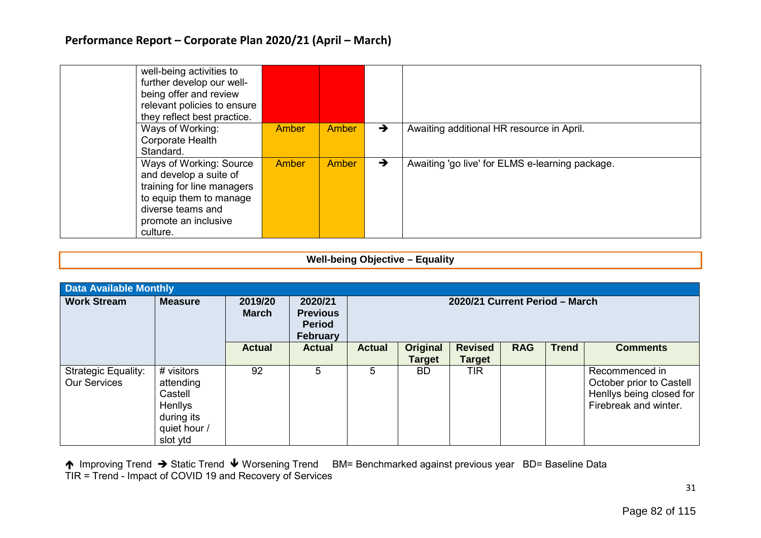## Performance Report – Corporate Plan 2020/21 (April – March)

| | | | | | |
|---|---|---|---|---|---|
| | well-being activities to further develop our well-being offer and review relevant policies to ensure they reflect best practice. | | | | |
| | Ways of Working: Corporate Health Standard. | Amber | Amber | ➔ | Awaiting additional HR resource in April. |
| | Ways of Working: Source and develop a suite of training for line managers to equip them to manage diverse teams and promote an inclusive culture. | Amber | Amber | ➔ | Awaiting 'go live' for ELMS e-learning package. |

**Well-being Objective – Equality**

| Data Available Monthly | | | | | | | | | |
|---|---|---|---|---|---|---|---|---|---|
| **Work Stream** | **Measure** | **2019/20 March** | **2020/21 Previous Period February** | **2020/21 Current Period – March** | | | | | |
| | | **Actual** | **Actual** | **Actual** | **Original Target** | **Revised Target** | **RAG** | **Trend** | **Comments** |
| Strategic Equality: Our Services | # visitors attending Castell Henllys during its quiet hour / slot ytd | 92 | 5 | 5 | BD | TIR | | | Recommenced in October prior to Castell Henllys being closed for Firebreak and winter. |

🡅 Improving Trend ➔ Static Trend 🡇 Worsening Trend BM= Benchmarked against previous year BD= Baseline Data
TIR = Trend - Impact of COVID 19 and Recovery of Services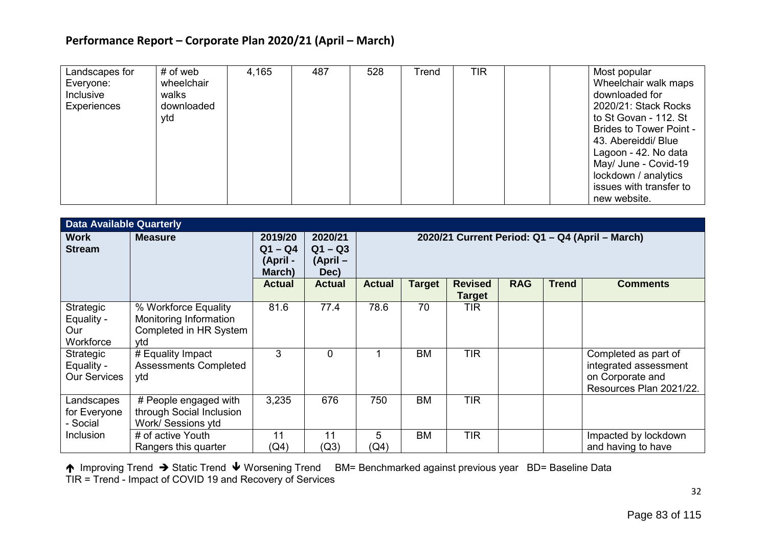## Performance Report – Corporate Plan 2020/21 (April – March)

| Landscapes for Everyone: Inclusive Experiences | # of web wheelchair walks downloaded ytd | 4,165 | 487 | 528 | Trend | TIR | | | Most popular Wheelchair walk maps downloaded for 2020/21: Stack Rocks to St Govan - 112. St Brides to Tower Point - 43. Abereiddi/ Blue Lagoon - 42. No data May/ June - Covid-19 lockdown / analytics issues with transfer to new website. |
|---|---|---|---|---|---|---|---|---|---|

| Data Available Quarterly | | | | | | | | | |
|---|---|---|---|---|---|---|---|---|---|
| **Work Stream** | **Measure** | **2019/20 Q1 – Q4 (April - March)** | **2020/21 Q1 – Q3 (April – Dec)** | **2020/21 Current Period: Q1 – Q4 (April – March)** | | | | | |
| | | **Actual** | **Actual** | **Actual** | **Target** | **Revised Target** | **RAG** | **Trend** | **Comments** |
| Strategic Equality - Our Workforce | % Workforce Equality Monitoring Information Completed in HR System ytd | 81.6 | 77.4 | 78.6 | 70 | TIR | | | |
| Strategic Equality - Our Services | # Equality Impact Assessments Completed ytd | 3 | 0 | 1 | BM | TIR | | | Completed as part of integrated assessment on Corporate and Resources Plan 2021/22. |
| Landscapes for Everyone - Social Inclusion | # People engaged with through Social Inclusion Work/ Sessions ytd | 3,235 | 676 | 750 | BM | TIR | | | |
| | # of active Youth Rangers this quarter | 11 (Q4) | 11 (Q3) | 5 (Q4) | BM | TIR | | | Impacted by lockdown and having to have |

🡅 Improving Trend 🡆 Static Trend 🡇 Worsening Trend BM= Benchmarked against previous year BD= Baseline Data
TIR = Trend - Impact of COVID 19 and Recovery of Services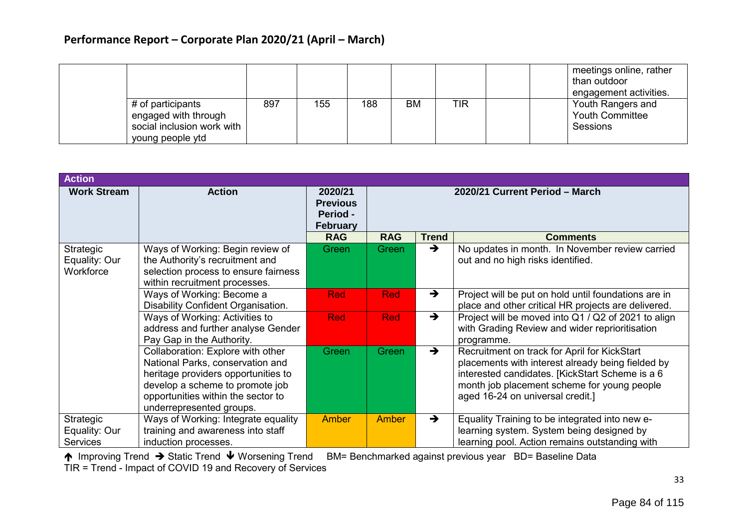# Performance Report – Corporate Plan 2020/21 (April – March)

| | | | | | | | | | |
|---|---|---|---|---|---|---|---|---|---|
| | | | | | | | | | meetings online, rather than outdoor engagement activities. |
| | # of participants engaged with through social inclusion work with young people ytd | 897 | 155 | 188 | BM | TIR | | | Youth Rangers and Youth Committee Sessions |

| Action | | | | | |
|---|---|---|---|---|---|
| **Work Stream** | **Action** | **2020/21 Previous Period - February** | **2020/21 Current Period – March** | | |
| | | **RAG** | **RAG** | **Trend** | **Comments** |
| Strategic Equality: Our Workforce | Ways of Working: Begin review of the Authority's recruitment and selection process to ensure fairness within recruitment processes. | Green | Green | ➔ | No updates in month. In November review carried out and no high risks identified. |
| | Ways of Working: Become a Disability Confident Organisation. | Red | Red | ➔ | Project will be put on hold until foundations are in place and other critical HR projects are delivered. |
| | Ways of Working: Activities to address and further analyse Gender Pay Gap in the Authority. | Red | Red | ➔ | Project will be moved into Q1 / Q2 of 2021 to align with Grading Review and wider reprioritisation programme. |
| | Collaboration: Explore with other National Parks, conservation and heritage providers opportunities to develop a scheme to promote job opportunities within the sector to underrepresented groups. | Green | Green | ➔ | Recruitment on track for April for KickStart placements with interest already being fielded by interested candidates. [KickStart Scheme is a 6 month job placement scheme for young people aged 16-24 on universal credit.] |
| Strategic Equality: Our Services | Ways of Working: Integrate equality training and awareness into staff induction processes. | Amber | Amber | ➔ | Equality Training to be integrated into new e-learning system. System being designed by learning pool. Action remains outstanding with |

🡩 Improving Trend ➔ Static Trend 🡫 Worsening Trend BM= Benchmarked against previous year BD= Baseline Data
TIR = Trend - Impact of COVID 19 and Recovery of Services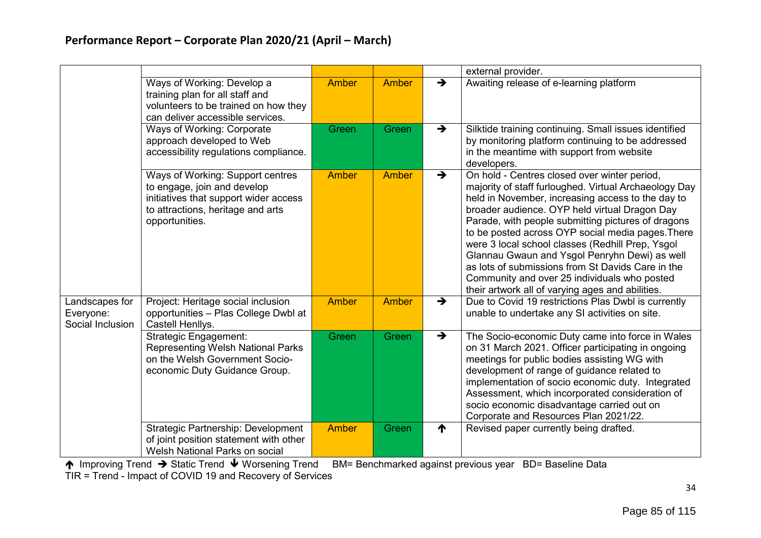## Performance Report – Corporate Plan 2020/21 (April – March)

| | | | | | |
|---|---|---|---|---|---|
| | | Amber | Amber | | external provider. |
| | Ways of Working: Develop a training plan for all staff and volunteers to be trained on how they can deliver accessible services. | Amber | Amber | ➔ | Awaiting release of e-learning platform |
| | Ways of Working: Corporate approach developed to Web accessibility regulations compliance. | Green | Green | ➔ | Silktide training continuing. Small issues identified by monitoring platform continuing to be addressed in the meantime with support from website developers. |
| | Ways of Working: Support centres to engage, join and develop initiatives that support wider access to attractions, heritage and arts opportunities. | Amber | Amber | ➔ | On hold - Centres closed over winter period, majority of staff furloughed. Virtual Archaeology Day held in November, increasing access to the day to broader audience. OYP held virtual Dragon Day Parade, with people submitting pictures of dragons to be posted across OYP social media pages.There were 3 local school classes (Redhill Prep, Ysgol Glannau Gwaun and Ysgol Penryhn Dewi) as well as lots of submissions from St Davids Care in the Community and over 25 individuals who posted their artwork all of varying ages and abilities. |
| Landscapes for Everyone: Social Inclusion | Project: Heritage social inclusion opportunities – Plas College Dwbl at Castell Henllys. | Amber | Amber | ➔ | Due to Covid 19 restrictions Plas Dwbl is currently unable to undertake any SI activities on site. |
| | Strategic Engagement: Representing Welsh National Parks on the Welsh Government Socio-economic Duty Guidance Group. | Green | Green | ➔ | The Socio-economic Duty came into force in Wales on 31 March 2021. Officer participating in ongoing meetings for public bodies assisting WG with development of range of guidance related to implementation of socio economic duty. Integrated Assessment, which incorporated consideration of socio economic disadvantage carried out on Corporate and Resources Plan 2021/22. |
| | Strategic Partnership: Development of joint position statement with other Welsh National Parks on social | Amber | Green | ↑ | Revised paper currently being drafted. |

↑ Improving Trend ➔ Static Trend ↓ Worsening Trend BM= Benchmarked against previous year BD= Baseline Data
TIR = Trend - Impact of COVID 19 and Recovery of Services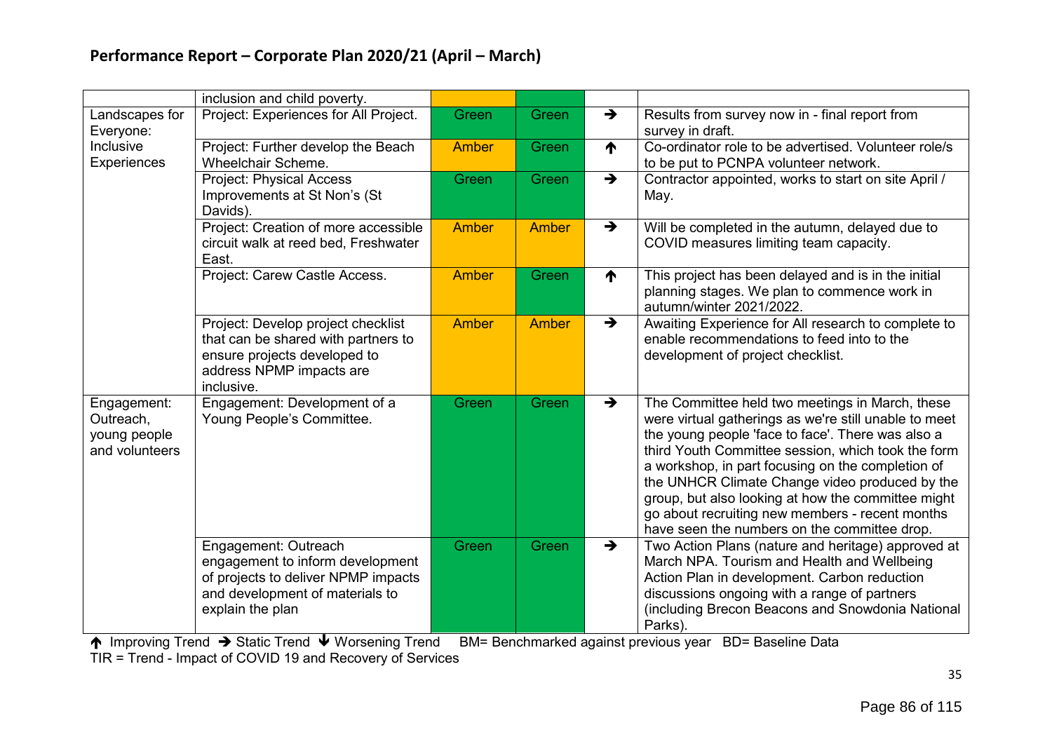## Performance Report – Corporate Plan 2020/21 (April – March)

| | | | | | |
|---|---|---|---|---|---|
| | inclusion and child poverty. | | | | |
| Landscapes for Everyone: Inclusive Experiences | Project: Experiences for All Project. | Green | Green | → | Results from survey now in - final report from survey in draft. |
| | Project: Further develop the Beach Wheelchair Scheme. | Amber | Green | ↑ | Co-ordinator role to be advertised. Volunteer role/s to be put to PCNPA volunteer network. |
| | Project: Physical Access Improvements at St Non's (St Davids). | Green | Green | → | Contractor appointed, works to start on site April / May. |
| | Project: Creation of more accessible circuit walk at reed bed, Freshwater East. | Amber | Amber | → | Will be completed in the autumn, delayed due to COVID measures limiting team capacity. |
| | Project: Carew Castle Access. | Amber | Green | ↑ | This project has been delayed and is in the initial planning stages. We plan to commence work in autumn/winter 2021/2022. |
| | Project: Develop project checklist that can be shared with partners to ensure projects developed to address NPMP impacts are inclusive. | Amber | Amber | → | Awaiting Experience for All research to complete to enable recommendations to feed into to the development of project checklist. |
| Engagement: Outreach, young people and volunteers | Engagement: Development of a Young People's Committee. | Green | Green | → | The Committee held two meetings in March, these were virtual gatherings as we're still unable to meet the young people 'face to face'. There was also a third Youth Committee session, which took the form a workshop, in part focusing on the completion of the UNHCR Climate Change video produced by the group, but also looking at how the committee might go about recruiting new members - recent months have seen the numbers on the committee drop. |
| | Engagement: Outreach engagement to inform development of projects to deliver NPMP impacts and development of materials to explain the plan | Green | Green | → | Two Action Plans (nature and heritage) approved at March NPA. Tourism and Health and Wellbeing Action Plan in development. Carbon reduction discussions ongoing with a range of partners (including Brecon Beacons and Snowdonia National Parks). |

↑ Improving Trend → Static Trend ↓ Worsening Trend BM= Benchmarked against previous year BD= Baseline Data
TIR = Trend - Impact of COVID 19 and Recovery of Services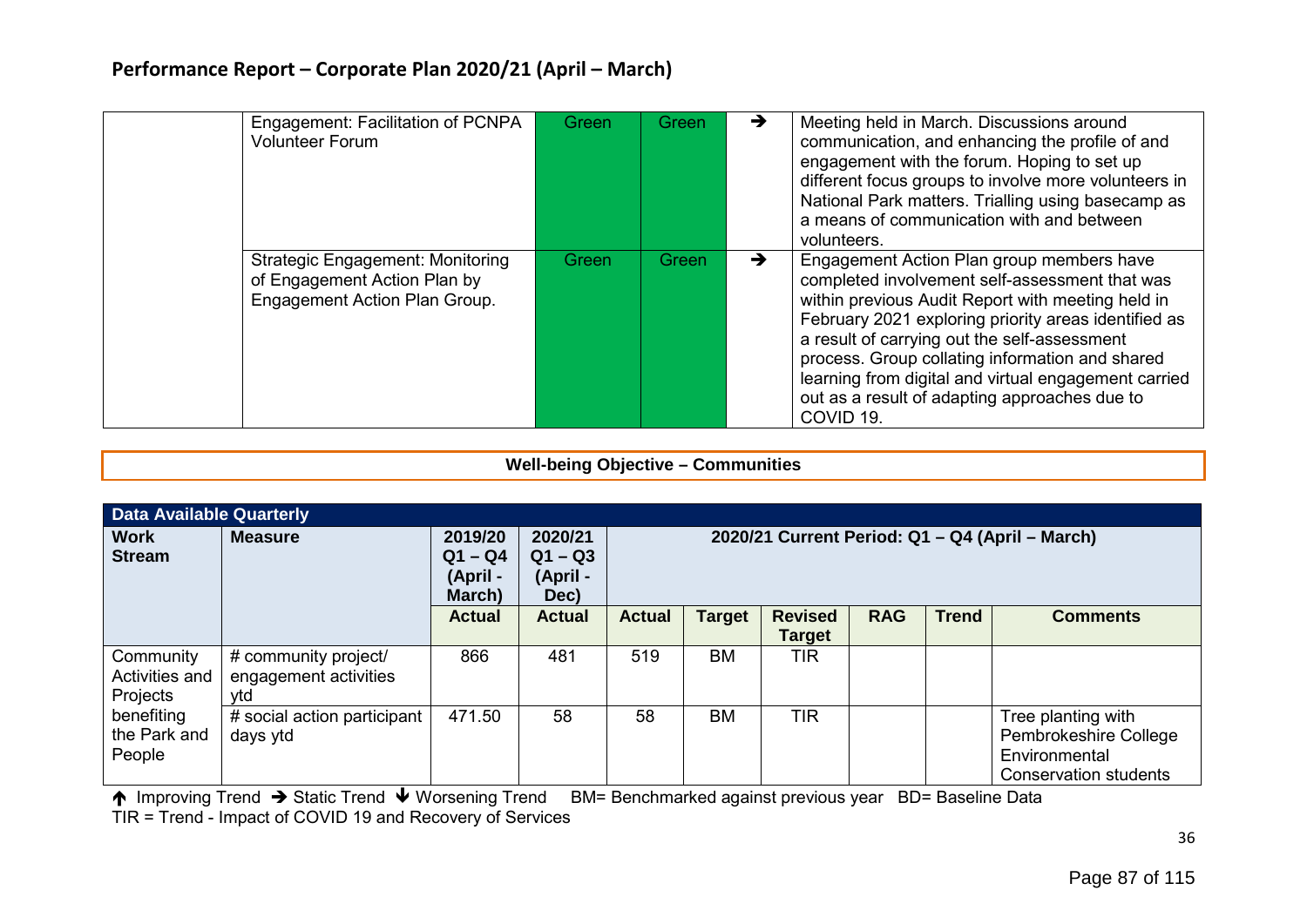# Performance Report – Corporate Plan 2020/21 (April – March)

| | | | | | |
|---|---|---|---|---|---|
| | Engagement: Facilitation of PCNPA Volunteer Forum | Green | Green | ➔ | Meeting held in March. Discussions around communication, and enhancing the profile of and engagement with the forum. Hoping to set up different focus groups to involve more volunteers in National Park matters. Trialling using basecamp as a means of communication with and between volunteers. |
| | Strategic Engagement: Monitoring of Engagement Action Plan by Engagement Action Plan Group. | Green | Green | ➔ | Engagement Action Plan group members have completed involvement self-assessment that was within previous Audit Report with meeting held in February 2021 exploring priority areas identified as a result of carrying out the self-assessment process. Group collating information and shared learning from digital and virtual engagement carried out as a result of adapting approaches due to COVID 19. |

**Well-being Objective – Communities**

| Data Available Quarterly | | | | | | | | | |
|---|---|---|---|---|---|---|---|---|---|
| **Work Stream** | **Measure** | **2019/20 Q1 – Q4 (April - March)** | **2020/21 Q1 – Q3 (April - Dec)** | **2020/21 Current Period: Q1 – Q4 (April – March)** | | | | | |
| | | **Actual** | **Actual** | **Actual** | **Target** | **Revised Target** | **RAG** | **Trend** | **Comments** |
| Community Activities and Projects benefiting the Park and People | # community project/ engagement activities ytd | 866 | 481 | 519 | BM | TIR | | | |
| | # social action participant days ytd | 471.50 | 58 | 58 | BM | TIR | | | Tree planting with Pembrokeshire College Environmental Conservation students |

🡑 Improving Trend ➔ Static Trend 🡓 Worsening Trend BM= Benchmarked against previous year BD= Baseline Data
TIR = Trend - Impact of COVID 19 and Recovery of Services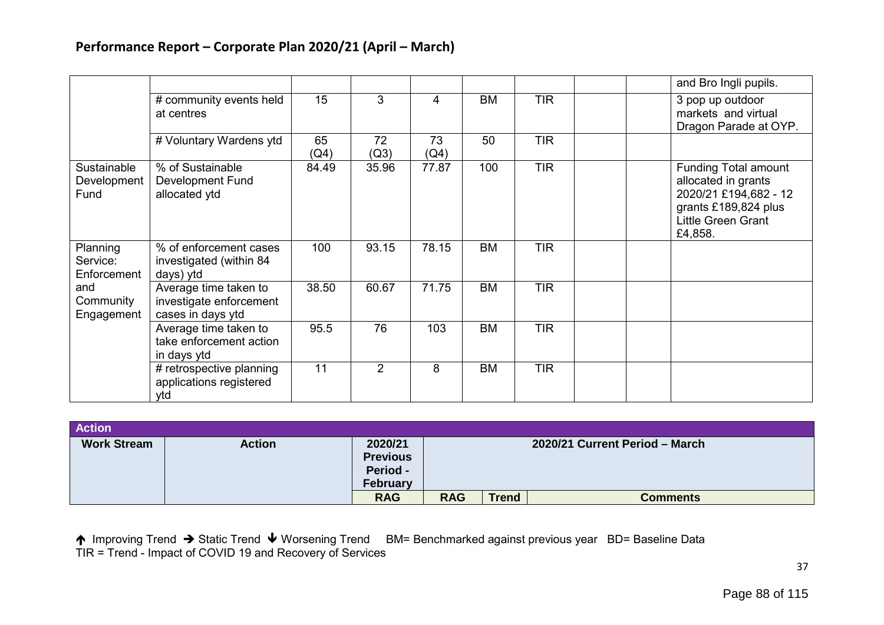## Performance Report – Corporate Plan 2020/21 (April – March)

| | | | | | | | | | |
|---|---|---|---|---|---|---|---|---|---|
| | | | | | | | | | and Bro Ingli pupils. |
| | # community events held at centres | 15 | 3 | 4 | BM | TIR | | | 3 pop up outdoor markets and virtual Dragon Parade at OYP. |
| | # Voluntary Wardens ytd | 65 (Q4) | 72 (Q3) | 73 (Q4) | 50 | TIR | | | |
| Sustainable Development Fund | % of Sustainable Development Fund allocated ytd | 84.49 | 35.96 | 77.87 | 100 | TIR | | | Funding Total amount allocated in grants 2020/21 £194,682 - 12 grants £189,824 plus Little Green Grant £4,858. |
| Planning Service: Enforcement and Community Engagement | % of enforcement cases investigated (within 84 days) ytd | 100 | 93.15 | 78.15 | BM | TIR | | | |
| | Average time taken to investigate enforcement cases in days ytd | 38.50 | 60.67 | 71.75 | BM | TIR | | | |
| | Average time taken to take enforcement action in days ytd | 95.5 | 76 | 103 | BM | TIR | | | |
| | # retrospective planning applications registered ytd | 11 | 2 | 8 | BM | TIR | | | |

| Action | | | | | |
|---|---|---|---|---|---|
| **Work Stream** | **Action** | **2020/21 Previous Period - February** | **2020/21 Current Period – March** | | |
| | | **RAG** | **RAG** | **Trend** | **Comments** |

↑ Improving Trend → Static Trend ↓ Worsening Trend BM= Benchmarked against previous year BD= Baseline Data
TIR = Trend - Impact of COVID 19 and Recovery of Services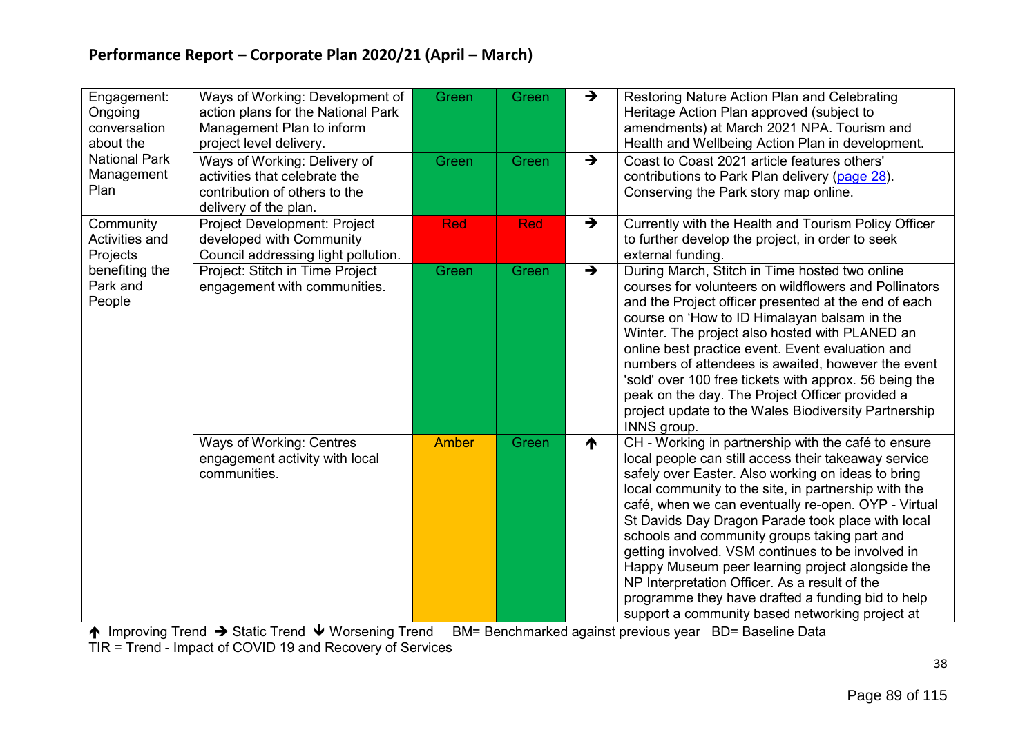## Performance Report – Corporate Plan 2020/21 (April – March)

| | | | | | |
|---|---|---|---|---|---|
| Engagement: Ongoing conversation about the National Park Management Plan | Ways of Working: Development of action plans for the National Park Management Plan to inform project level delivery. | Green | Green | → | Restoring Nature Action Plan and Celebrating Heritage Action Plan approved (subject to amendments) at March 2021 NPA. Tourism and Health and Wellbeing Action Plan in development. |
| | Ways of Working: Delivery of activities that celebrate the contribution of others to the delivery of the plan. | Green | Green | → | Coast to Coast 2021 article features others' contributions to Park Plan delivery (page 28). Conserving the Park story map online. |
| Community Activities and Projects benefiting the Park and People | Project Development: Project developed with Community Council addressing light pollution. | Red | Red | → | Currently with the Health and Tourism Policy Officer to further develop the project, in order to seek external funding. |
| | Project: Stitch in Time Project engagement with communities. | Green | Green | → | During March, Stitch in Time hosted two online courses for volunteers on wildflowers and Pollinators and the Project officer presented at the end of each course on 'How to ID Himalayan balsam in the Winter. The project also hosted with PLANED an online best practice event. Event evaluation and numbers of attendees is awaited, however the event 'sold' over 100 free tickets with approx. 56 being the peak on the day. The Project Officer provided a project update to the Wales Biodiversity Partnership INNS group. |
| | Ways of Working: Centres engagement activity with local communities. | Amber | Green | ↑ | CH - Working in partnership with the café to ensure local people can still access their takeaway service safely over Easter. Also working on ideas to bring local community to the site, in partnership with the café, when we can eventually re-open. OYP - Virtual St Davids Day Dragon Parade took place with local schools and community groups taking part and getting involved. VSM continues to be involved in Happy Museum peer learning project alongside the NP Interpretation Officer. As a result of the programme they have drafted a funding bid to help support a community based networking project at |

↑ Improving Trend → Static Trend ↓ Worsening Trend BM= Benchmarked against previous year BD= Baseline Data
TIR = Trend - Impact of COVID 19 and Recovery of Services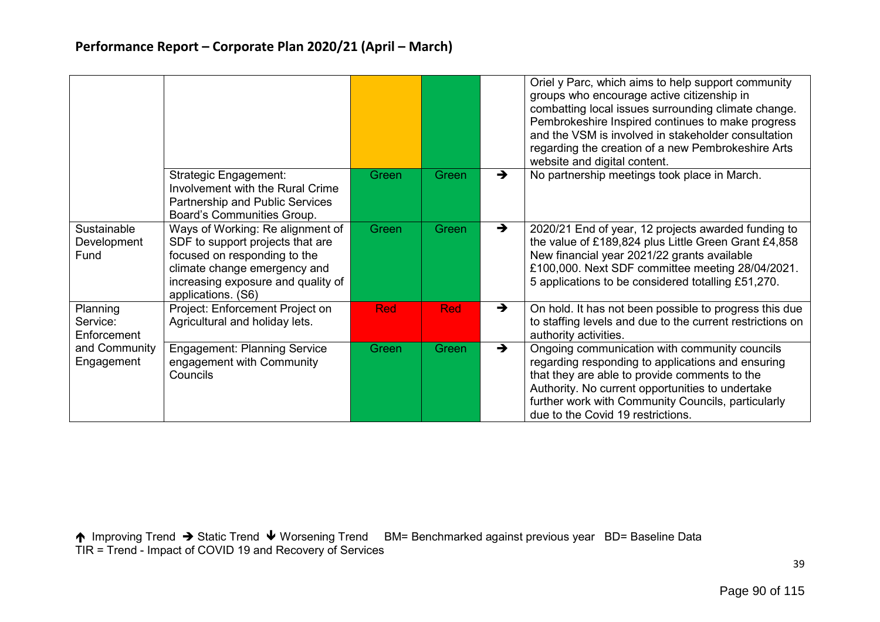## Performance Report – Corporate Plan 2020/21 (April – March)

| | | | | | |
|---|---|---|---|---|---|
| | | | | | Oriel y Parc, which aims to help support community groups who encourage active citizenship in combatting local issues surrounding climate change. Pembrokeshire Inspired continues to make progress and the VSM is involved in stakeholder consultation regarding the creation of a new Pembrokeshire Arts website and digital content. |
| | Strategic Engagement: Involvement with the Rural Crime Partnership and Public Services Board's Communities Group. | Green | Green | ➔ | No partnership meetings took place in March. |
| Sustainable Development Fund | Ways of Working: Re alignment of SDF to support projects that are focused on responding to the climate change emergency and increasing exposure and quality of applications. (S6) | Green | Green | ➔ | 2020/21 End of year, 12 projects awarded funding to the value of £189,824 plus Little Green Grant £4,858 New financial year 2021/22 grants available £100,000. Next SDF committee meeting 28/04/2021. 5 applications to be considered totalling £51,270. |
| Planning Service: Enforcement and Community Engagement | Project: Enforcement Project on Agricultural and holiday lets. | Red | Red | ➔ | On hold. It has not been possible to progress this due to staffing levels and due to the current restrictions on authority activities. |
| | Engagement: Planning Service engagement with Community Councils | Green | Green | ➔ | Ongoing communication with community councils regarding responding to applications and ensuring that they are able to provide comments to the Authority. No current opportunities to undertake further work with Community Councils, particularly due to the Covid 19 restrictions. |

🡅 Improving Trend ➔ Static Trend 🡇 Worsening Trend BM= Benchmarked against previous year BD= Baseline Data
TIR = Trend - Impact of COVID 19 and Recovery of Services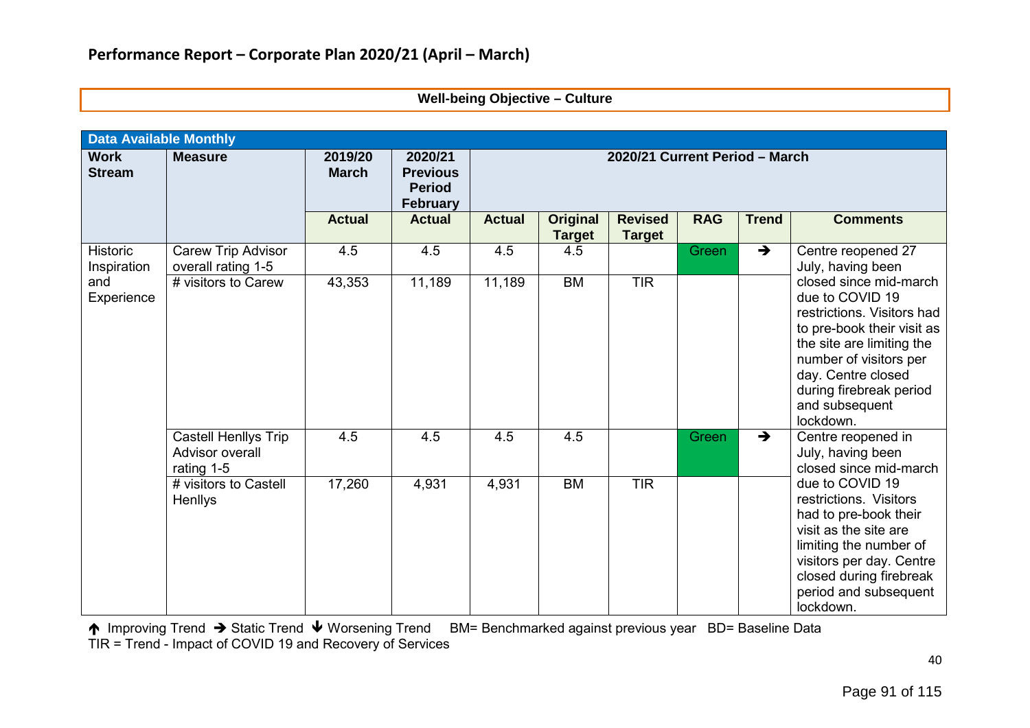## Performance Report – Corporate Plan 2020/21 (April – March)

**Well-being Objective – Culture**

| Data Available Monthly | | | | | | | | | |
|---|---|---|---|---|---|---|---|---|---|
| **Work Stream** | **Measure** | **2019/20 March** | **2020/21 Previous Period February** | **2020/21 Current Period – March** | | | | | |
| | | **Actual** | **Actual** | **Actual** | **Original Target** | **Revised Target** | **RAG** | **Trend** | **Comments** |
| Historic Inspiration and Experience | Carew Trip Advisor overall rating 1-5 | 4.5 | 4.5 | 4.5 | 4.5 | | Green | ➔ | Centre reopened 27 July, having been closed since mid-march due to COVID 19 restrictions. Visitors had to pre-book their visit as the site are limiting the number of visitors per day. Centre closed during firebreak period and subsequent lockdown. |
| | # visitors to Carew | 43,353 | 11,189 | 11,189 | BM | TIR | | | |
| | Castell Henllys Trip Advisor overall rating 1-5 | 4.5 | 4.5 | 4.5 | 4.5 | | Green | ➔ | Centre reopened in July, having been closed since mid-march due to COVID 19 restrictions. Visitors had to pre-book their visit as the site are limiting the number of visitors per day. Centre closed during firebreak period and subsequent lockdown. |
| | # visitors to Castell Henllys | 17,260 | 4,931 | 4,931 | BM | TIR | | | |

🡅 Improving Trend ➔ Static Trend 🡇 Worsening Trend BM= Benchmarked against previous year BD= Baseline Data
TIR = Trend - Impact of COVID 19 and Recovery of Services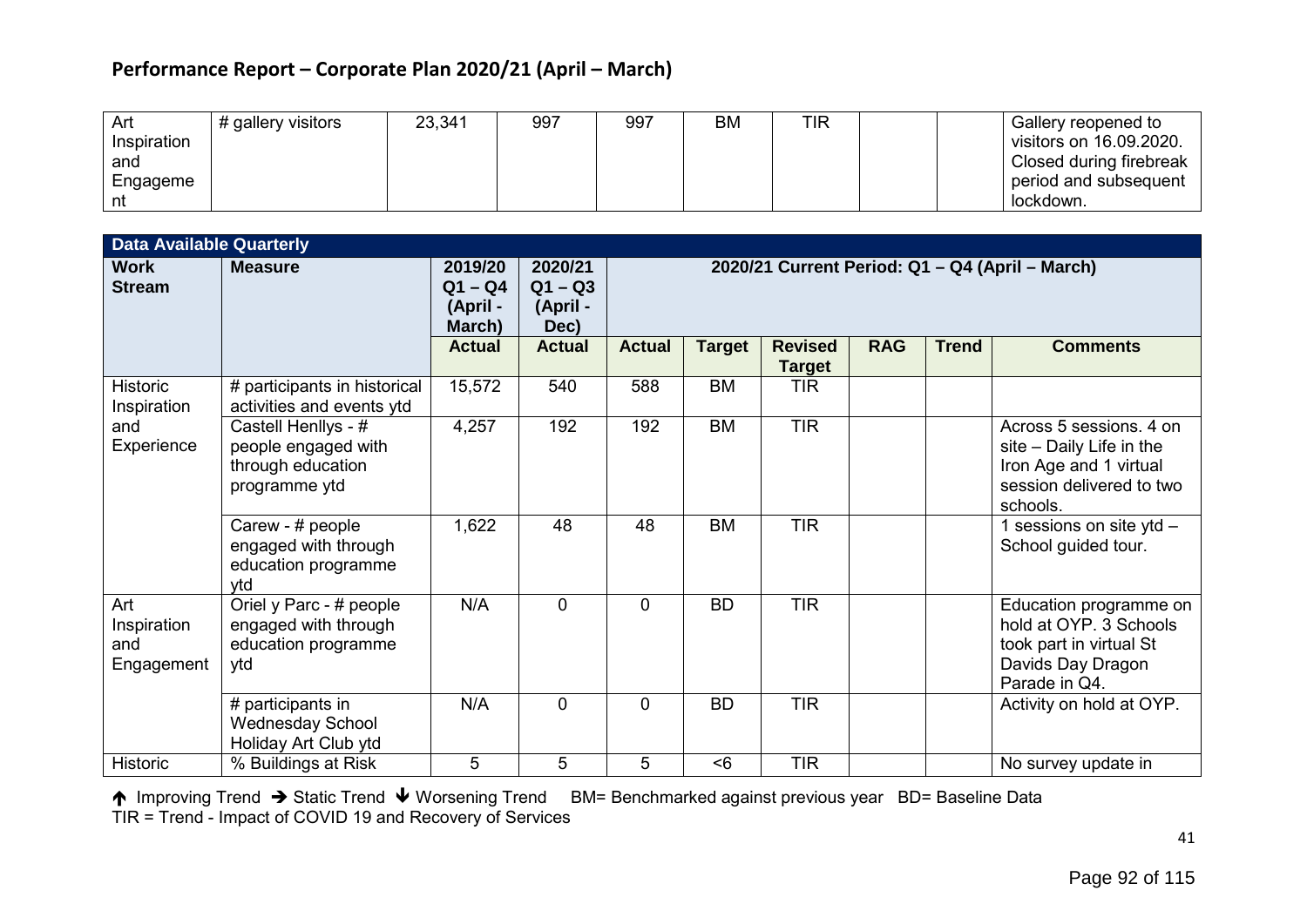## Performance Report – Corporate Plan 2020/21 (April – March)

| | | | | | | | | | |
|---|---|---|---|---|---|---|---|---|---|
| Art Inspiration and Engagement | # gallery visitors | 23,341 | 997 | 997 | BM | TIR | | | Gallery reopened to visitors on 16.09.2020. Closed during firebreak period and subsequent lockdown. |

| Data Available Quarterly | | | | | | | | | |
|---|---|---|---|---|---|---|---|---|---|
| **Work Stream** | **Measure** | **2019/20 Q1 – Q4 (April - March)** | **2020/21 Q1 – Q3 (April - Dec)** | **2020/21 Current Period: Q1 – Q4 (April – March)** | | | | | |
| | | **Actual** | **Actual** | **Actual** | **Target** | **Revised Target** | **RAG** | **Trend** | **Comments** |
| Historic Inspiration and Experience | # participants in historical activities and events ytd | 15,572 | 540 | 588 | BM | TIR | | | |
| | Castell Henllys - # people engaged with through education programme ytd | 4,257 | 192 | 192 | BM | TIR | | | Across 5 sessions. 4 on site – Daily Life in the Iron Age and 1 virtual session delivered to two schools. |
| | Carew - # people engaged with through education programme ytd | 1,622 | 48 | 48 | BM | TIR | | | 1 sessions on site ytd – School guided tour. |
| Art Inspiration and Engagement | Oriel y Parc - # people engaged with through education programme ytd | N/A | 0 | 0 | BD | TIR | | | Education programme on hold at OYP. 3 Schools took part in virtual St Davids Day Dragon Parade in Q4. |
| | # participants in Wednesday School Holiday Art Club ytd | N/A | 0 | 0 | BD | TIR | | | Activity on hold at OYP. |
| Historic | % Buildings at Risk | 5 | 5 | 5 | <6 | TIR | | | No survey update in |

↑ Improving Trend → Static Trend ↓ Worsening Trend BM= Benchmarked against previous year BD= Baseline Data
TIR = Trend - Impact of COVID 19 and Recovery of Services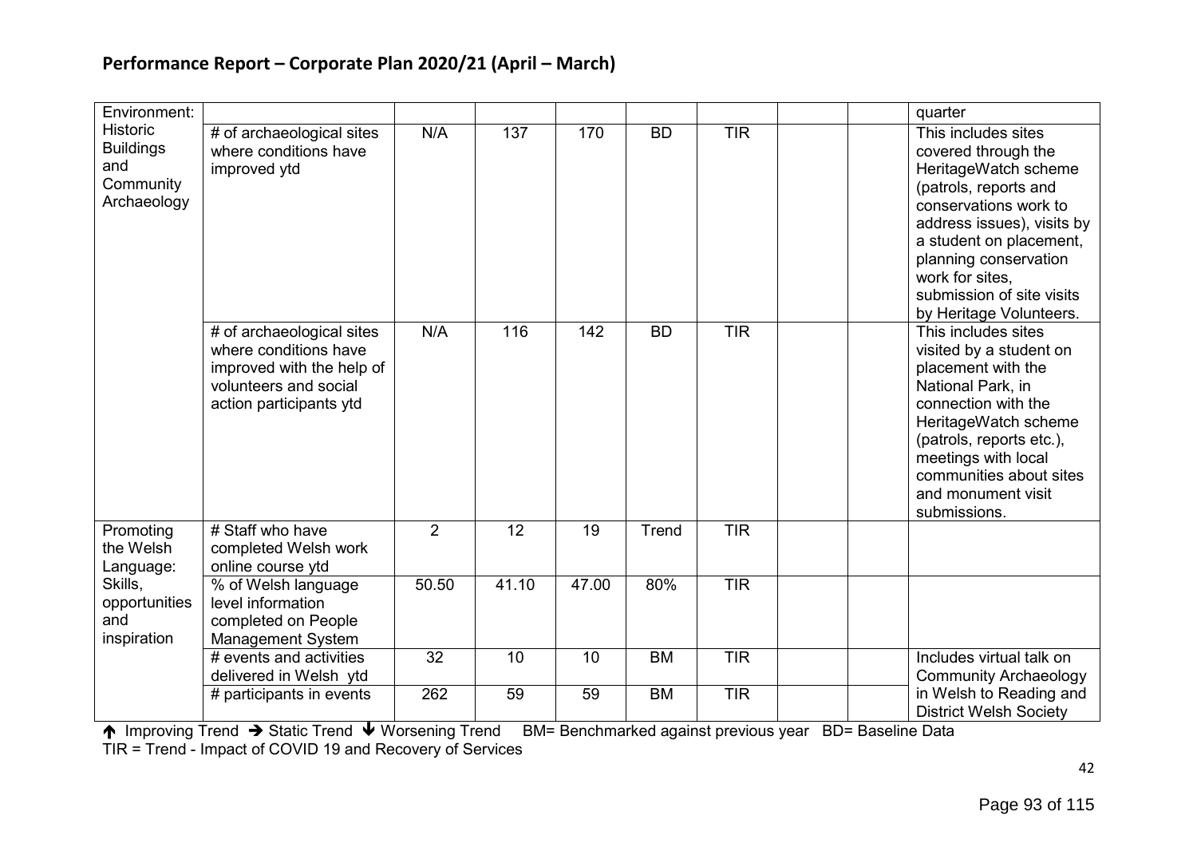## Performance Report – Corporate Plan 2020/21 (April – March)

| | | | | | | | | | |
|---|---|---|---|---|---|---|---|---|---|
| Environment: | | | | | | | | | quarter |
| Historic Buildings and Community Archaeology | # of archaeological sites where conditions have improved ytd | N/A | 137 | 170 | BD | TIR | | | This includes sites covered through the HeritageWatch scheme (patrols, reports and conservations work to address issues), visits by a student on placement, planning conservation work for sites, submission of site visits by Heritage Volunteers. |
| | # of archaeological sites where conditions have improved with the help of volunteers and social action participants ytd | N/A | 116 | 142 | BD | TIR | | | This includes sites visited by a student on placement with the National Park, in connection with the HeritageWatch scheme (patrols, reports etc.), meetings with local communities about sites and monument visit submissions. |
| Promoting the Welsh Language: Skills, opportunities and inspiration | # Staff who have completed Welsh work online course ytd | 2 | 12 | 19 | Trend | TIR | | | |
| | % of Welsh language level information completed on People Management System | 50.50 | 41.10 | 47.00 | 80% | TIR | | | |
| | # events and activities delivered in Welsh ytd | 32 | 10 | 10 | BM | TIR | | | Includes virtual talk on Community Archaeology in Welsh to Reading and District Welsh Society |
| | # participants in events | 262 | 59 | 59 | BM | TIR | | | |

↑ Improving Trend → Static Trend ↓ Worsening Trend BM= Benchmarked against previous year BD= Baseline Data
TIR = Trend - Impact of COVID 19 and Recovery of Services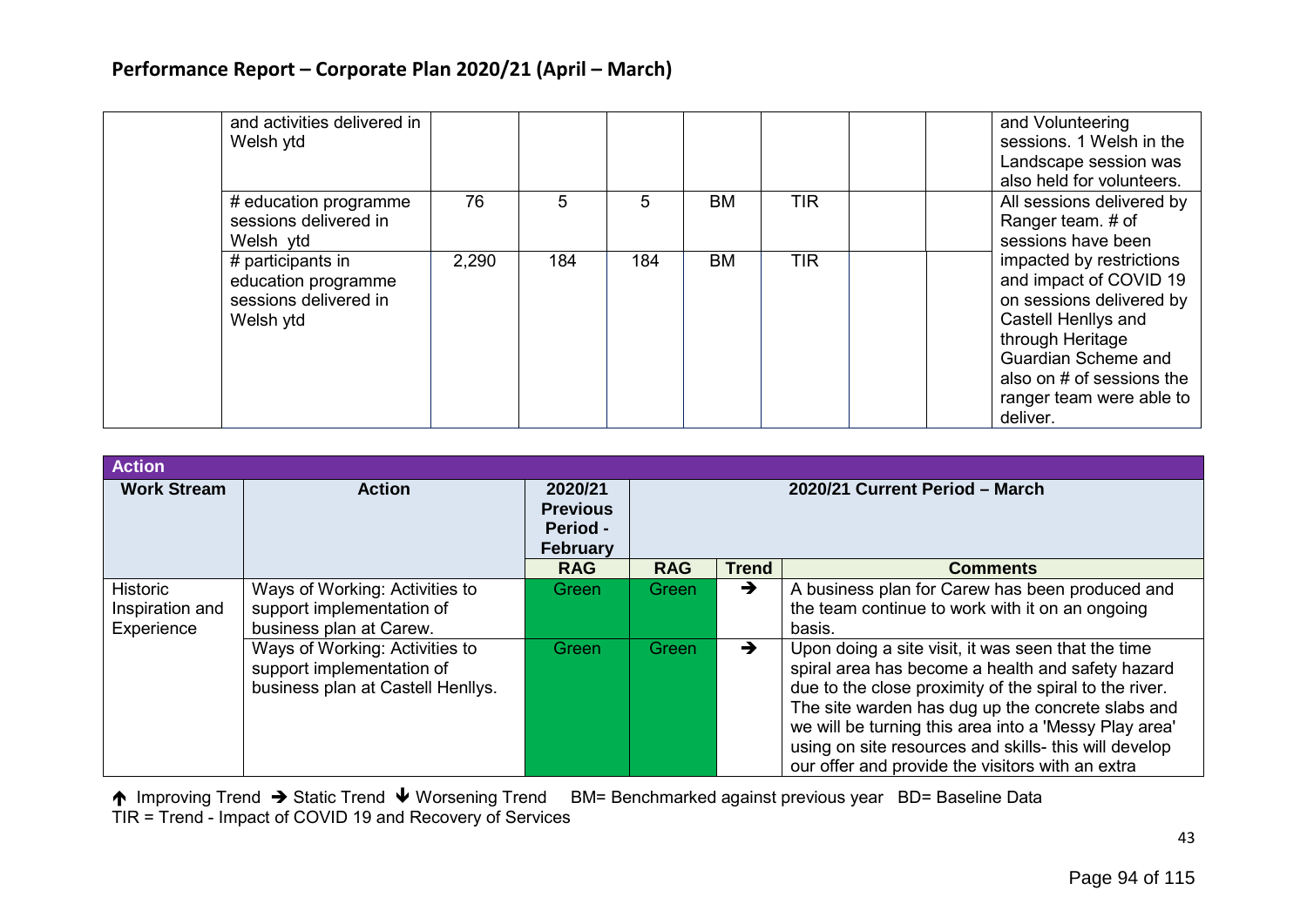## Performance Report – Corporate Plan 2020/21 (April – March)

| | | | | | | | | | |
|---|---|---|---|---|---|---|---|---|---|
| | and activities delivered in Welsh ytd | | | | | | | | and Volunteering sessions. 1 Welsh in the Landscape session was also held for volunteers. |
| | # education programme sessions delivered in Welsh ytd | 76 | 5 | 5 | BM | TIR | | | All sessions delivered by Ranger team. # of sessions have been impacted by restrictions and impact of COVID 19 on sessions delivered by Castell Henllys and through Heritage Guardian Scheme and also on # of sessions the ranger team were able to deliver. |
| | # participants in education programme sessions delivered in Welsh ytd | 2,290 | 184 | 184 | BM | TIR | | | |

| Action | | | | | |
|---|---|---|---|---|---|
| **Work Stream** | **Action** | **2020/21 Previous Period - February** | **2020/21 Current Period – March** | | |
| | | **RAG** | **RAG** | **Trend** | **Comments** |
| Historic Inspiration and Experience | Ways of Working: Activities to support implementation of business plan at Carew. | Green | Green | ➔ | A business plan for Carew has been produced and the team continue to work with it on an ongoing basis. |
| | Ways of Working: Activities to support implementation of business plan at Castell Henllys. | Green | Green | ➔ | Upon doing a site visit, it was seen that the time spiral area has become a health and safety hazard due to the close proximity of the spiral to the river. The site warden has dug up the concrete slabs and we will be turning this area into a 'Messy Play area' using on site resources and skills- this will develop our offer and provide the visitors with an extra |

🡡 Improving Trend ➔ Static Trend 🡣 Worsening Trend BM= Benchmarked against previous year BD= Baseline Data
TIR = Trend - Impact of COVID 19 and Recovery of Services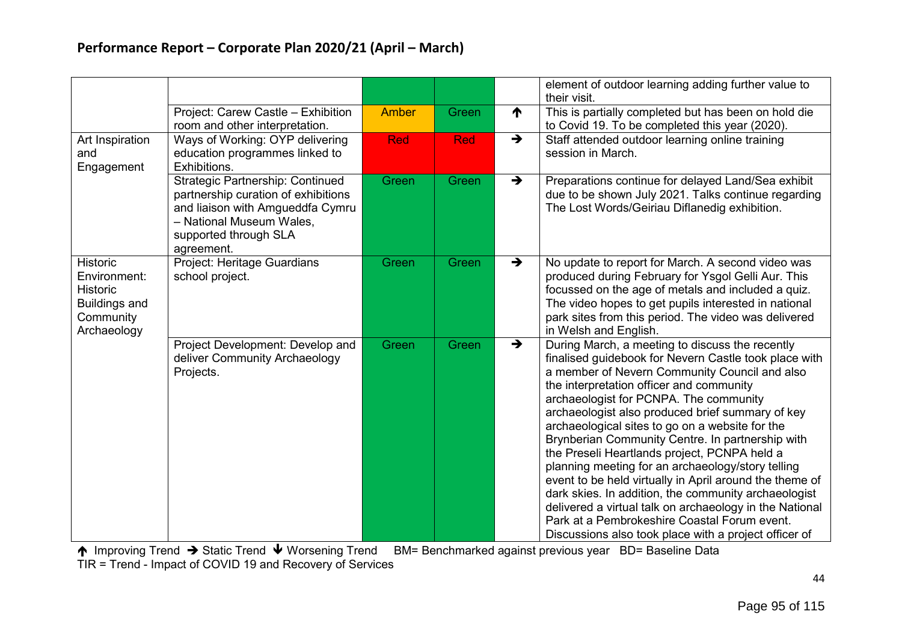## Performance Report – Corporate Plan 2020/21 (April – March)

| | | | | | |
|---|---|---|---|---|---|
| | | Green | Green | | element of outdoor learning adding further value to their visit. |
| | Project: Carew Castle – Exhibition room and other interpretation. | Amber | Green | ↑ | This is partially completed but has been on hold die to Covid 19. To be completed this year (2020). |
| Art Inspiration and Engagement | Ways of Working: OYP delivering education programmes linked to Exhibitions. | Red | Red | → | Staff attended outdoor learning online training session in March. |
| | Strategic Partnership: Continued partnership curation of exhibitions and liaison with Amgueddfa Cymru – National Museum Wales, supported through SLA agreement. | Green | Green | → | Preparations continue for delayed Land/Sea exhibit due to be shown July 2021. Talks continue regarding The Lost Words/Geiriau Diflanedig exhibition. |
| Historic Environment: Historic Buildings and Community Archaeology | Project: Heritage Guardians school project. | Green | Green | → | No update to report for March. A second video was produced during February for Ysgol Gelli Aur. This focussed on the age of metals and included a quiz. The video hopes to get pupils interested in national park sites from this period. The video was delivered in Welsh and English. |
| | Project Development: Develop and deliver Community Archaeology Projects. | Green | Green | → | During March, a meeting to discuss the recently finalised guidebook for Nevern Castle took place with a member of Nevern Community Council and also the interpretation officer and community archaeologist for PCNPA. The community archaeologist also produced brief summary of key archaeological sites to go on a website for the Brynberian Community Centre. In partnership with the Preseli Heartlands project, PCNPA held a planning meeting for an archaeology/story telling event to be held virtually in April around the theme of dark skies. In addition, the community archaeologist delivered a virtual talk on archaeology in the National Park at a Pembrokeshire Coastal Forum event. Discussions also took place with a project officer of |

↑ Improving Trend → Static Trend ↓ Worsening Trend  BM= Benchmarked against previous year  BD= Baseline Data
TIR = Trend - Impact of COVID 19 and Recovery of Services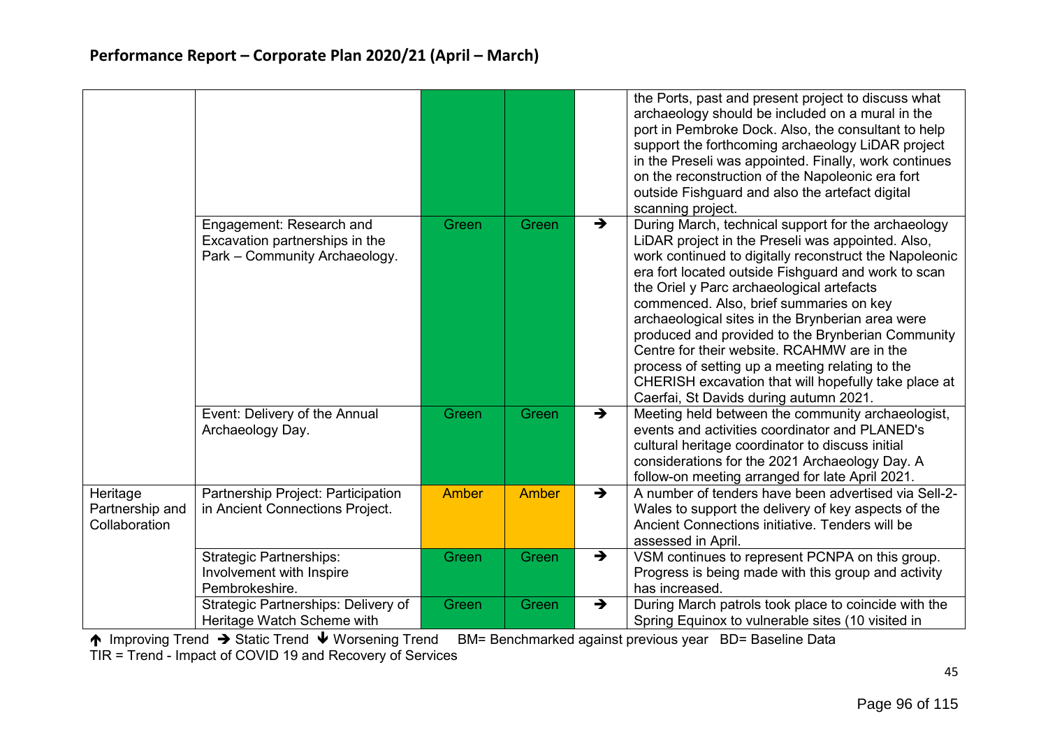## Performance Report – Corporate Plan 2020/21 (April – March)

| | | | | | |
|---|---|---|---|---|---|
| | | | | | the Ports, past and present project to discuss what archaeology should be included on a mural in the port in Pembroke Dock. Also, the consultant to help support the forthcoming archaeology LiDAR project in the Preseli was appointed. Finally, work continues on the reconstruction of the Napoleonic era fort outside Fishguard and also the artefact digital scanning project. |
| | Engagement: Research and Excavation partnerships in the Park – Community Archaeology. | Green | Green | ➔ | During March, technical support for the archaeology LiDAR project in the Preseli was appointed. Also, work continued to digitally reconstruct the Napoleonic era fort located outside Fishguard and work to scan the Oriel y Parc archaeological artefacts commenced. Also, brief summaries on key archaeological sites in the Brynberian area were produced and provided to the Brynberian Community Centre for their website. RCAHMW are in the process of setting up a meeting relating to the CHERISH excavation that will hopefully take place at Caerfai, St Davids during autumn 2021. |
| | Event: Delivery of the Annual Archaeology Day. | Green | Green | ➔ | Meeting held between the community archaeologist, events and activities coordinator and PLANED's cultural heritage coordinator to discuss initial considerations for the 2021 Archaeology Day. A follow-on meeting arranged for late April 2021. |
| Heritage Partnership and Collaboration | Partnership Project: Participation in Ancient Connections Project. | Amber | Amber | ➔ | A number of tenders have been advertised via Sell-2-Wales to support the delivery of key aspects of the Ancient Connections initiative. Tenders will be assessed in April. |
| | Strategic Partnerships: Involvement with Inspire Pembrokeshire. | Green | Green | ➔ | VSM continues to represent PCNPA on this group. Progress is being made with this group and activity has increased. |
| | Strategic Partnerships: Delivery of Heritage Watch Scheme with | Green | Green | ➔ | During March patrols took place to coincide with the Spring Equinox to vulnerable sites (10 visited in |

🡡 Improving Trend ➔ Static Trend 🡣 Worsening Trend BM= Benchmarked against previous year BD= Baseline Data
TIR = Trend - Impact of COVID 19 and Recovery of Services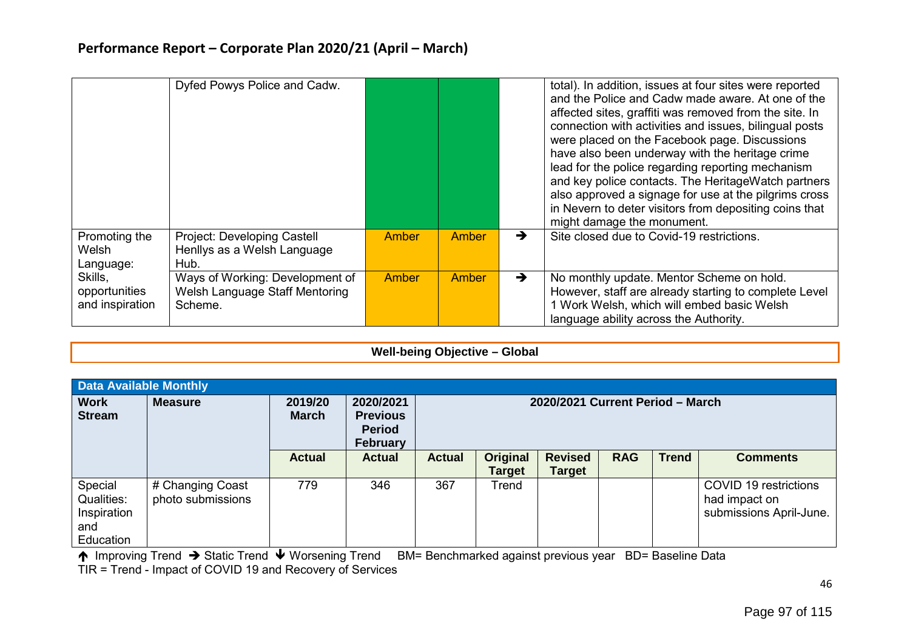## Performance Report – Corporate Plan 2020/21 (April – March)

| | | | | | |
|---|---|---|---|---|---|
| | Dyfed Powys Police and Cadw. | | | | total). In addition, issues at four sites were reported and the Police and Cadw made aware. At one of the affected sites, graffiti was removed from the site. In connection with activities and issues, bilingual posts were placed on the Facebook page. Discussions have also been underway with the heritage crime lead for the police regarding reporting mechanism and key police contacts. The HeritageWatch partners also approved a signage for use at the pilgrims cross in Nevern to deter visitors from depositing coins that might damage the monument. |
| Promoting the Welsh Language: Skills, opportunities and inspiration | Project: Developing Castell Henllys as a Welsh Language Hub. | Amber | Amber | ➔ | Site closed due to Covid-19 restrictions. |
| | Ways of Working: Development of Welsh Language Staff Mentoring Scheme. | Amber | Amber | ➔ | No monthly update. Mentor Scheme on hold. However, staff are already starting to complete Level 1 Work Welsh, which will embed basic Welsh language ability across the Authority. |

**Well-being Objective – Global**

**Data Available Monthly**

| Work Stream | Measure | 2019/20 March | 2020/2021 Previous Period February | 2020/2021 Current Period – March | | | | | |
|---|---|---|---|---|---|---|---|---|---|
| | | Actual | Actual | Actual | Original Target | Revised Target | RAG | Trend | Comments |
| Special Qualities: Inspiration and Education | # Changing Coast photo submissions | 779 | 346 | 367 | Trend | | | | COVID 19 restrictions had impact on submissions April-June. |

↑ Improving Trend ➔ Static Trend ↓ Worsening Trend BM= Benchmarked against previous year BD= Baseline Data
TIR = Trend - Impact of COVID 19 and Recovery of Services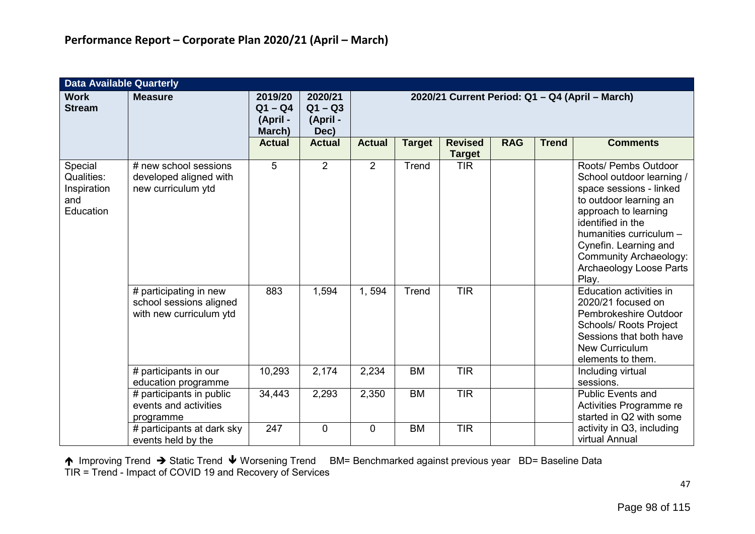## Performance Report – Corporate Plan 2020/21 (April – March)

| Data Available Quarterly | | | | | | | | | |
|---|---|---|---|---|---|---|---|---|---|
| **Work Stream** | **Measure** | **2019/20 Q1 – Q4 (April - March)** | **2020/21 Q1 – Q3 (April - Dec)** | **2020/21 Current Period: Q1 – Q4 (April – March)** | | | | | |
| | | **Actual** | **Actual** | **Actual** | **Target** | **Revised Target** | **RAG** | **Trend** | **Comments** |
| Special Qualities: Inspiration and Education | # new school sessions developed aligned with new curriculum ytd | 5 | 2 | 2 | Trend | TIR | | | Roots/ Pembs Outdoor School outdoor learning / space sessions - linked to outdoor learning an approach to learning identified in the humanities curriculum – Cynefin. Learning and Community Archaeology: Archaeology Loose Parts Play. |
| | # participating in new school sessions aligned with new curriculum ytd | 883 | 1,594 | 1, 594 | Trend | TIR | | | Education activities in 2020/21 focused on Pembrokeshire Outdoor Schools/ Roots Project Sessions that both have New Curriculum elements to them. |
| | # participants in our education programme | 10,293 | 2,174 | 2,234 | BM | TIR | | | Including virtual sessions. |
| | # participants in public events and activities programme | 34,443 | 2,293 | 2,350 | BM | TIR | | | Public Events and Activities Programme re started in Q2 with some activity in Q3, including virtual Annual |
| | # participants at dark sky events held by the | 247 | 0 | 0 | BM | TIR | | | |

↑ Improving Trend → Static Trend ↓ Worsening Trend BM= Benchmarked against previous year BD= Baseline Data
TIR = Trend - Impact of COVID 19 and Recovery of Services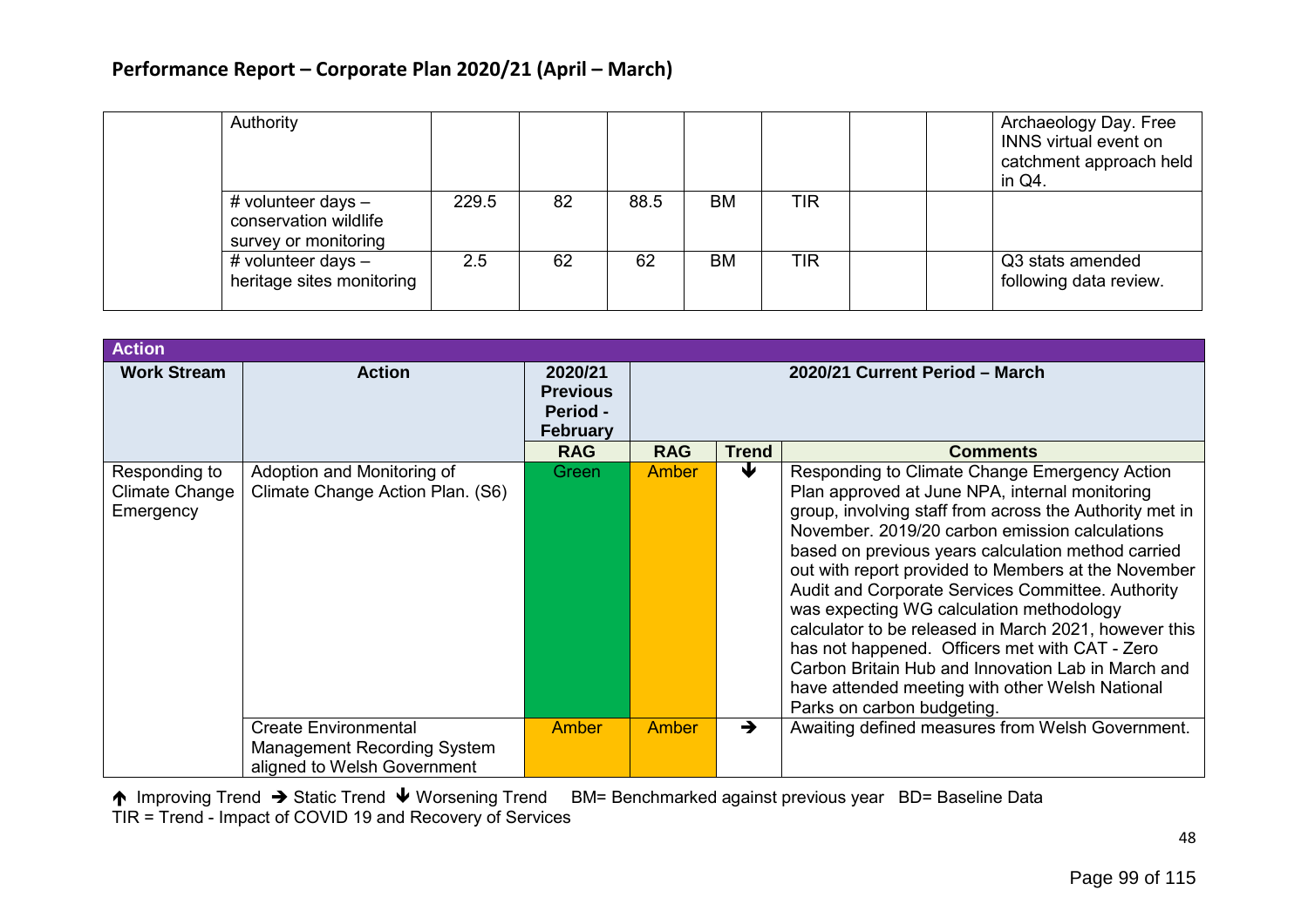## Performance Report – Corporate Plan 2020/21 (April – March)

| | | | | | | | | | |
|---|---|---|---|---|---|---|---|---|---|
| | Authority | | | | | | | | Archaeology Day. Free INNS virtual event on catchment approach held in Q4. |
| | # volunteer days – conservation wildlife survey or monitoring | 229.5 | 82 | 88.5 | BM | TIR | | | |
| | # volunteer days – heritage sites monitoring | 2.5 | 62 | 62 | BM | TIR | | | Q3 stats amended following data review. |

| Action | | | | | |
|---|---|---|---|---|---|
| **Work Stream** | **Action** | **2020/21 Previous Period - February** | **2020/21 Current Period – March** | | |
| | | **RAG** | **RAG** | **Trend** | **Comments** |
| Responding to Climate Change Emergency | Adoption and Monitoring of Climate Change Action Plan. (S6) | Green | Amber | ↓ | Responding to Climate Change Emergency Action Plan approved at June NPA, internal monitoring group, involving staff from across the Authority met in November. 2019/20 carbon emission calculations based on previous years calculation method carried out with report provided to Members at the November Audit and Corporate Services Committee. Authority was expecting WG calculation methodology calculator to be released in March 2021, however this has not happened. Officers met with CAT - Zero Carbon Britain Hub and Innovation Lab in March and have attended meeting with other Welsh National Parks on carbon budgeting. |
| | Create Environmental Management Recording System aligned to Welsh Government | Amber | Amber | → | Awaiting defined measures from Welsh Government. |

↑ Improving Trend → Static Trend ↓ Worsening Trend BM= Benchmarked against previous year BD= Baseline Data
TIR = Trend - Impact of COVID 19 and Recovery of Services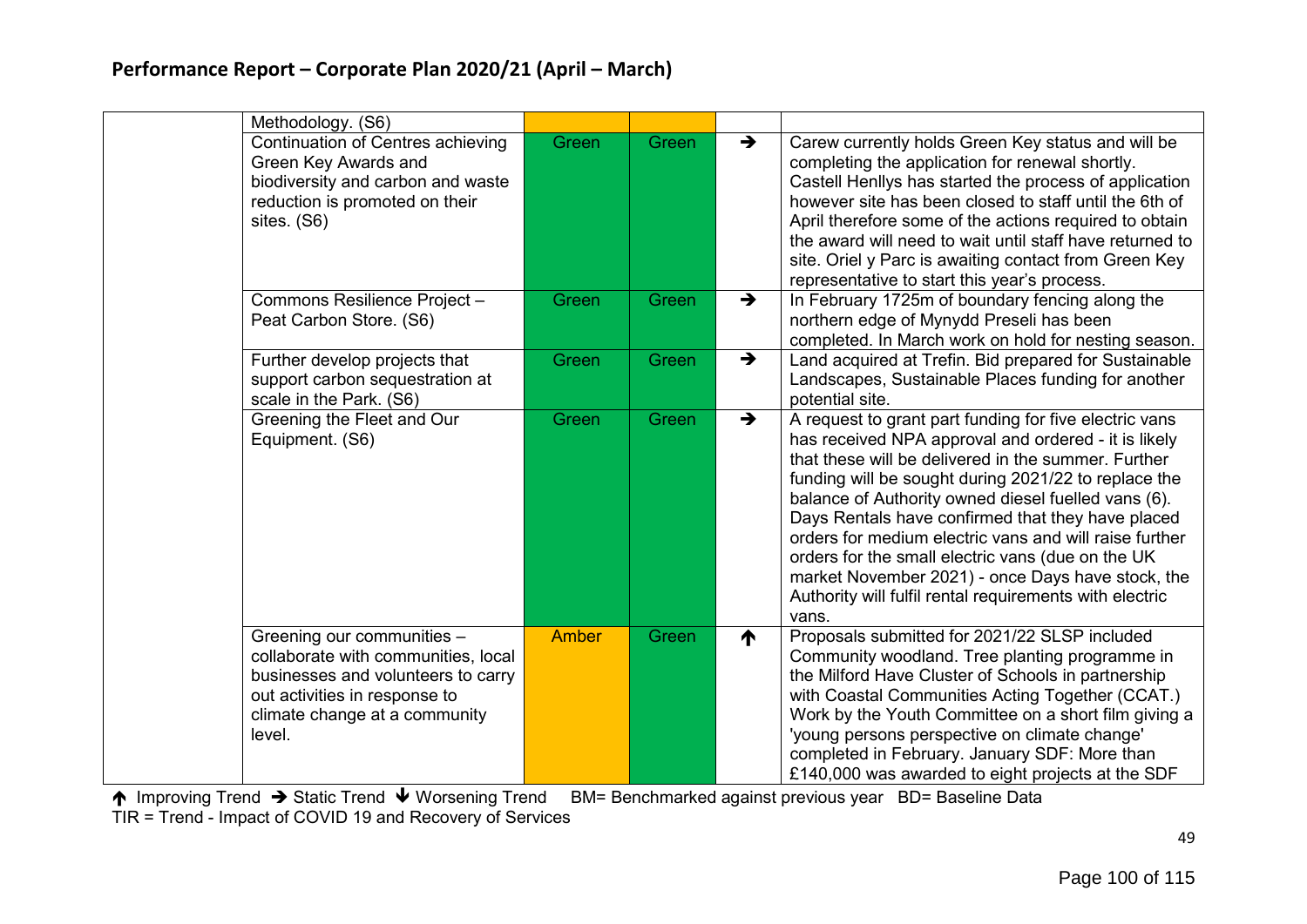## Performance Report – Corporate Plan 2020/21 (April – March)

| | | | | | |
|---|---|---|---|---|---|
| | Methodology. (S6) | | | | |
| | Continuation of Centres achieving Green Key Awards and biodiversity and carbon and waste reduction is promoted on their sites. (S6) | Green | Green | ➔ | Carew currently holds Green Key status and will be completing the application for renewal shortly. Castell Henllys has started the process of application however site has been closed to staff until the 6th of April therefore some of the actions required to obtain the award will need to wait until staff have returned to site. Oriel y Parc is awaiting contact from Green Key representative to start this year's process. |
| | Commons Resilience Project – Peat Carbon Store. (S6) | Green | Green | ➔ | In February 1725m of boundary fencing along the northern edge of Mynydd Preseli has been completed. In March work on hold for nesting season. |
| | Further develop projects that support carbon sequestration at scale in the Park. (S6) | Green | Green | ➔ | Land acquired at Trefin. Bid prepared for Sustainable Landscapes, Sustainable Places funding for another potential site. |
| | Greening the Fleet and Our Equipment. (S6) | Green | Green | ➔ | A request to grant part funding for five electric vans has received NPA approval and ordered - it is likely that these will be delivered in the summer. Further funding will be sought during 2021/22 to replace the balance of Authority owned diesel fuelled vans (6). Days Rentals have confirmed that they have placed orders for medium electric vans and will raise further orders for the small electric vans (due on the UK market November 2021) - once Days have stock, the Authority will fulfil rental requirements with electric vans. |
| | Greening our communities – collaborate with communities, local businesses and volunteers to carry out activities in response to climate change at a community level. | Amber | Green | 🡅 | Proposals submitted for 2021/22 SLSP included Community woodland. Tree planting programme in the Milford Have Cluster of Schools in partnership with Coastal Communities Acting Together (CCAT.) Work by the Youth Committee on a short film giving a 'young persons perspective on climate change' completed in February. January SDF: More than £140,000 was awarded to eight projects at the SDF |

🡅 Improving Trend ➔ Static Trend 🡇 Worsening Trend BM= Benchmarked against previous year BD= Baseline Data
TIR = Trend - Impact of COVID 19 and Recovery of Services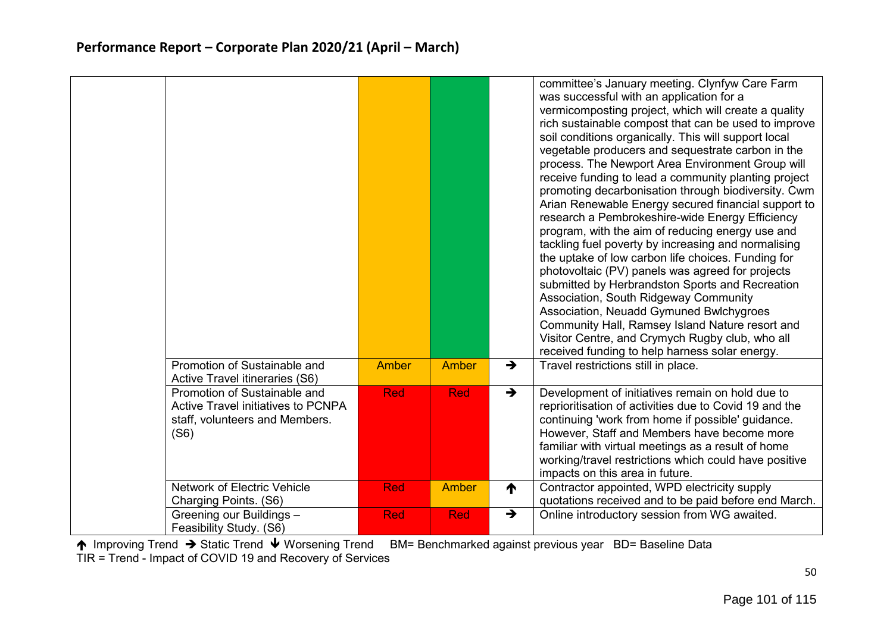## Performance Report – Corporate Plan 2020/21 (April – March)

| | | | | | |
|---|---|---|---|---|---|
| | | | | | committee's January meeting. Clynfyw Care Farm was successful with an application for a vermicomposting project, which will create a quality rich sustainable compost that can be used to improve soil conditions organically. This will support local vegetable producers and sequestrate carbon in the process. The Newport Area Environment Group will receive funding to lead a community planting project promoting decarbonisation through biodiversity. Cwm Arian Renewable Energy secured financial support to research a Pembrokeshire-wide Energy Efficiency program, with the aim of reducing energy use and tackling fuel poverty by increasing and normalising the uptake of low carbon life choices. Funding for photovoltaic (PV) panels was agreed for projects submitted by Herbrandston Sports and Recreation Association, South Ridgeway Community Association, Neuadd Gymuned Bwlchygroes Community Hall, Ramsey Island Nature resort and Visitor Centre, and Crymych Rugby club, who all received funding to help harness solar energy. |
| | Promotion of Sustainable and Active Travel itineraries (S6) | Amber | Amber | ➔ | Travel restrictions still in place. |
| | Promotion of Sustainable and Active Travel initiatives to PCNPA staff, volunteers and Members. (S6) | Red | Red | ➔ | Development of initiatives remain on hold due to reprioritisation of activities due to Covid 19 and the continuing 'work from home if possible' guidance. However, Staff and Members have become more familiar with virtual meetings as a result of home working/travel restrictions which could have positive impacts on this area in future. |
| | Network of Electric Vehicle Charging Points. (S6) | Red | Amber | ↑ | Contractor appointed, WPD electricity supply quotations received and to be paid before end March. |
| | Greening our Buildings – Feasibility Study. (S6) | Red | Red | ➔ | Online introductory session from WG awaited. |

↑ Improving Trend ➔ Static Trend ↓ Worsening Trend BM= Benchmarked against previous year BD= Baseline Data
TIR = Trend - Impact of COVID 19 and Recovery of Services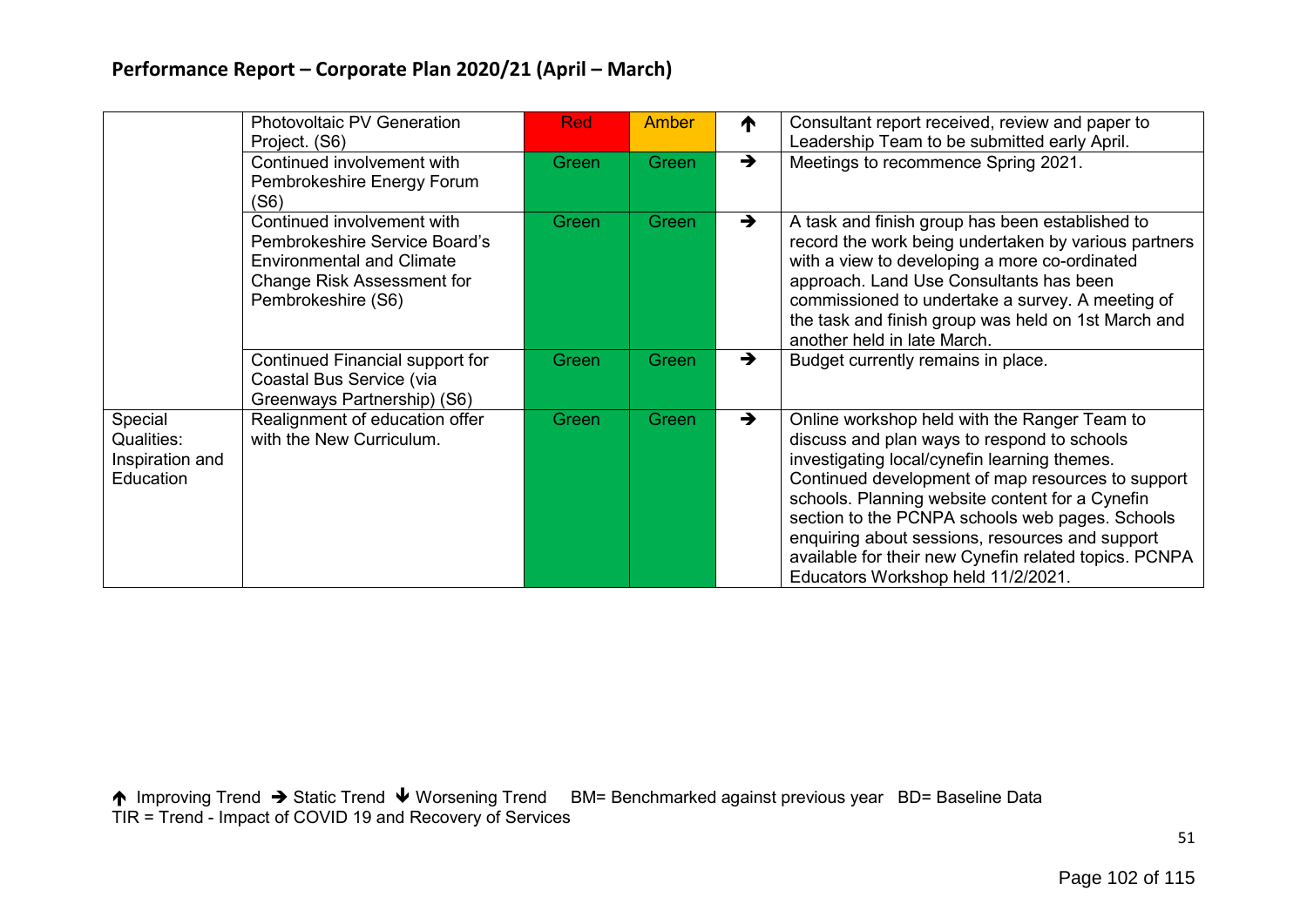## Performance Report – Corporate Plan 2020/21 (April – March)

| | | | | | |
|---|---|---|---|---|---|
| | Photovoltaic PV Generation Project. (S6) | Red | Amber | ↑ | Consultant report received, review and paper to Leadership Team to be submitted early April. |
| | Continued involvement with Pembrokeshire Energy Forum (S6) | Green | Green | → | Meetings to recommence Spring 2021. |
| | Continued involvement with Pembrokeshire Service Board's Environmental and Climate Change Risk Assessment for Pembrokeshire (S6) | Green | Green | → | A task and finish group has been established to record the work being undertaken by various partners with a view to developing a more co-ordinated approach. Land Use Consultants has been commissioned to undertake a survey. A meeting of the task and finish group was held on 1st March and another held in late March. |
| | Continued Financial support for Coastal Bus Service (via Greenways Partnership) (S6) | Green | Green | → | Budget currently remains in place. |
| Special Qualities: Inspiration and Education | Realignment of education offer with the New Curriculum. | Green | Green | → | Online workshop held with the Ranger Team to discuss and plan ways to respond to schools investigating local/cynefin learning themes. Continued development of map resources to support schools. Planning website content for a Cynefin section to the PCNPA schools web pages. Schools enquiring about sessions, resources and support available for their new Cynefin related topics. PCNPA Educators Workshop held 11/2/2021. |

↑ Improving Trend → Static Trend ↓ Worsening Trend BM= Benchmarked against previous year BD= Baseline Data
TIR = Trend - Impact of COVID 19 and Recovery of Services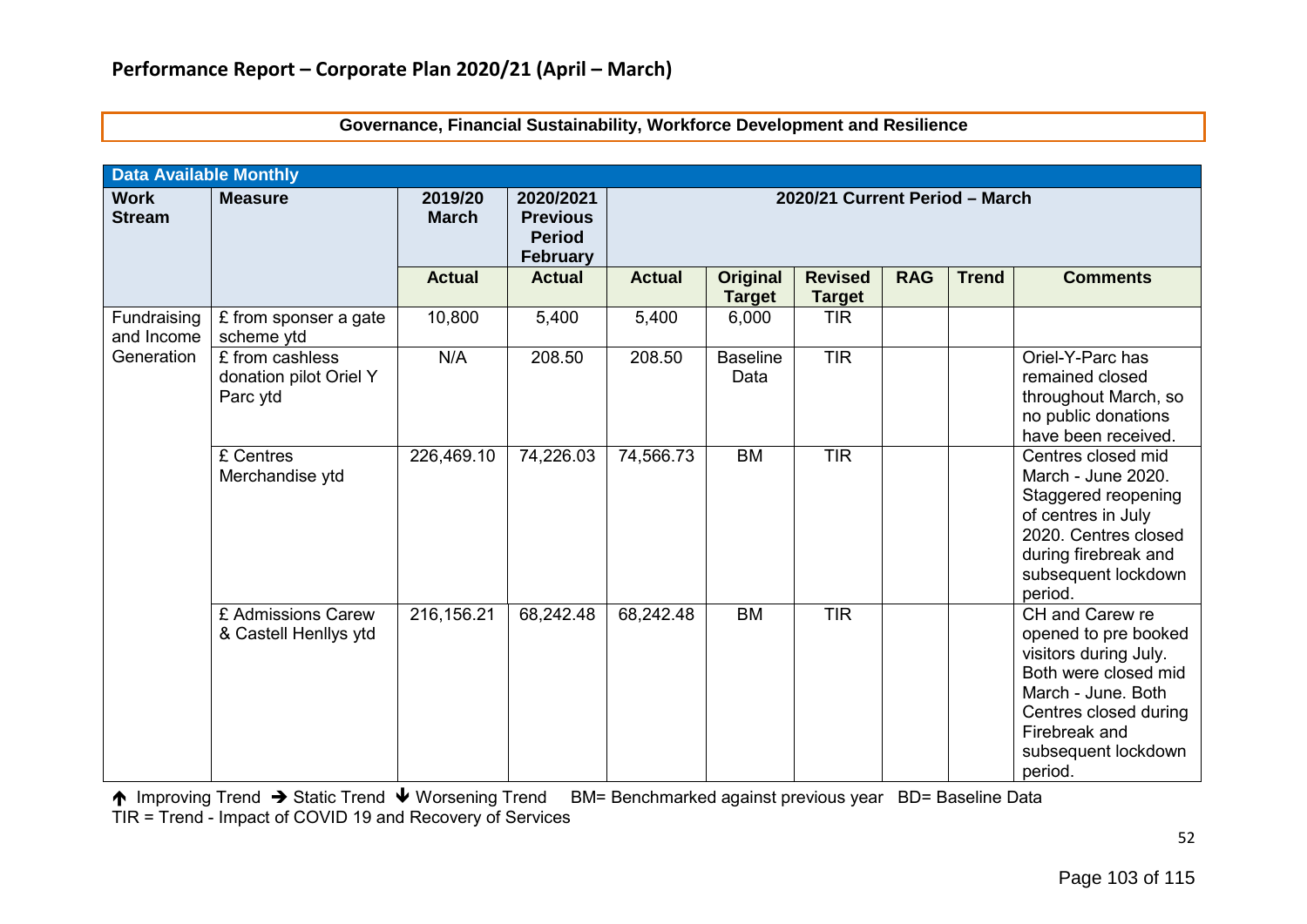## Performance Report – Corporate Plan 2020/21 (April – March)

**Governance, Financial Sustainability, Workforce Development and Resilience**

| Data Available Monthly | | | | | | | | | |
|---|---|---|---|---|---|---|---|---|---|
| **Work Stream** | **Measure** | **2019/20 March** | **2020/2021 Previous Period February** | **2020/21 Current Period – March** | | | | | |
| | | **Actual** | **Actual** | **Actual** | **Original Target** | **Revised Target** | **RAG** | **Trend** | **Comments** |
| Fundraising and Income Generation | £ from sponser a gate scheme ytd | 10,800 | 5,400 | 5,400 | 6,000 | TIR | | | |
| | £ from cashless donation pilot Oriel Y Parc ytd | N/A | 208.50 | 208.50 | Baseline Data | TIR | | | Oriel-Y-Parc has remained closed throughout March, so no public donations have been received. |
| | £ Centres Merchandise ytd | 226,469.10 | 74,226.03 | 74,566.73 | BM | TIR | | | Centres closed mid March - June 2020. Staggered reopening of centres in July 2020. Centres closed during firebreak and subsequent lockdown period. |
| | £ Admissions Carew & Castell Henllys ytd | 216,156.21 | 68,242.48 | 68,242.48 | BM | TIR | | | CH and Carew re opened to pre booked visitors during July. Both were closed mid March - June. Both Centres closed during Firebreak and subsequent lockdown period. |

↑ Improving Trend → Static Trend ↓ Worsening Trend BM= Benchmarked against previous year BD= Baseline Data
TIR = Trend - Impact of COVID 19 and Recovery of Services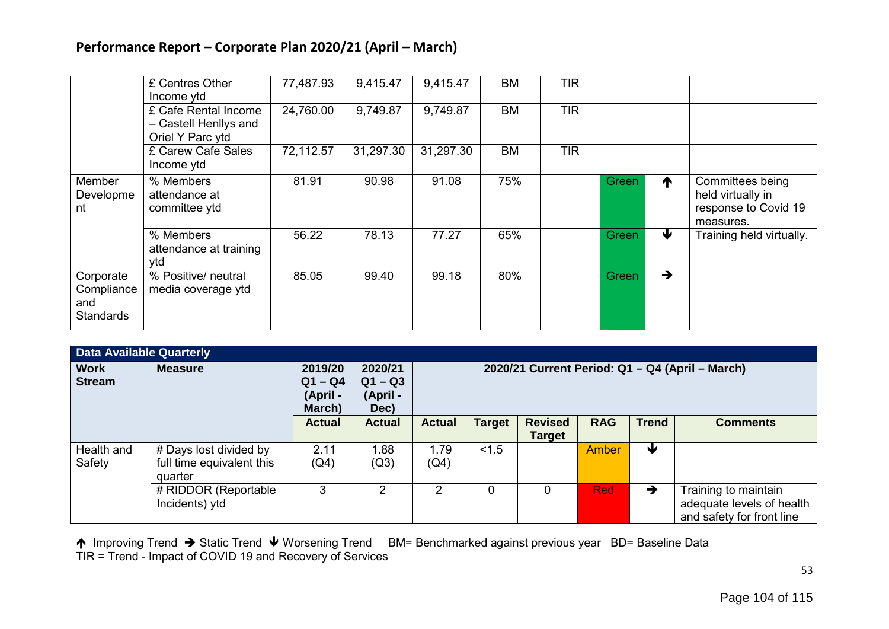## Performance Report – Corporate Plan 2020/21 (April – March)

| | | | | | | | | | |
|---|---|---|---|---|---|---|---|---|---|
| | £ Centres Other Income ytd | 77,487.93 | 9,415.47 | 9,415.47 | BM | TIR | | | |
| | £ Cafe Rental Income – Castell Henllys and Oriel Y Parc ytd | 24,760.00 | 9,749.87 | 9,749.87 | BM | TIR | | | |
| | £ Carew Cafe Sales Income ytd | 72,112.57 | 31,297.30 | 31,297.30 | BM | TIR | | | |
| Member Development | % Members attendance at committee ytd | 81.91 | 90.98 | 91.08 | 75% | | Green | ↑ | Committees being held virtually in response to Covid 19 measures. |
| | % Members attendance at training ytd | 56.22 | 78.13 | 77.27 | 65% | | Green | ↓ | Training held virtually. |
| Corporate Compliance and Standards | % Positive/ neutral media coverage ytd | 85.05 | 99.40 | 99.18 | 80% | | Green | → | |

| Data Available Quarterly | | | | | | | | | |
|---|---|---|---|---|---|---|---|---|---|
| **Work Stream** | **Measure** | **2019/20 Q1 – Q4 (April - March)** | **2020/21 Q1 – Q3 (April - Dec)** | **2020/21 Current Period: Q1 – Q4 (April – March)** | | | | | |
| | | **Actual** | **Actual** | **Actual** | **Target** | **Revised Target** | **RAG** | **Trend** | **Comments** |
| Health and Safety | # Days lost divided by full time equivalent this quarter | 2.11 (Q4) | 1.88 (Q3) | 1.79 (Q4) | <1.5 | | Amber | ↓ | |
| | # RIDDOR (Reportable Incidents) ytd | 3 | 2 | 2 | 0 | 0 | Red | → | Training to maintain adequate levels of health and safety for front line |

↑ Improving Trend → Static Trend ↓ Worsening Trend BM= Benchmarked against previous year BD= Baseline Data
TIR = Trend - Impact of COVID 19 and Recovery of Services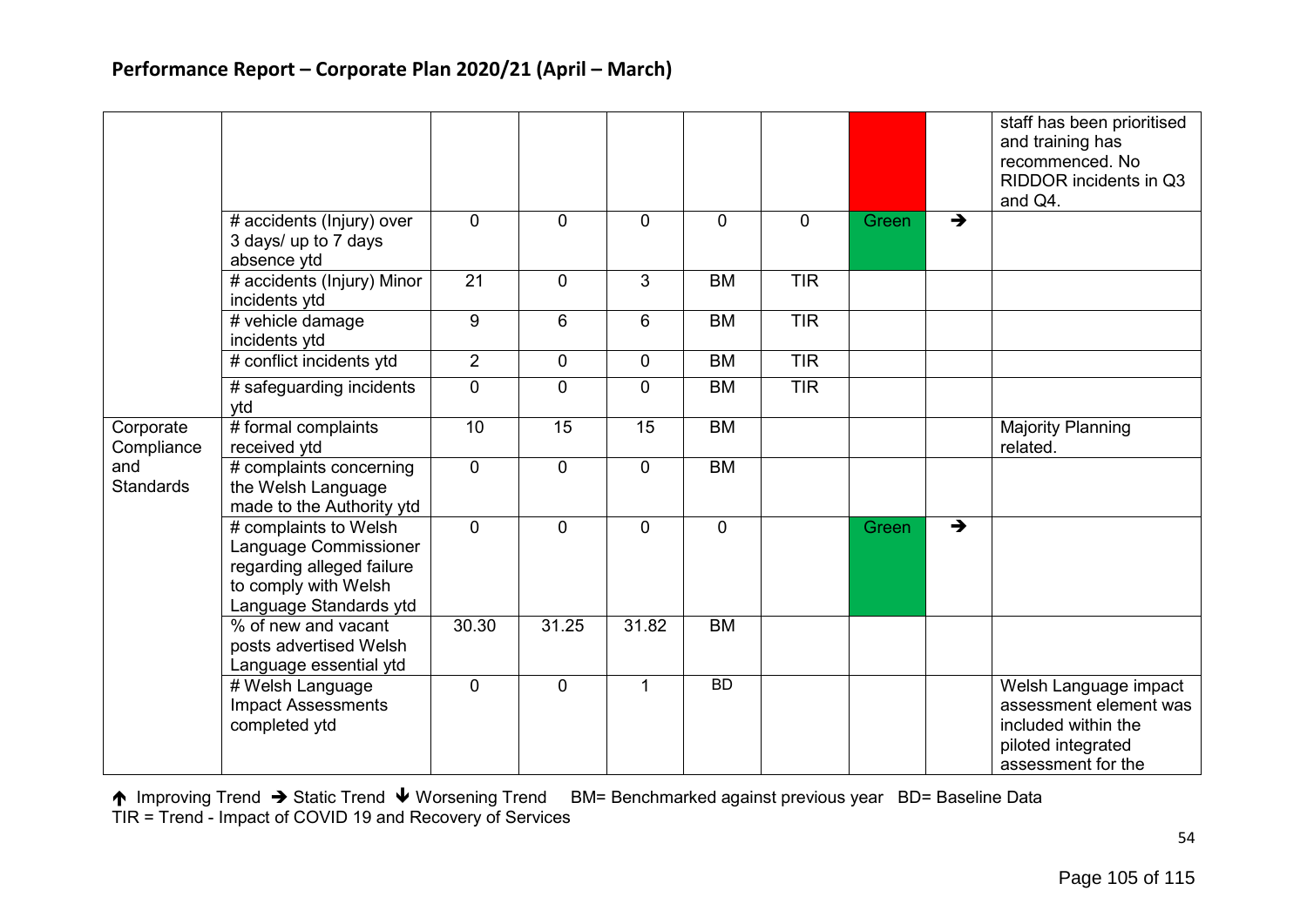## Performance Report – Corporate Plan 2020/21 (April – March)

| | | | | | | | | | |
|---|---|---|---|---|---|---|---|---|---|
| | | | | | | | | | staff has been prioritised and training has recommenced. No RIDDOR incidents in Q3 and Q4. |
| | # accidents (Injury) over 3 days/ up to 7 days absence ytd | 0 | 0 | 0 | 0 | 0 | Green | → | |
| | # accidents (Injury) Minor incidents ytd | 21 | 0 | 3 | BM | TIR | | | |
| | # vehicle damage incidents ytd | 9 | 6 | 6 | BM | TIR | | | |
| | # conflict incidents ytd | 2 | 0 | 0 | BM | TIR | | | |
| | # safeguarding incidents ytd | 0 | 0 | 0 | BM | TIR | | | |
| Corporate Compliance and Standards | # formal complaints received ytd | 10 | 15 | 15 | BM | | | | Majority Planning related. |
| | # complaints concerning the Welsh Language made to the Authority ytd | 0 | 0 | 0 | BM | | | | |
| | # complaints to Welsh Language Commissioner regarding alleged failure to comply with Welsh Language Standards ytd | 0 | 0 | 0 | 0 | | Green | → | |
| | % of new and vacant posts advertised Welsh Language essential ytd | 30.30 | 31.25 | 31.82 | BM | | | | |
| | # Welsh Language Impact Assessments completed ytd | 0 | 0 | 1 | BD | | | | Welsh Language impact assessment element was included within the piloted integrated assessment for the |

↑ Improving Trend → Static Trend ↓ Worsening Trend BM= Benchmarked against previous year BD= Baseline Data
TIR = Trend - Impact of COVID 19 and Recovery of Services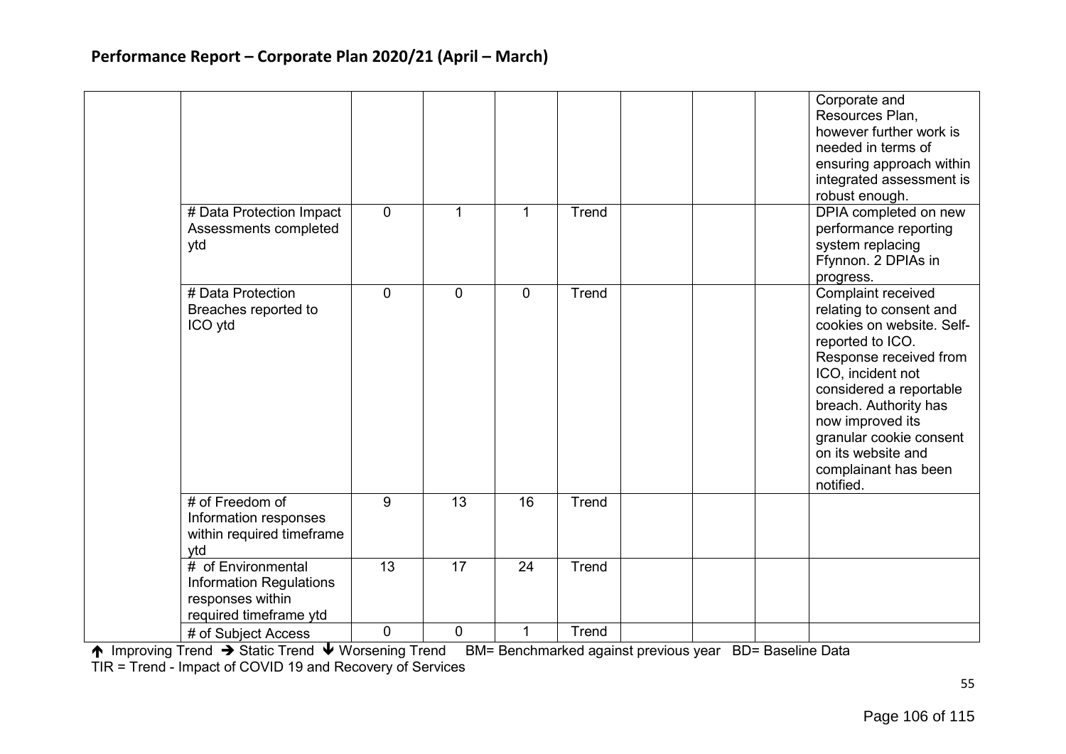## Performance Report – Corporate Plan 2020/21 (April – March)

| | | | | | | | | | |
|---|---|---|---|---|---|---|---|---|---|
| | | | | | | | | | Corporate and Resources Plan, however further work is needed in terms of ensuring approach within integrated assessment is robust enough. |
| | # Data Protection Impact Assessments completed ytd | 0 | 1 | 1 | Trend | | | | DPIA completed on new performance reporting system replacing Ffynnon. 2 DPIAs in progress. |
| | # Data Protection Breaches reported to ICO ytd | 0 | 0 | 0 | Trend | | | | Complaint received relating to consent and cookies on website. Self-reported to ICO. Response received from ICO, incident not considered a reportable breach. Authority has now improved its granular cookie consent on its website and complainant has been notified. |
| | # of Freedom of Information responses within required timeframe ytd | 9 | 13 | 16 | Trend | | | | |
| | # of Environmental Information Regulations responses within required timeframe ytd | 13 | 17 | 24 | Trend | | | | |
| | # of Subject Access | 0 | 0 | 1 | Trend | | | | |

↑ Improving Trend → Static Trend ↓ Worsening Trend BM= Benchmarked against previous year BD= Baseline Data
TIR = Trend - Impact of COVID 19 and Recovery of Services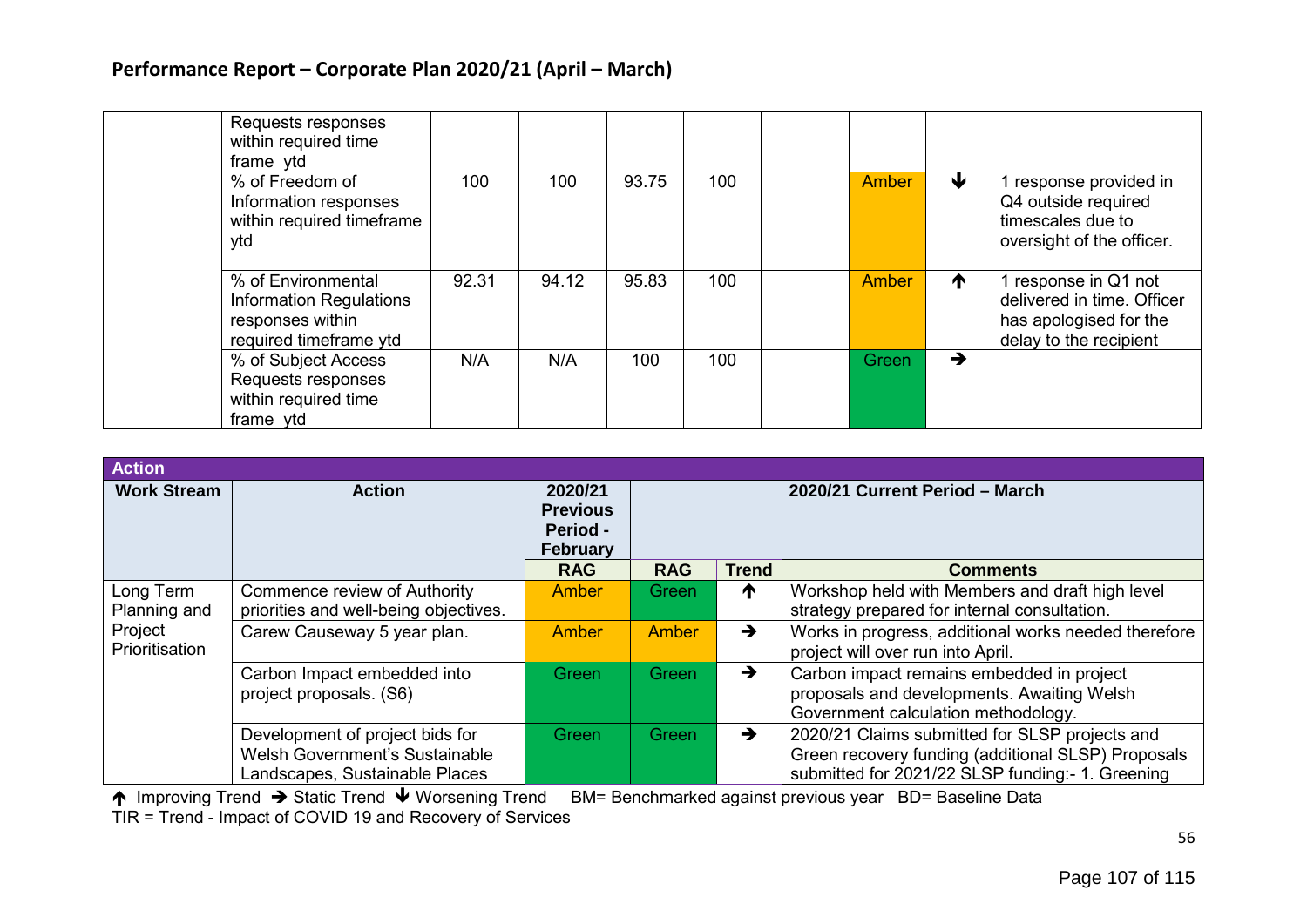## Performance Report – Corporate Plan 2020/21 (April – March)

| | | | | | | | | | |
|---|---|---|---|---|---|---|---|---|---|
| | Requests responses within required time frame ytd | | | | | | | | |
| | % of Freedom of Information responses within required timeframe ytd | 100 | 100 | 93.75 | 100 | | Amber | ↓ | 1 response provided in Q4 outside required timescales due to oversight of the officer. |
| | % of Environmental Information Regulations responses within required timeframe ytd | 92.31 | 94.12 | 95.83 | 100 | | Amber | ↑ | 1 response in Q1 not delivered in time. Officer has apologised for the delay to the recipient |
| | % of Subject Access Requests responses within required time frame ytd | N/A | N/A | 100 | 100 | | Green | → | |

| Action | | | | | |
|---|---|---|---|---|---|
| **Work Stream** | **Action** | **2020/21 Previous Period - February** | **2020/21 Current Period – March** | | |
| | | **RAG** | **RAG** | **Trend** | **Comments** |
| Long Term Planning and Project Prioritisation | Commence review of Authority priorities and well-being objectives. | Amber | Green | ↑ | Workshop held with Members and draft high level strategy prepared for internal consultation. |
| | Carew Causeway 5 year plan. | Amber | Amber | → | Works in progress, additional works needed therefore project will over run into April. |
| | Carbon Impact embedded into project proposals. (S6) | Green | Green | → | Carbon impact remains embedded in project proposals and developments. Awaiting Welsh Government calculation methodology. |
| | Development of project bids for Welsh Government's Sustainable Landscapes, Sustainable Places | Green | Green | → | 2020/21 Claims submitted for SLSP projects and Green recovery funding (additional SLSP) Proposals submitted for 2021/22 SLSP funding:- 1. Greening |

↑ Improving Trend → Static Trend ↓ Worsening Trend BM= Benchmarked against previous year BD= Baseline Data
TIR = Trend - Impact of COVID 19 and Recovery of Services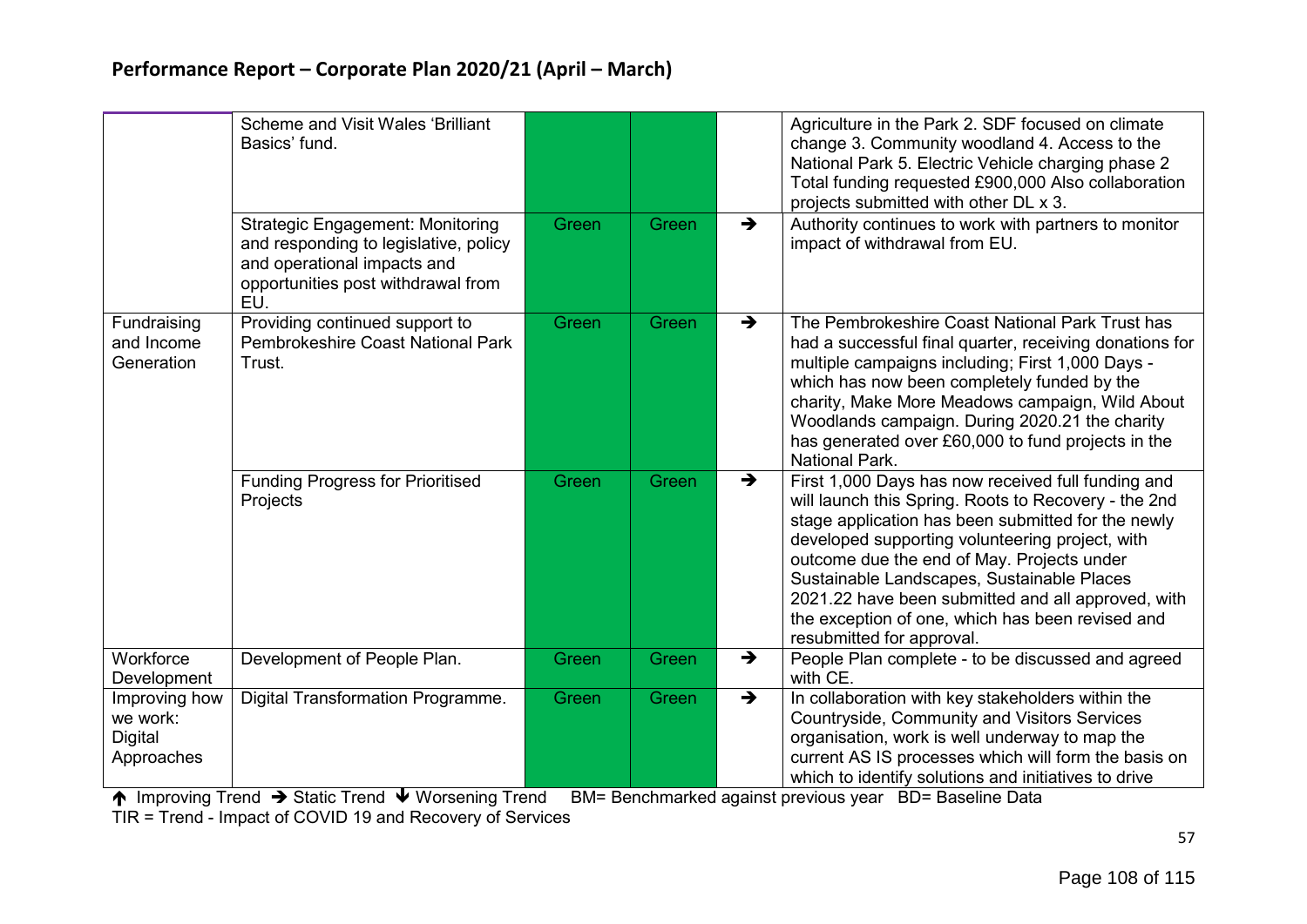## Performance Report – Corporate Plan 2020/21 (April – March)

| | | | | | |
|---|---|---|---|---|---|
| | Scheme and Visit Wales 'Brilliant Basics' fund. | | | | Agriculture in the Park 2. SDF focused on climate change 3. Community woodland 4. Access to the National Park 5. Electric Vehicle charging phase 2 Total funding requested £900,000 Also collaboration projects submitted with other DL x 3. |
| | Strategic Engagement: Monitoring and responding to legislative, policy and operational impacts and opportunities post withdrawal from EU. | Green | Green | → | Authority continues to work with partners to monitor impact of withdrawal from EU. |
| Fundraising and Income Generation | Providing continued support to Pembrokeshire Coast National Park Trust. | Green | Green | → | The Pembrokeshire Coast National Park Trust has had a successful final quarter, receiving donations for multiple campaigns including; First 1,000 Days - which has now been completely funded by the charity, Make More Meadows campaign, Wild About Woodlands campaign. During 2020.21 the charity has generated over £60,000 to fund projects in the National Park. |
| | Funding Progress for Prioritised Projects | Green | Green | → | First 1,000 Days has now received full funding and will launch this Spring. Roots to Recovery - the 2nd stage application has been submitted for the newly developed supporting volunteering project, with outcome due the end of May. Projects under Sustainable Landscapes, Sustainable Places 2021.22 have been submitted and all approved, with the exception of one, which has been revised and resubmitted for approval. |
| Workforce Development | Development of People Plan. | Green | Green | → | People Plan complete - to be discussed and agreed with CE. |
| Improving how we work: Digital Approaches | Digital Transformation Programme. | Green | Green | → | In collaboration with key stakeholders within the Countryside, Community and Visitors Services organisation, work is well underway to map the current AS IS processes which will form the basis on which to identify solutions and initiatives to drive |

↑ Improving Trend → Static Trend ↓ Worsening Trend BM= Benchmarked against previous year BD= Baseline Data
TIR = Trend - Impact of COVID 19 and Recovery of Services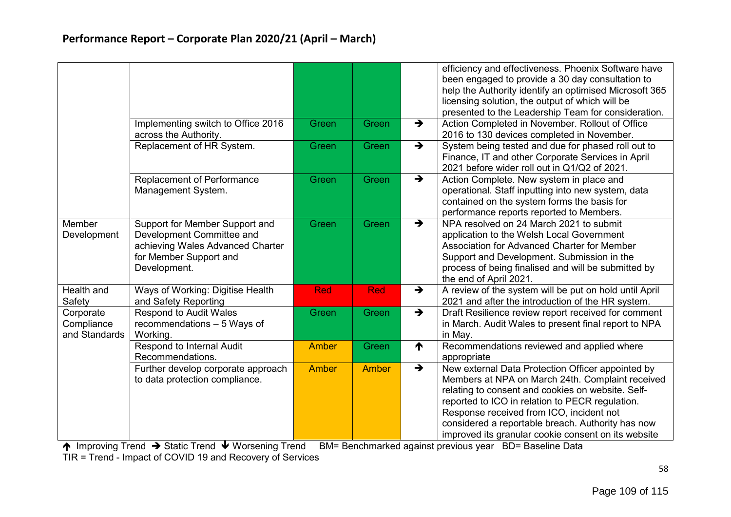## Performance Report – Corporate Plan 2020/21 (April – March)

| | | | | | |
|---|---|---|---|---|---|
| | | Green | Green | | efficiency and effectiveness. Phoenix Software have been engaged to provide a 30 day consultation to help the Authority identify an optimised Microsoft 365 licensing solution, the output of which will be presented to the Leadership Team for consideration. |
| | Implementing switch to Office 2016 across the Authority. | Green | Green | ➔ | Action Completed in November. Rollout of Office 2016 to 130 devices completed in November. |
| | Replacement of HR System. | Green | Green | ➔ | System being tested and due for phased roll out to Finance, IT and other Corporate Services in April 2021 before wider roll out in Q1/Q2 of 2021. |
| | Replacement of Performance Management System. | Green | Green | ➔ | Action Complete. New system in place and operational. Staff inputting into new system, data contained on the system forms the basis for performance reports reported to Members. |
| Member Development | Support for Member Support and Development Committee and achieving Wales Advanced Charter for Member Support and Development. | Green | Green | ➔ | NPA resolved on 24 March 2021 to submit application to the Welsh Local Government Association for Advanced Charter for Member Support and Development. Submission in the process of being finalised and will be submitted by the end of April 2021. |
| Health and Safety | Ways of Working: Digitise Health and Safety Reporting | Red | Red | ➔ | A review of the system will be put on hold until April 2021 and after the introduction of the HR system. |
| Corporate Compliance and Standards | Respond to Audit Wales recommendations – 5 Ways of Working. | Green | Green | ➔ | Draft Resilience review report received for comment in March. Audit Wales to present final report to NPA in May. |
| | Respond to Internal Audit Recommendations. | Amber | Green | ↑ | Recommendations reviewed and applied where appropriate |
| | Further develop corporate approach to data protection compliance. | Amber | Amber | ➔ | New external Data Protection Officer appointed by Members at NPA on March 24th. Complaint received relating to consent and cookies on website. Self-reported to ICO in relation to PECR regulation. Response received from ICO, incident not considered a reportable breach. Authority has now improved its granular cookie consent on its website |

↑ Improving Trend ➔ Static Trend ↓ Worsening Trend BM= Benchmarked against previous year BD= Baseline Data
TIR = Trend - Impact of COVID 19 and Recovery of Services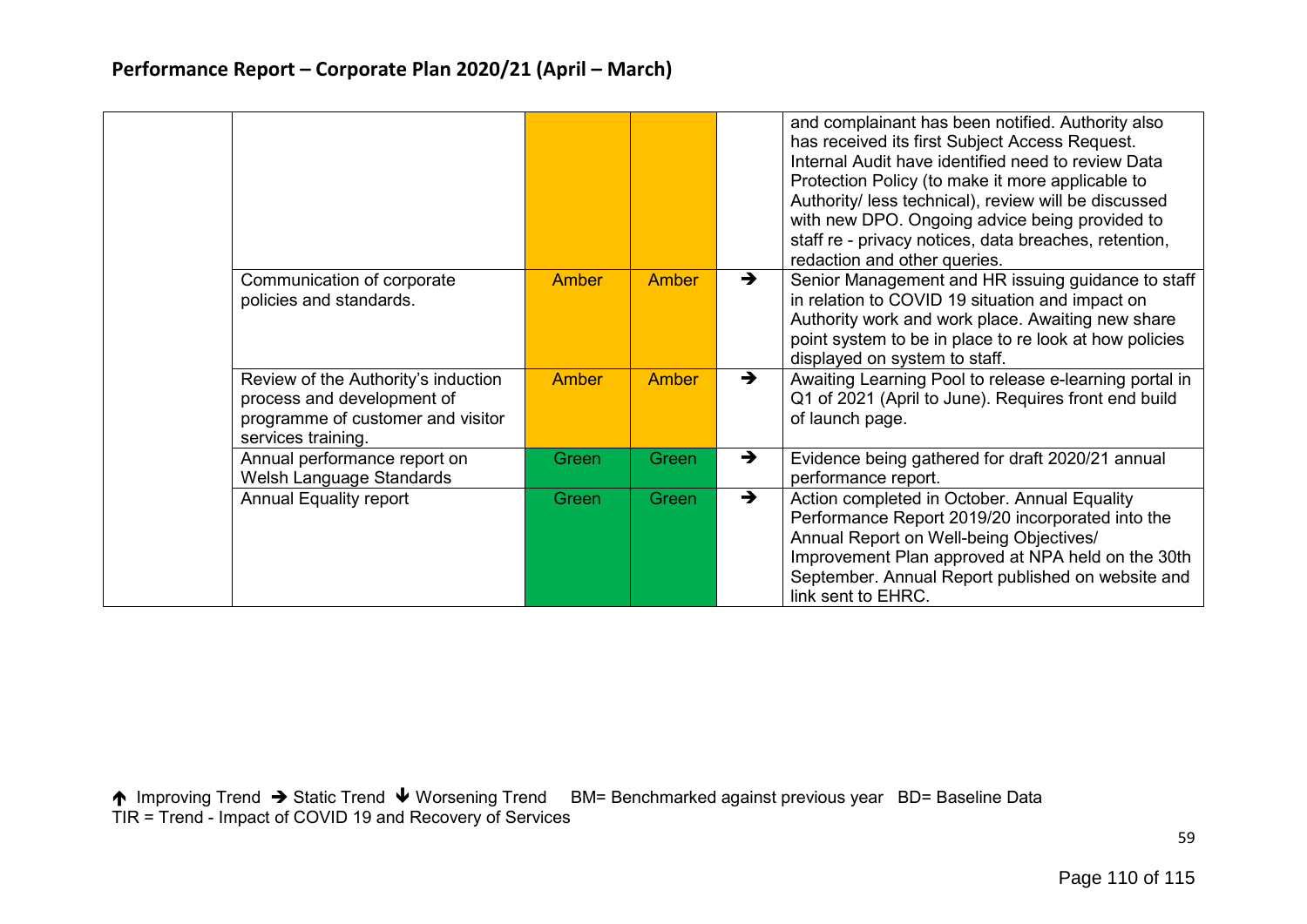## Performance Report – Corporate Plan 2020/21 (April – March)

| | | | | | |
|---|---|---|---|---|---|
| | | | | | and complainant has been notified. Authority also has received its first Subject Access Request. Internal Audit have identified need to review Data Protection Policy (to make it more applicable to Authority/ less technical), review will be discussed with new DPO. Ongoing advice being provided to staff re - privacy notices, data breaches, retention, redaction and other queries. |
| | Communication of corporate policies and standards. | Amber | Amber | → | Senior Management and HR issuing guidance to staff in relation to COVID 19 situation and impact on Authority work and work place. Awaiting new share point system to be in place to re look at how policies displayed on system to staff. |
| | Review of the Authority's induction process and development of programme of customer and visitor services training. | Amber | Amber | → | Awaiting Learning Pool to release e-learning portal in Q1 of 2021 (April to June). Requires front end build of launch page. |
| | Annual performance report on Welsh Language Standards | Green | Green | → | Evidence being gathered for draft 2020/21 annual performance report. |
| | Annual Equality report | Green | Green | → | Action completed in October. Annual Equality Performance Report 2019/20 incorporated into the Annual Report on Well-being Objectives/ Improvement Plan approved at NPA held on the 30th September. Annual Report published on website and link sent to EHRC. |

↑ Improving Trend → Static Trend ↓ Worsening Trend BM= Benchmarked against previous year BD= Baseline Data
TIR = Trend - Impact of COVID 19 and Recovery of Services